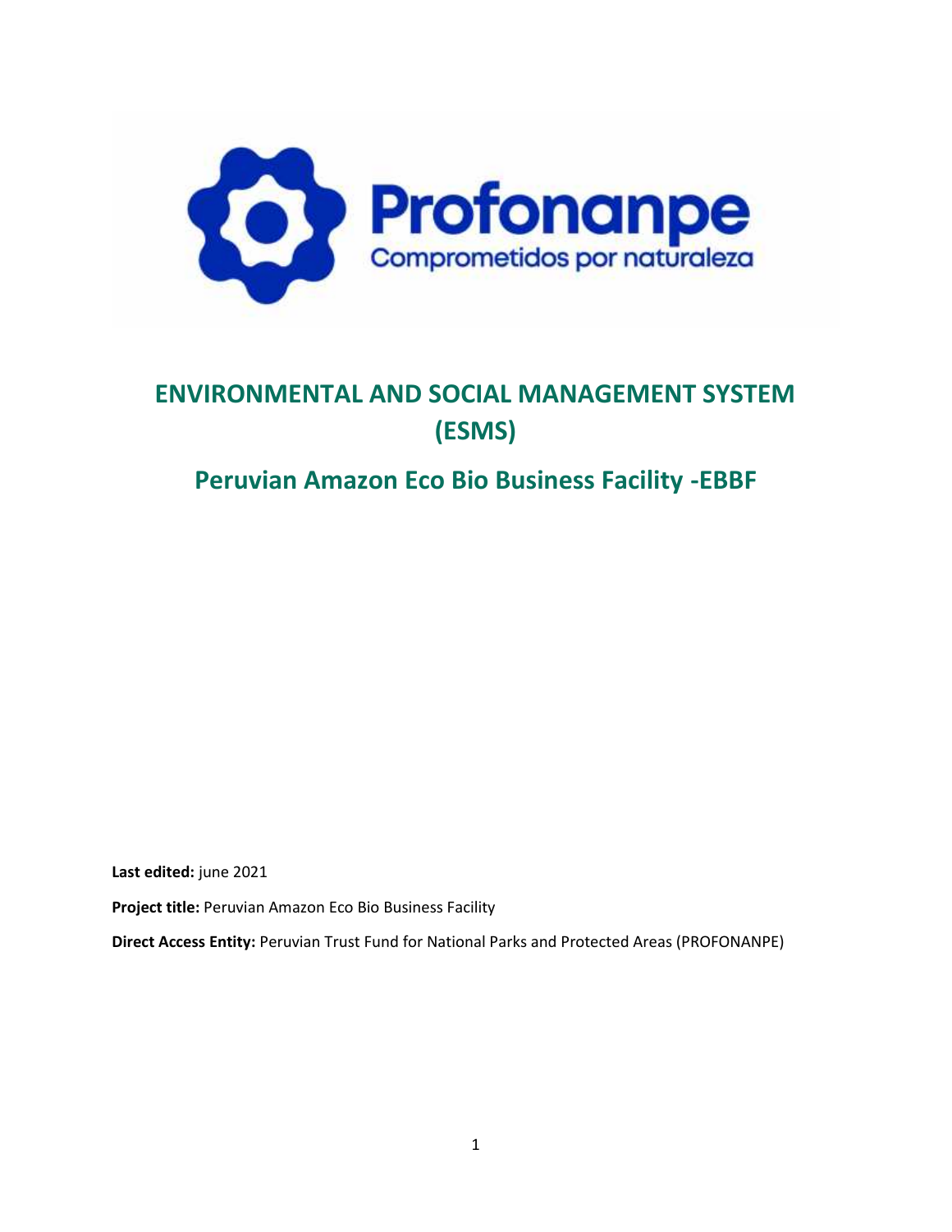Profonanpe

Comprometidos por naturaleza

# ENVIRONMENTAL AND SOCIAL MANAGEMENT SYSTEM (ESMS)

## Peruvian Amazon Eco Bio Business Facility -EBBF

**Last edited:** june 2021

**Project title:** Peruvian Amazon Eco Bio Business Facility

**Direct Access Entity:** Peruvian Trust Fund for National Parks and Protected Areas (PROFONANPE)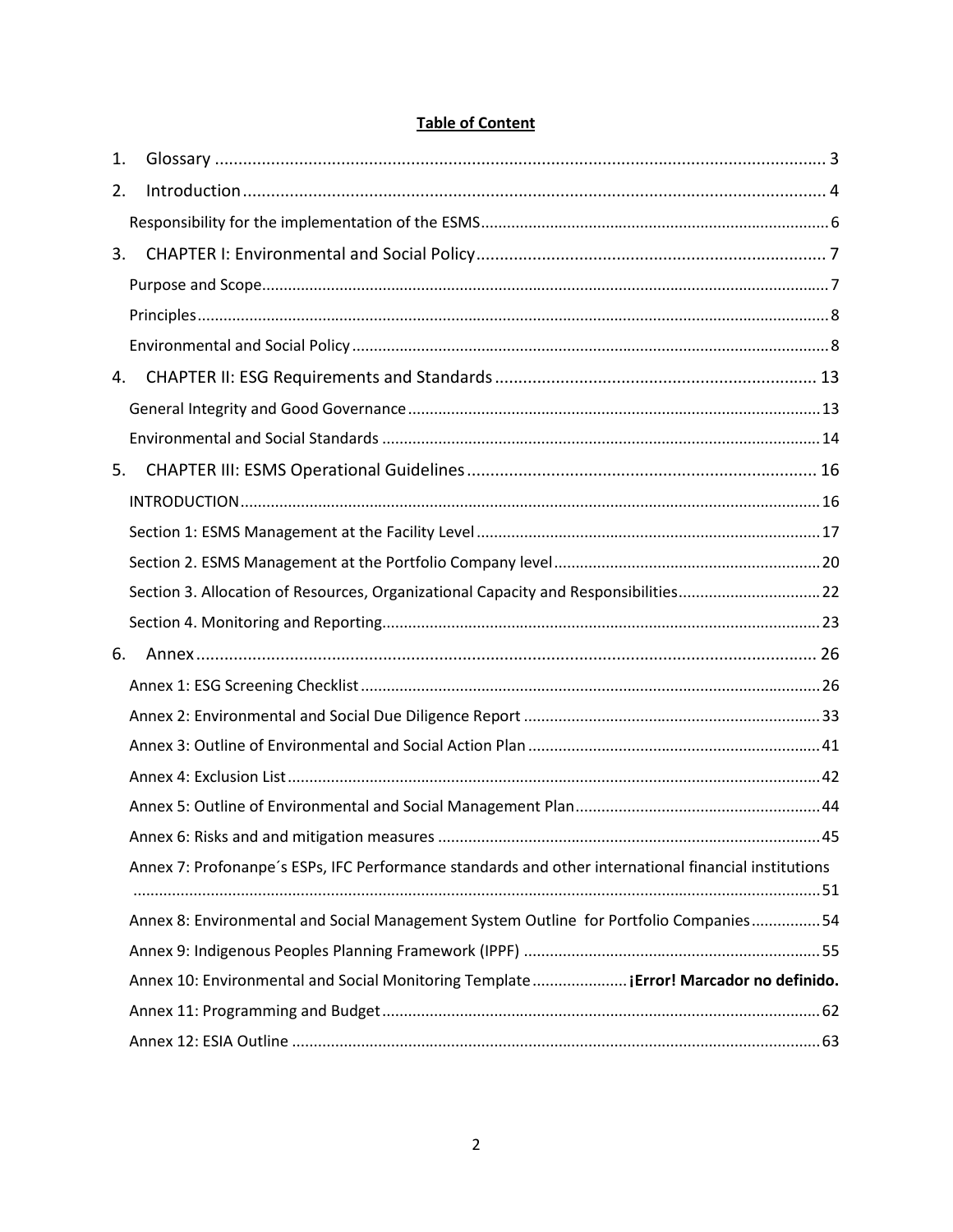# Table of Content

1. Glossary .................................................................................................................................. 3
2. Introduction ............................................................................................................................. 4
   - Responsibility for the implementation of the ESMS ................................................................................ 6
3. CHAPTER I: Environmental and Social Policy ........................................................................... 7
   - Purpose and Scope .................................................................................................................................. 7
   - Principles ................................................................................................................................................ 8
   - Environmental and Social Policy ............................................................................................................. 8
4. CHAPTER II: ESG Requirements and Standards .................................................................... 13
   - General Integrity and Good Governance ............................................................................................... 13
   - Environmental and Social Standards .................................................................................................... 14
5. CHAPTER III: ESMS Operational Guidelines ........................................................................... 16
   - INTRODUCTION ..................................................................................................................................... 16
   - Section 1: ESMS Management at the Facility Level ............................................................................... 17
   - Section 2. ESMS Management at the Portfolio Company level ............................................................. 20
   - Section 3. Allocation of Resources, Organizational Capacity and Responsibilities ................................ 22
   - Section 4. Monitoring and Reporting ..................................................................................................... 23
6. Annex .................................................................................................................................... 26
   - Annex 1: ESG Screening Checklist .......................................................................................................... 26
   - Annex 2: Environmental and Social Due Diligence Report .................................................................... 33
   - Annex 3: Outline of Environmental and Social Action Plan ................................................................... 41
   - Annex 4: Exclusion List ........................................................................................................................... 42
   - Annex 5: Outline of Environmental and Social Management Plan ........................................................ 44
   - Annex 6: Risks and and mitigation measures ........................................................................................ 45
   - Annex 7: Profonanpe´s ESPs, IFC Performance standards and other international financial institutions ........................................................................................................................................... 51
   - Annex 8: Environmental and Social Management System Outline for Portfolio Companies ................ 54
   - Annex 9: Indigenous Peoples Planning Framework (IPPF) ..................................................................... 55
   - Annex 10: Environmental and Social Monitoring Template ...................... **¡Error! Marcador no definido.**
   - Annex 11: Programming and Budget ..................................................................................................... 62
   - Annex 12: ESIA Outline .......................................................................................................................... 63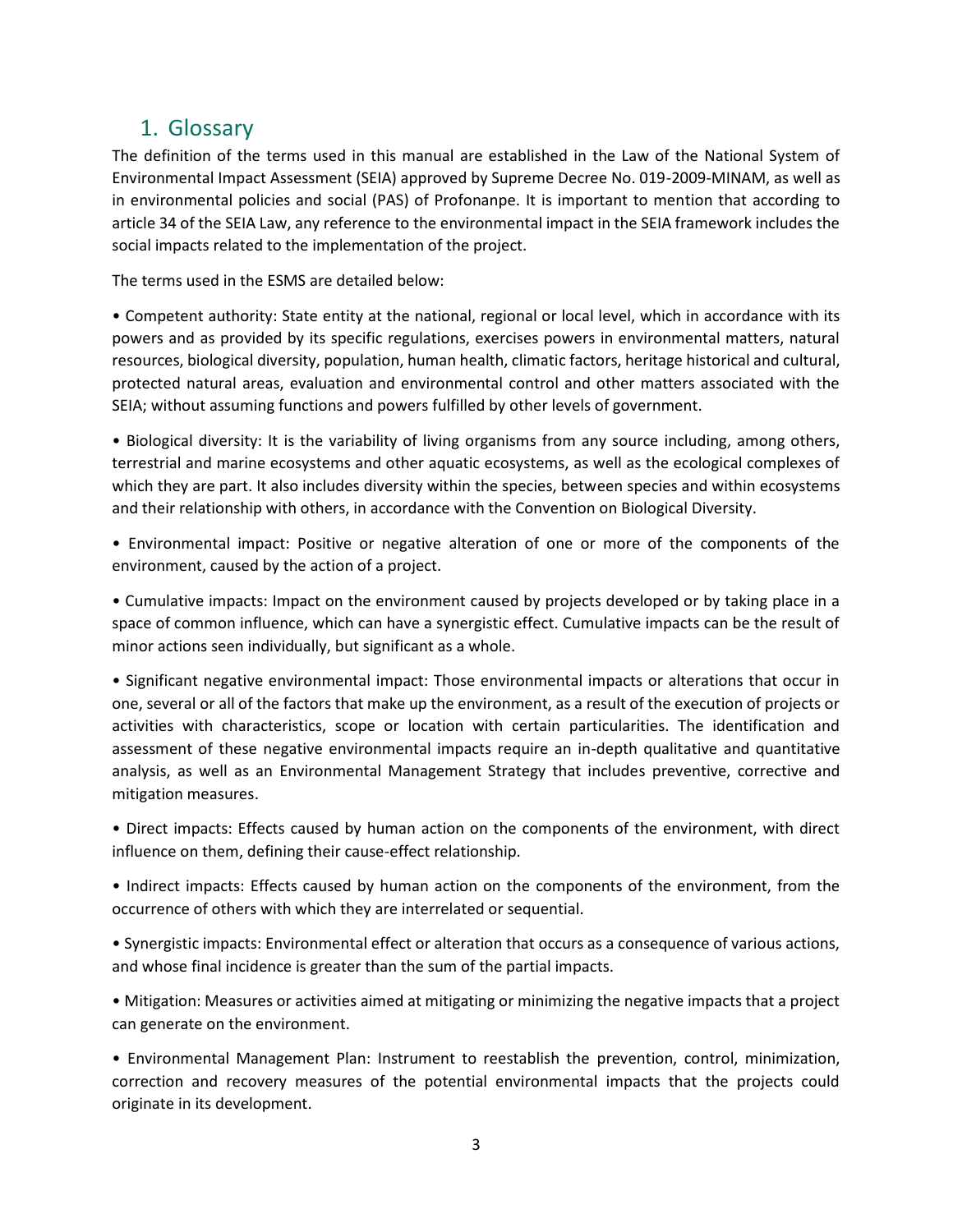## 1. Glossary

The definition of the terms used in this manual are established in the Law of the National System of Environmental Impact Assessment (SEIA) approved by Supreme Decree No. 019-2009-MINAM, as well as in environmental policies and social (PAS) of Profonanpe. It is important to mention that according to article 34 of the SEIA Law, any reference to the environmental impact in the SEIA framework includes the social impacts related to the implementation of the project.

The terms used in the ESMS are detailed below:

• Competent authority: State entity at the national, regional or local level, which in accordance with its powers and as provided by its specific regulations, exercises powers in environmental matters, natural resources, biological diversity, population, human health, climatic factors, heritage historical and cultural, protected natural areas, evaluation and environmental control and other matters associated with the SEIA; without assuming functions and powers fulfilled by other levels of government.

• Biological diversity: It is the variability of living organisms from any source including, among others, terrestrial and marine ecosystems and other aquatic ecosystems, as well as the ecological complexes of which they are part. It also includes diversity within the species, between species and within ecosystems and their relationship with others, in accordance with the Convention on Biological Diversity.

• Environmental impact: Positive or negative alteration of one or more of the components of the environment, caused by the action of a project.

• Cumulative impacts: Impact on the environment caused by projects developed or by taking place in a space of common influence, which can have a synergistic effect. Cumulative impacts can be the result of minor actions seen individually, but significant as a whole.

• Significant negative environmental impact: Those environmental impacts or alterations that occur in one, several or all of the factors that make up the environment, as a result of the execution of projects or activities with characteristics, scope or location with certain particularities. The identification and assessment of these negative environmental impacts require an in-depth qualitative and quantitative analysis, as well as an Environmental Management Strategy that includes preventive, corrective and mitigation measures.

• Direct impacts: Effects caused by human action on the components of the environment, with direct influence on them, defining their cause-effect relationship.

• Indirect impacts: Effects caused by human action on the components of the environment, from the occurrence of others with which they are interrelated or sequential.

• Synergistic impacts: Environmental effect or alteration that occurs as a consequence of various actions, and whose final incidence is greater than the sum of the partial impacts.

• Mitigation: Measures or activities aimed at mitigating or minimizing the negative impacts that a project can generate on the environment.

• Environmental Management Plan: Instrument to reestablish the prevention, control, minimization, correction and recovery measures of the potential environmental impacts that the projects could originate in its development.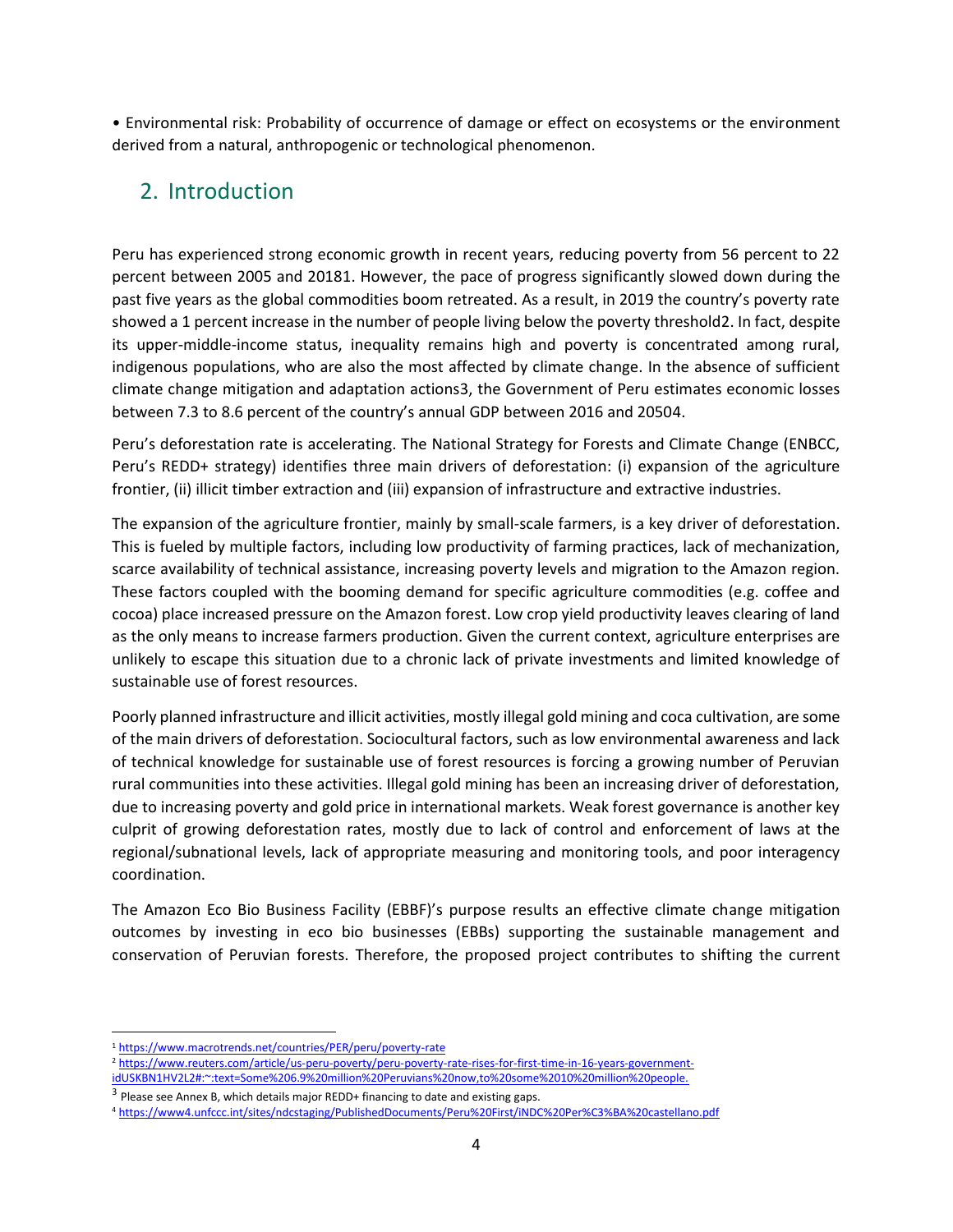• Environmental risk: Probability of occurrence of damage or effect on ecosystems or the environment derived from a natural, anthropogenic or technological phenomenon.

## 2. Introduction

Peru has experienced strong economic growth in recent years, reducing poverty from 56 percent to 22 percent between 2005 and 2018[1]. However, the pace of progress significantly slowed down during the past five years as the global commodities boom retreated. As a result, in 2019 the country's poverty rate showed a 1 percent increase in the number of people living below the poverty threshold[2]. In fact, despite its upper-middle-income status, inequality remains high and poverty is concentrated among rural, indigenous populations, who are also the most affected by climate change. In the absence of sufficient climate change mitigation and adaptation actions[3], the Government of Peru estimates economic losses between 7.3 to 8.6 percent of the country's annual GDP between 2016 and 2050[4].

Peru's deforestation rate is accelerating. The National Strategy for Forests and Climate Change (ENBCC, Peru's REDD+ strategy) identifies three main drivers of deforestation: (i) expansion of the agriculture frontier, (ii) illicit timber extraction and (iii) expansion of infrastructure and extractive industries.

The expansion of the agriculture frontier, mainly by small-scale farmers, is a key driver of deforestation. This is fueled by multiple factors, including low productivity of farming practices, lack of mechanization, scarce availability of technical assistance, increasing poverty levels and migration to the Amazon region. These factors coupled with the booming demand for specific agriculture commodities (e.g. coffee and cocoa) place increased pressure on the Amazon forest. Low crop yield productivity leaves clearing of land as the only means to increase farmers production. Given the current context, agriculture enterprises are unlikely to escape this situation due to a chronic lack of private investments and limited knowledge of sustainable use of forest resources.

Poorly planned infrastructure and illicit activities, mostly illegal gold mining and coca cultivation, are some of the main drivers of deforestation. Sociocultural factors, such as low environmental awareness and lack of technical knowledge for sustainable use of forest resources is forcing a growing number of Peruvian rural communities into these activities. Illegal gold mining has been an increasing driver of deforestation, due to increasing poverty and gold price in international markets. Weak forest governance is another key culprit of growing deforestation rates, mostly due to lack of control and enforcement of laws at the regional/subnational levels, lack of appropriate measuring and monitoring tools, and poor interagency coordination.

The Amazon Eco Bio Business Facility (EBBF)'s purpose results an effective climate change mitigation outcomes by investing in eco bio businesses (EBBs) supporting the sustainable management and conservation of Peruvian forests. Therefore, the proposed project contributes to shifting the current

[1] https://www.macrotrends.net/countries/PER/peru/poverty-rate

[2] https://www.reuters.com/article/us-peru-poverty/peru-poverty-rate-rises-for-first-time-in-16-years-government-idUSKBN1HV2L2#:~:text=Some%206.9%20million%20Peruvians%20now,to%20some%2010%20million%20people.

[3] Please see Annex B, which details major REDD+ financing to date and existing gaps.

[4] https://www4.unfccc.int/sites/ndcstaging/PublishedDocuments/Peru%20First/iNDC%20Per%C3%BA%20castellano.pdf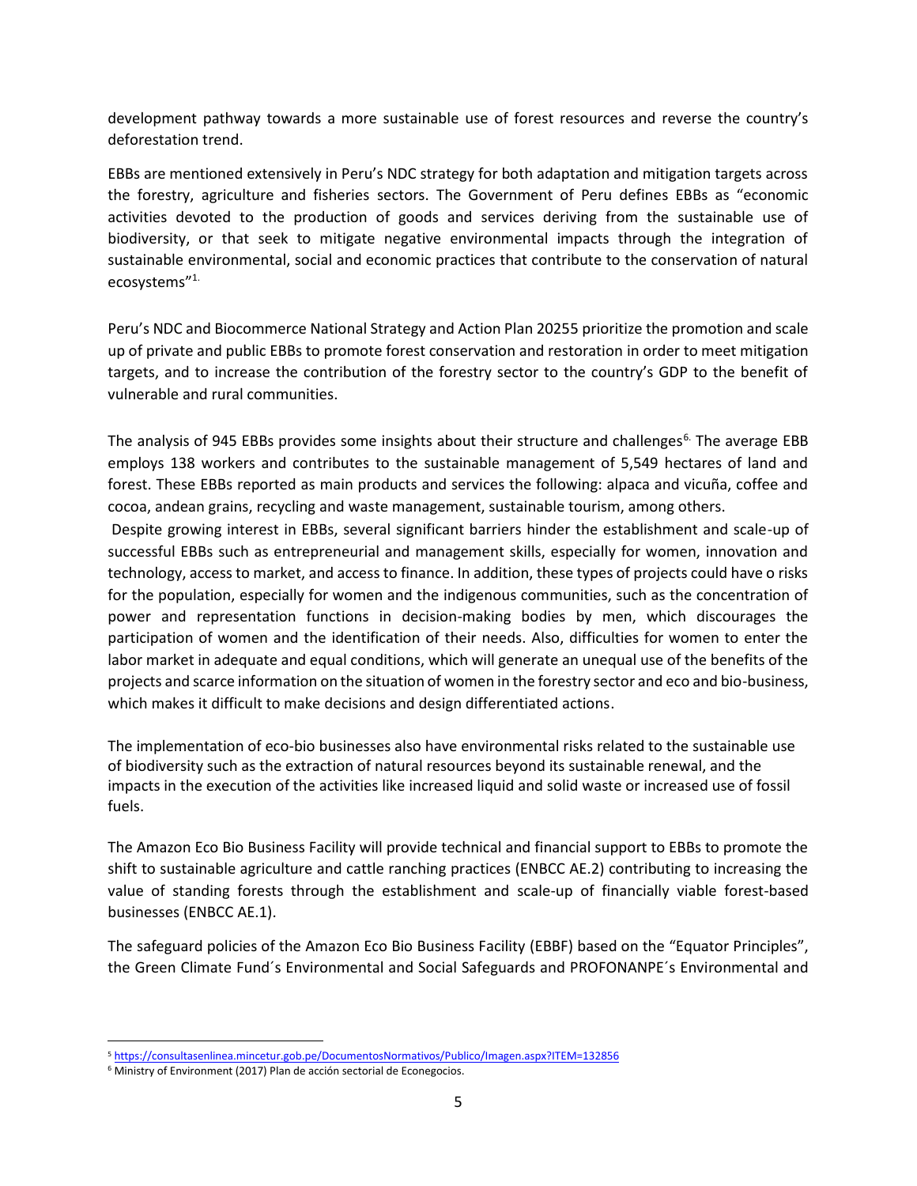development pathway towards a more sustainable use of forest resources and reverse the country's deforestation trend.

EBBs are mentioned extensively in Peru's NDC strategy for both adaptation and mitigation targets across the forestry, agriculture and fisheries sectors. The Government of Peru defines EBBs as "economic activities devoted to the production of goods and services deriving from the sustainable use of biodiversity, or that seek to mitigate negative environmental impacts through the integration of sustainable environmental, social and economic practices that contribute to the conservation of natural ecosystems"[1.]

Peru's NDC and Biocommerce National Strategy and Action Plan 2025[5] prioritize the promotion and scale up of private and public EBBs to promote forest conservation and restoration in order to meet mitigation targets, and to increase the contribution of the forestry sector to the country's GDP to the benefit of vulnerable and rural communities.

The analysis of 945 EBBs provides some insights about their structure and challenges[6.] The average EBB employs 138 workers and contributes to the sustainable management of 5,549 hectares of land and forest. These EBBs reported as main products and services the following: alpaca and vicuña, coffee and cocoa, andean grains, recycling and waste management, sustainable tourism, among others.

Despite growing interest in EBBs, several significant barriers hinder the establishment and scale-up of successful EBBs such as entrepreneurial and management skills, especially for women, innovation and technology, access to market, and access to finance. In addition, these types of projects could have o risks for the population, especially for women and the indigenous communities, such as the concentration of power and representation functions in decision-making bodies by men, which discourages the participation of women and the identification of their needs. Also, difficulties for women to enter the labor market in adequate and equal conditions, which will generate an unequal use of the benefits of the projects and scarce information on the situation of women in the forestry sector and eco and bio-business, which makes it difficult to make decisions and design differentiated actions.

The implementation of eco-bio businesses also have environmental risks related to the sustainable use of biodiversity such as the extraction of natural resources beyond its sustainable renewal, and the impacts in the execution of the activities like increased liquid and solid waste or increased use of fossil fuels.

The Amazon Eco Bio Business Facility will provide technical and financial support to EBBs to promote the shift to sustainable agriculture and cattle ranching practices (ENBCC AE.2) contributing to increasing the value of standing forests through the establishment and scale-up of financially viable forest-based businesses (ENBCC AE.1).

The safeguard policies of the Amazon Eco Bio Business Facility (EBBF) based on the "Equator Principles", the Green Climate Fund´s Environmental and Social Safeguards and PROFONANPE´s Environmental and

---

[5] https://consultasenlinea.mincetur.gob.pe/DocumentosNormativos/Publico/Imagen.aspx?ITEM=132856

[6] Ministry of Environment (2017) Plan de acción sectorial de Econegocios.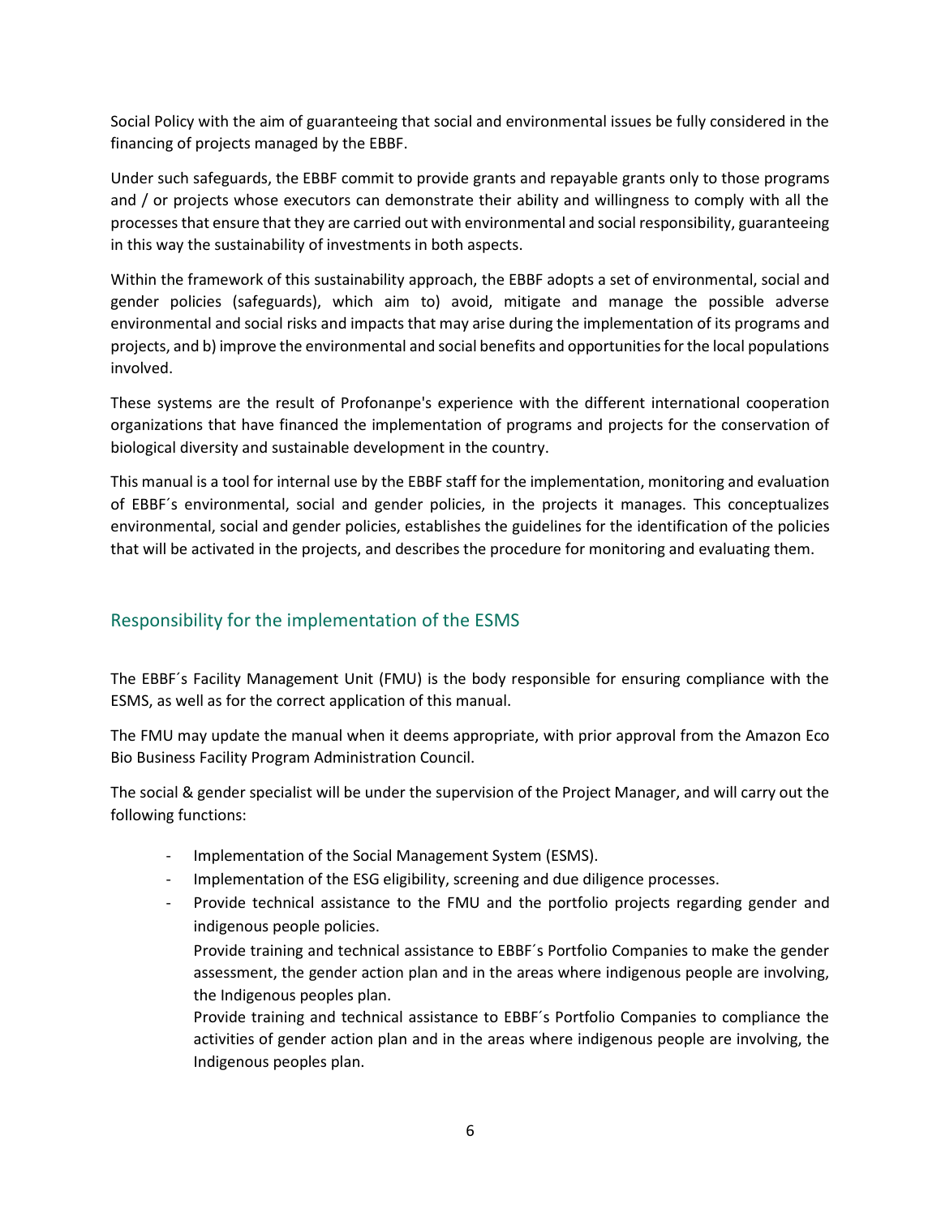Social Policy with the aim of guaranteeing that social and environmental issues be fully considered in the financing of projects managed by the EBBF.

Under such safeguards, the EBBF commit to provide grants and repayable grants only to those programs and / or projects whose executors can demonstrate their ability and willingness to comply with all the processes that ensure that they are carried out with environmental and social responsibility, guaranteeing in this way the sustainability of investments in both aspects.

Within the framework of this sustainability approach, the EBBF adopts a set of environmental, social and gender policies (safeguards), which aim to) avoid, mitigate and manage the possible adverse environmental and social risks and impacts that may arise during the implementation of its programs and projects, and b) improve the environmental and social benefits and opportunities for the local populations involved.

These systems are the result of Profonanpe's experience with the different international cooperation organizations that have financed the implementation of programs and projects for the conservation of biological diversity and sustainable development in the country.

This manual is a tool for internal use by the EBBF staff for the implementation, monitoring and evaluation of EBBF´s environmental, social and gender policies, in the projects it manages. This conceptualizes environmental, social and gender policies, establishes the guidelines for the identification of the policies that will be activated in the projects, and describes the procedure for monitoring and evaluating them.

## Responsibility for the implementation of the ESMS

The EBBF´s Facility Management Unit (FMU) is the body responsible for ensuring compliance with the ESMS, as well as for the correct application of this manual.

The FMU may update the manual when it deems appropriate, with prior approval from the Amazon Eco Bio Business Facility Program Administration Council.

The social & gender specialist will be under the supervision of the Project Manager, and will carry out the following functions:

- Implementation of the Social Management System (ESMS).
- Implementation of the ESG eligibility, screening and due diligence processes.
- Provide technical assistance to the FMU and the portfolio projects regarding gender and indigenous people policies.

  Provide training and technical assistance to EBBF´s Portfolio Companies to make the gender assessment, the gender action plan and in the areas where indigenous people are involving, the Indigenous peoples plan.

  Provide training and technical assistance to EBBF´s Portfolio Companies to compliance the activities of gender action plan and in the areas where indigenous people are involving, the Indigenous peoples plan.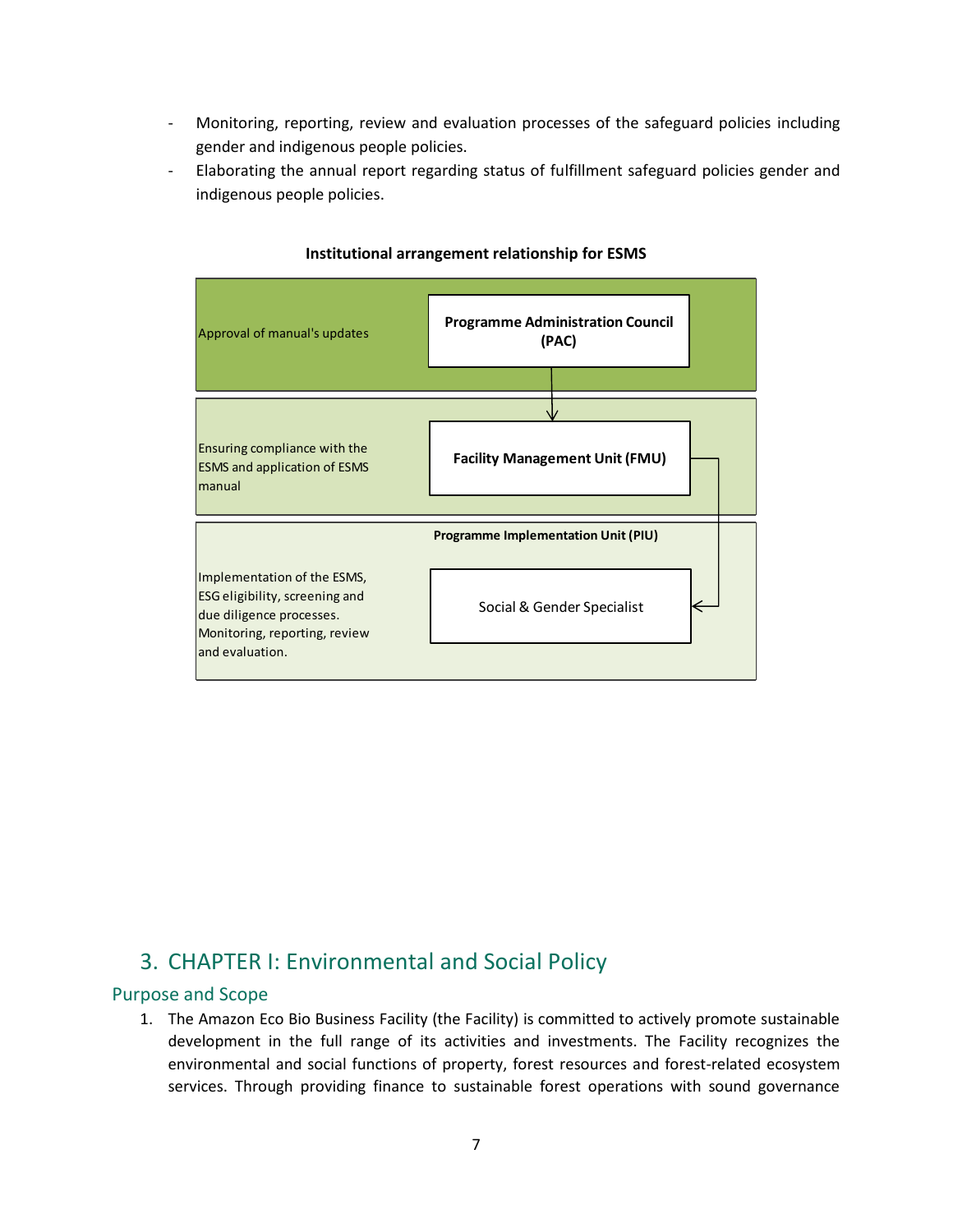- Monitoring, reporting, review and evaluation processes of the safeguard policies including gender and indigenous people policies.
- Elaborating the annual report regarding status of fulfillment safeguard policies gender and indigenous people policies.

**Institutional arrangement relationship for ESMS**

| Role | Body |
| --- | --- |
| Approval of manual's updates | **Programme Administration Council (PAC)** |
| Ensuring compliance with the ESMS and application of ESMS manual | **Facility Management Unit (FMU)** |
| Implementation of the ESMS, ESG eligibility, screening and due diligence processes. Monitoring, reporting, review and evaluation. | **Programme Implementation Unit (PIU)**: Social & Gender Specialist |

# 3. CHAPTER I: Environmental and Social Policy

## Purpose and Scope

1. The Amazon Eco Bio Business Facility (the Facility) is committed to actively promote sustainable development in the full range of its activities and investments. The Facility recognizes the environmental and social functions of property, forest resources and forest-related ecosystem services. Through providing finance to sustainable forest operations with sound governance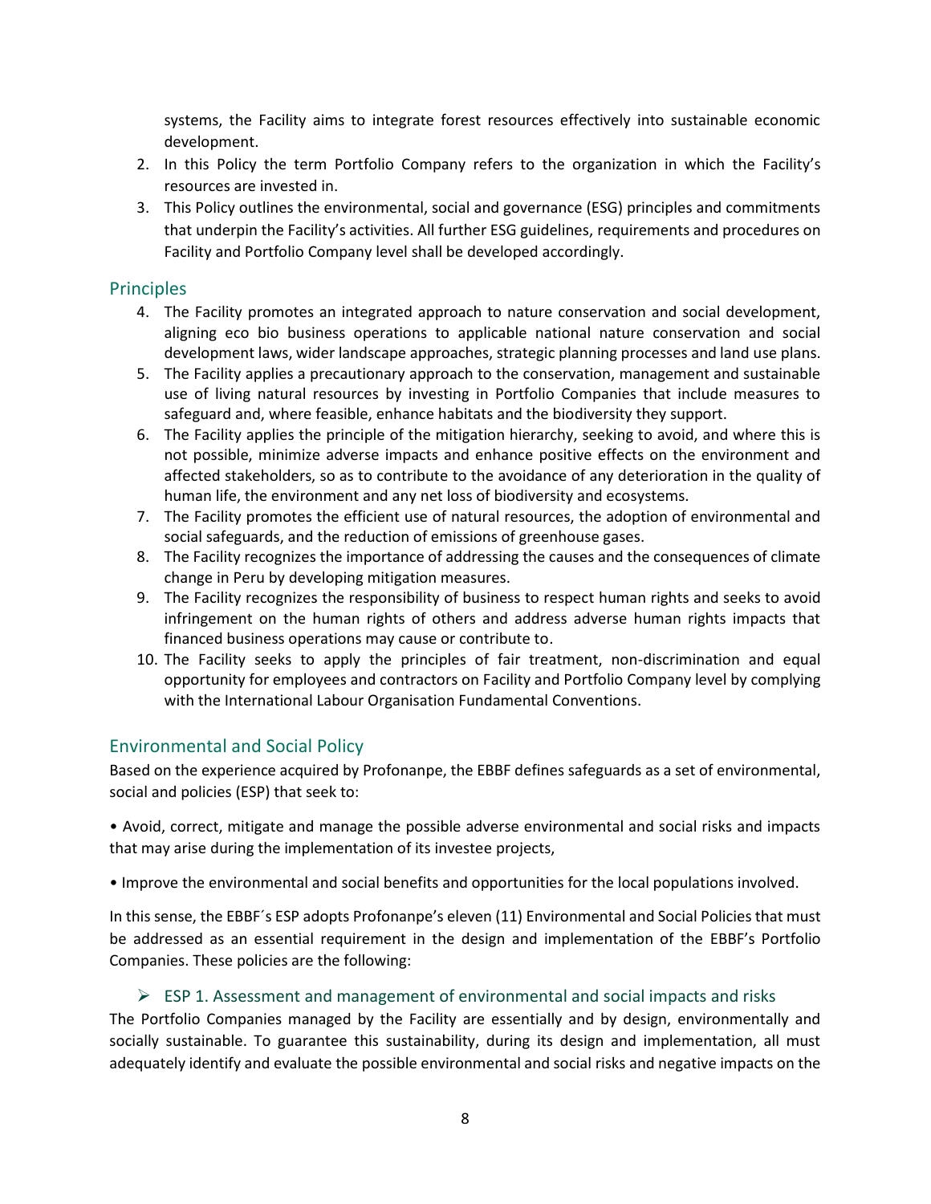systems, the Facility aims to integrate forest resources effectively into sustainable economic development.

2. In this Policy the term Portfolio Company refers to the organization in which the Facility's resources are invested in.
3. This Policy outlines the environmental, social and governance (ESG) principles and commitments that underpin the Facility's activities. All further ESG guidelines, requirements and procedures on Facility and Portfolio Company level shall be developed accordingly.

## Principles

4. The Facility promotes an integrated approach to nature conservation and social development, aligning eco bio business operations to applicable national nature conservation and social development laws, wider landscape approaches, strategic planning processes and land use plans.
5. The Facility applies a precautionary approach to the conservation, management and sustainable use of living natural resources by investing in Portfolio Companies that include measures to safeguard and, where feasible, enhance habitats and the biodiversity they support.
6. The Facility applies the principle of the mitigation hierarchy, seeking to avoid, and where this is not possible, minimize adverse impacts and enhance positive effects on the environment and affected stakeholders, so as to contribute to the avoidance of any deterioration in the quality of human life, the environment and any net loss of biodiversity and ecosystems.
7. The Facility promotes the efficient use of natural resources, the adoption of environmental and social safeguards, and the reduction of emissions of greenhouse gases.
8. The Facility recognizes the importance of addressing the causes and the consequences of climate change in Peru by developing mitigation measures.
9. The Facility recognizes the responsibility of business to respect human rights and seeks to avoid infringement on the human rights of others and address adverse human rights impacts that financed business operations may cause or contribute to.
10. The Facility seeks to apply the principles of fair treatment, non-discrimination and equal opportunity for employees and contractors on Facility and Portfolio Company level by complying with the International Labour Organisation Fundamental Conventions.

## Environmental and Social Policy

Based on the experience acquired by Profonanpe, the EBBF defines safeguards as a set of environmental, social and policies (ESP) that seek to:

• Avoid, correct, mitigate and manage the possible adverse environmental and social risks and impacts that may arise during the implementation of its investee projects,

• Improve the environmental and social benefits and opportunities for the local populations involved.

In this sense, the EBBF´s ESP adopts Profonanpe's eleven (11) Environmental and Social Policies that must be addressed as an essential requirement in the design and implementation of the EBBF's Portfolio Companies. These policies are the following:

### ➢ ESP 1. Assessment and management of environmental and social impacts and risks

The Portfolio Companies managed by the Facility are essentially and by design, environmentally and socially sustainable. To guarantee this sustainability, during its design and implementation, all must adequately identify and evaluate the possible environmental and social risks and negative impacts on the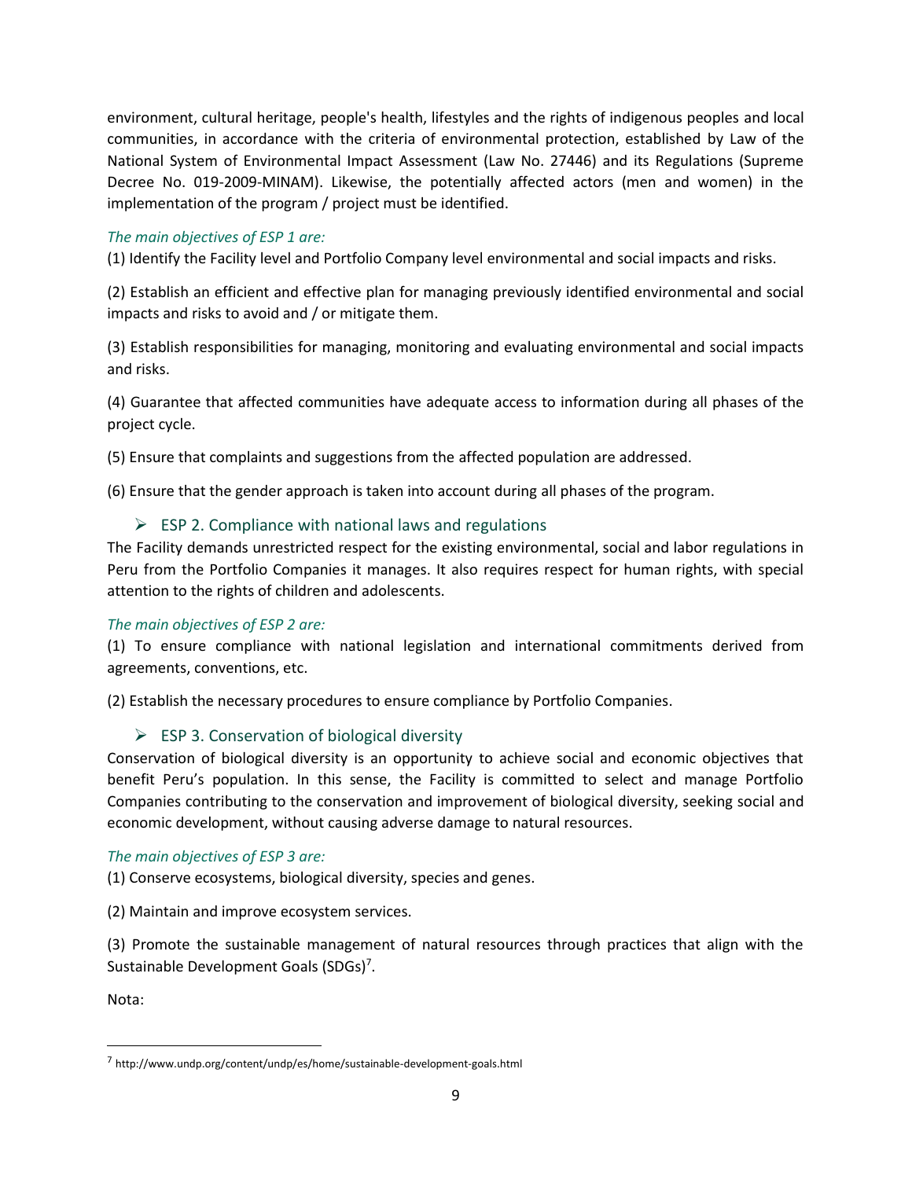environment, cultural heritage, people's health, lifestyles and the rights of indigenous peoples and local communities, in accordance with the criteria of environmental protection, established by Law of the National System of Environmental Impact Assessment (Law No. 27446) and its Regulations (Supreme Decree No. 019-2009-MINAM). Likewise, the potentially affected actors (men and women) in the implementation of the program / project must be identified.

*The main objectives of ESP 1 are:*

(1) Identify the Facility level and Portfolio Company level environmental and social impacts and risks.

(2) Establish an efficient and effective plan for managing previously identified environmental and social impacts and risks to avoid and / or mitigate them.

(3) Establish responsibilities for managing, monitoring and evaluating environmental and social impacts and risks.

(4) Guarantee that affected communities have adequate access to information during all phases of the project cycle.

(5) Ensure that complaints and suggestions from the affected population are addressed.

(6) Ensure that the gender approach is taken into account during all phases of the program.

### ➢ ESP 2. Compliance with national laws and regulations

The Facility demands unrestricted respect for the existing environmental, social and labor regulations in Peru from the Portfolio Companies it manages. It also requires respect for human rights, with special attention to the rights of children and adolescents.

*The main objectives of ESP 2 are:*

(1) To ensure compliance with national legislation and international commitments derived from agreements, conventions, etc.

(2) Establish the necessary procedures to ensure compliance by Portfolio Companies.

### ➢ ESP 3. Conservation of biological diversity

Conservation of biological diversity is an opportunity to achieve social and economic objectives that benefit Peru's population. In this sense, the Facility is committed to select and manage Portfolio Companies contributing to the conservation and improvement of biological diversity, seeking social and economic development, without causing adverse damage to natural resources.

*The main objectives of ESP 3 are:*

(1) Conserve ecosystems, biological diversity, species and genes.

(2) Maintain and improve ecosystem services.

(3) Promote the sustainable management of natural resources through practices that align with the Sustainable Development Goals (SDGs)[7].

Nota:

[7] http://www.undp.org/content/undp/es/home/sustainable-development-goals.html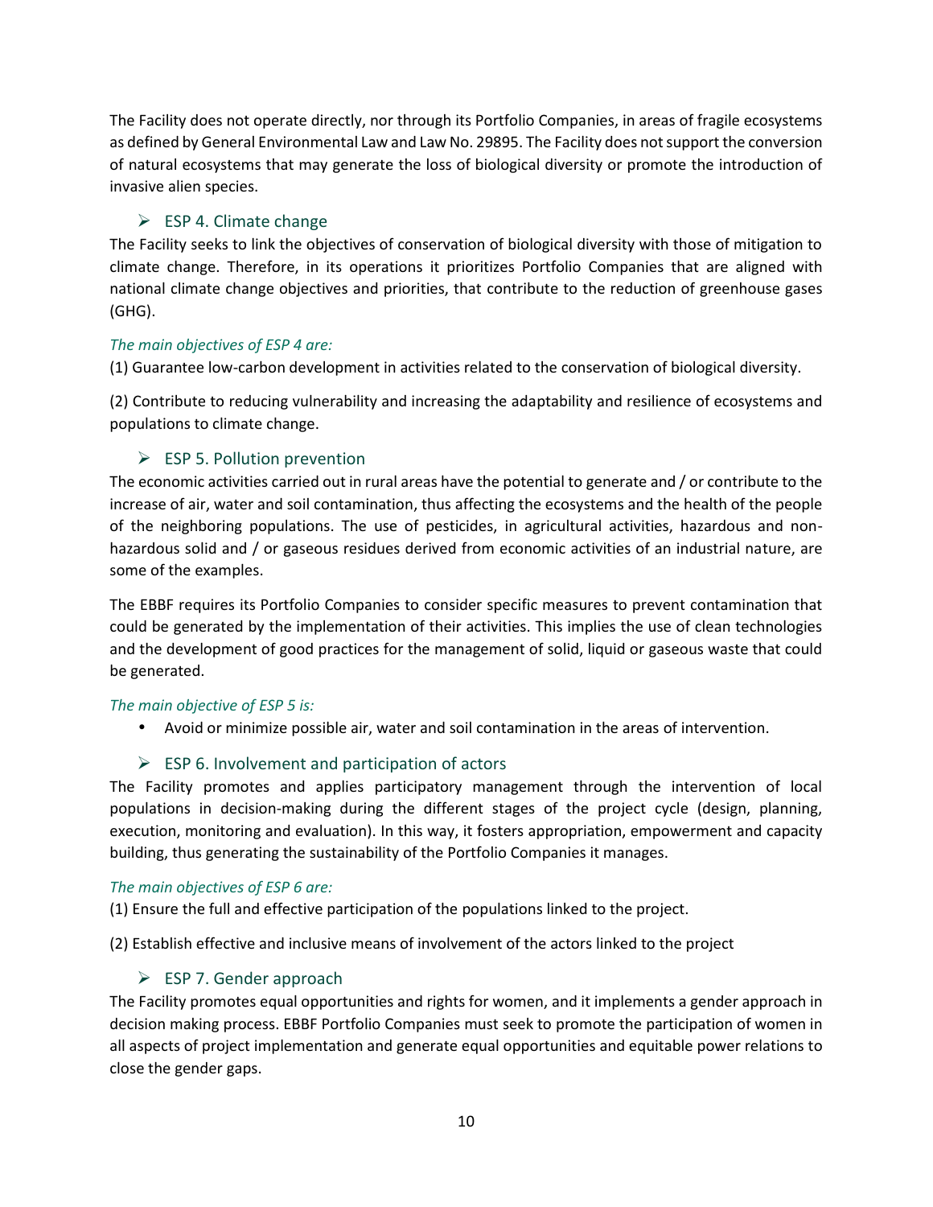The Facility does not operate directly, nor through its Portfolio Companies, in areas of fragile ecosystems as defined by General Environmental Law and Law No. 29895. The Facility does not support the conversion of natural ecosystems that may generate the loss of biological diversity or promote the introduction of invasive alien species.

### ➢ ESP 4. Climate change

The Facility seeks to link the objectives of conservation of biological diversity with those of mitigation to climate change. Therefore, in its operations it prioritizes Portfolio Companies that are aligned with national climate change objectives and priorities, that contribute to the reduction of greenhouse gases (GHG).

*The main objectives of ESP 4 are:*

(1) Guarantee low-carbon development in activities related to the conservation of biological diversity.

(2) Contribute to reducing vulnerability and increasing the adaptability and resilience of ecosystems and populations to climate change.

### ➢ ESP 5. Pollution prevention

The economic activities carried out in rural areas have the potential to generate and / or contribute to the increase of air, water and soil contamination, thus affecting the ecosystems and the health of the people of the neighboring populations. The use of pesticides, in agricultural activities, hazardous and non-hazardous solid and / or gaseous residues derived from economic activities of an industrial nature, are some of the examples.

The EBBF requires its Portfolio Companies to consider specific measures to prevent contamination that could be generated by the implementation of their activities. This implies the use of clean technologies and the development of good practices for the management of solid, liquid or gaseous waste that could be generated.

*The main objective of ESP 5 is:*

- Avoid or minimize possible air, water and soil contamination in the areas of intervention.

### ➢ ESP 6. Involvement and participation of actors

The Facility promotes and applies participatory management through the intervention of local populations in decision-making during the different stages of the project cycle (design, planning, execution, monitoring and evaluation). In this way, it fosters appropriation, empowerment and capacity building, thus generating the sustainability of the Portfolio Companies it manages.

*The main objectives of ESP 6 are:*

(1) Ensure the full and effective participation of the populations linked to the project.

(2) Establish effective and inclusive means of involvement of the actors linked to the project

### ➢ ESP 7. Gender approach

The Facility promotes equal opportunities and rights for women, and it implements a gender approach in decision making process. EBBF Portfolio Companies must seek to promote the participation of women in all aspects of project implementation and generate equal opportunities and equitable power relations to close the gender gaps.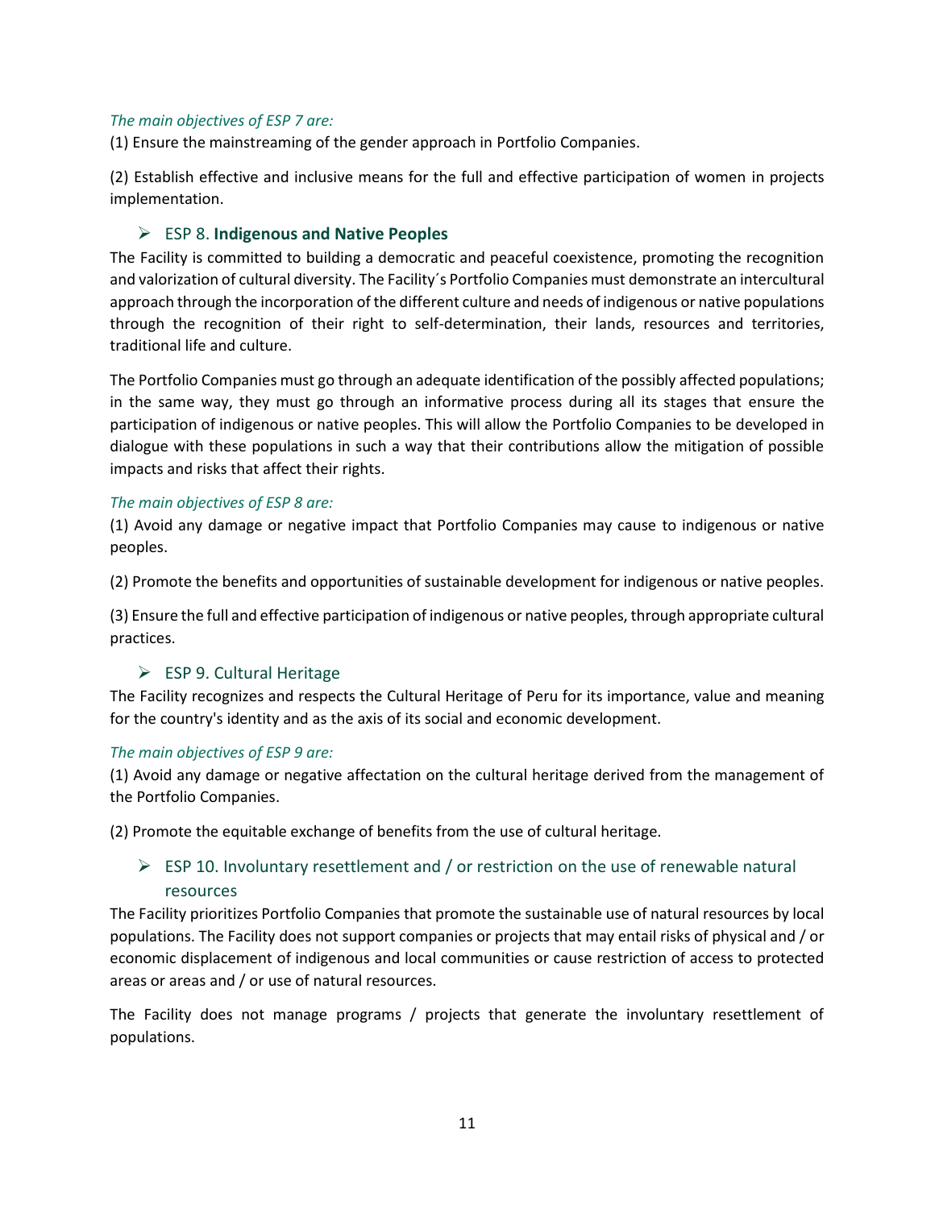*The main objectives of ESP 7 are:*

(1) Ensure the mainstreaming of the gender approach in Portfolio Companies.

(2) Establish effective and inclusive means for the full and effective participation of women in projects implementation.

### ESP 8. **Indigenous and Native Peoples**

The Facility is committed to building a democratic and peaceful coexistence, promoting the recognition and valorization of cultural diversity. The Facility´s Portfolio Companies must demonstrate an intercultural approach through the incorporation of the different culture and needs of indigenous or native populations through the recognition of their right to self-determination, their lands, resources and territories, traditional life and culture.

The Portfolio Companies must go through an adequate identification of the possibly affected populations; in the same way, they must go through an informative process during all its stages that ensure the participation of indigenous or native peoples. This will allow the Portfolio Companies to be developed in dialogue with these populations in such a way that their contributions allow the mitigation of possible impacts and risks that affect their rights.

*The main objectives of ESP 8 are:*

(1) Avoid any damage or negative impact that Portfolio Companies may cause to indigenous or native peoples.

(2) Promote the benefits and opportunities of sustainable development for indigenous or native peoples.

(3) Ensure the full and effective participation of indigenous or native peoples, through appropriate cultural practices.

### ESP 9. Cultural Heritage

The Facility recognizes and respects the Cultural Heritage of Peru for its importance, value and meaning for the country's identity and as the axis of its social and economic development.

*The main objectives of ESP 9 are:*

(1) Avoid any damage or negative affectation on the cultural heritage derived from the management of the Portfolio Companies.

(2) Promote the equitable exchange of benefits from the use of cultural heritage.

### ESP 10. Involuntary resettlement and / or restriction on the use of renewable natural resources

The Facility prioritizes Portfolio Companies that promote the sustainable use of natural resources by local populations. The Facility does not support companies or projects that may entail risks of physical and / or economic displacement of indigenous and local communities or cause restriction of access to protected areas or areas and / or use of natural resources.

The Facility does not manage programs / projects that generate the involuntary resettlement of populations.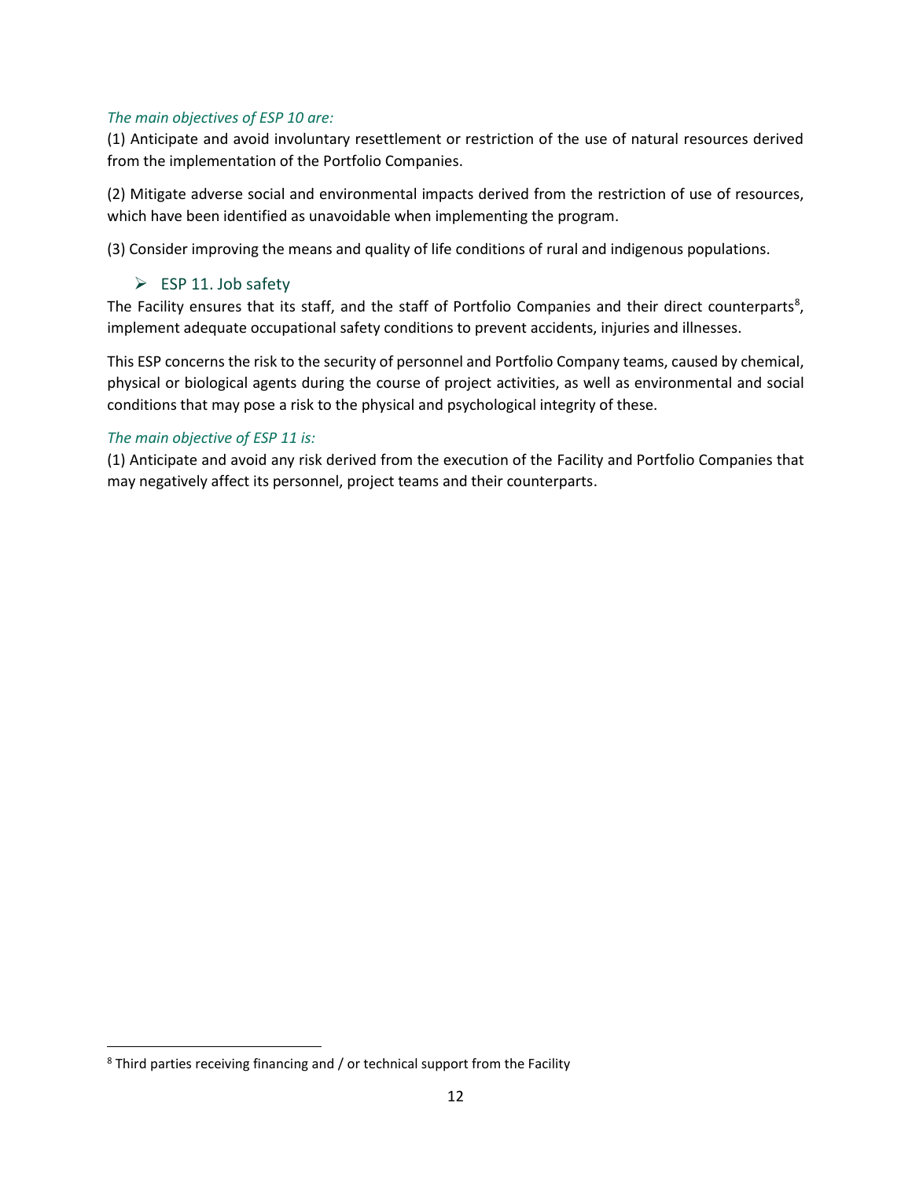*The main objectives of ESP 10 are:*

(1) Anticipate and avoid involuntary resettlement or restriction of the use of natural resources derived from the implementation of the Portfolio Companies.

(2) Mitigate adverse social and environmental impacts derived from the restriction of use of resources, which have been identified as unavoidable when implementing the program.

(3) Consider improving the means and quality of life conditions of rural and indigenous populations.

### ESP 11. Job safety

The Facility ensures that its staff, and the staff of Portfolio Companies and their direct counterparts[8], implement adequate occupational safety conditions to prevent accidents, injuries and illnesses.

This ESP concerns the risk to the security of personnel and Portfolio Company teams, caused by chemical, physical or biological agents during the course of project activities, as well as environmental and social conditions that may pose a risk to the physical and psychological integrity of these.

*The main objective of ESP 11 is:*

(1) Anticipate and avoid any risk derived from the execution of the Facility and Portfolio Companies that may negatively affect its personnel, project teams and their counterparts.

---

[8] Third parties receiving financing and / or technical support from the Facility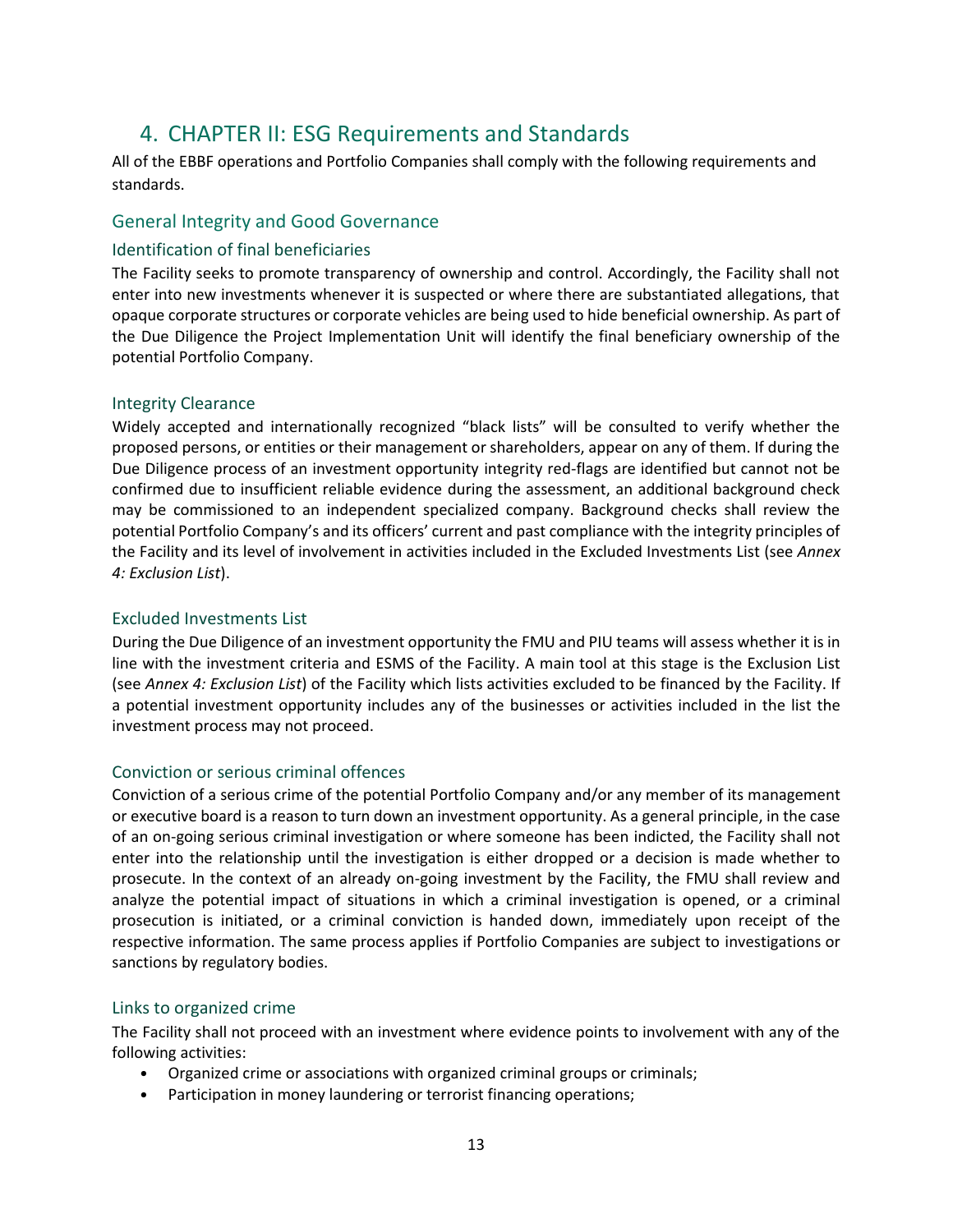# 4. CHAPTER II: ESG Requirements and Standards

All of the EBBF operations and Portfolio Companies shall comply with the following requirements and standards.

## General Integrity and Good Governance

### Identification of final beneficiaries

The Facility seeks to promote transparency of ownership and control. Accordingly, the Facility shall not enter into new investments whenever it is suspected or where there are substantiated allegations, that opaque corporate structures or corporate vehicles are being used to hide beneficial ownership. As part of the Due Diligence the Project Implementation Unit will identify the final beneficiary ownership of the potential Portfolio Company.

### Integrity Clearance

Widely accepted and internationally recognized "black lists" will be consulted to verify whether the proposed persons, or entities or their management or shareholders, appear on any of them. If during the Due Diligence process of an investment opportunity integrity red-flags are identified but cannot not be confirmed due to insufficient reliable evidence during the assessment, an additional background check may be commissioned to an independent specialized company. Background checks shall review the potential Portfolio Company's and its officers' current and past compliance with the integrity principles of the Facility and its level of involvement in activities included in the Excluded Investments List (see *Annex 4: Exclusion List*).

### Excluded Investments List

During the Due Diligence of an investment opportunity the FMU and PIU teams will assess whether it is in line with the investment criteria and ESMS of the Facility. A main tool at this stage is the Exclusion List (see *Annex 4: Exclusion List*) of the Facility which lists activities excluded to be financed by the Facility. If a potential investment opportunity includes any of the businesses or activities included in the list the investment process may not proceed.

### Conviction or serious criminal offences

Conviction of a serious crime of the potential Portfolio Company and/or any member of its management or executive board is a reason to turn down an investment opportunity. As a general principle, in the case of an on-going serious criminal investigation or where someone has been indicted, the Facility shall not enter into the relationship until the investigation is either dropped or a decision is made whether to prosecute. In the context of an already on-going investment by the Facility, the FMU shall review and analyze the potential impact of situations in which a criminal investigation is opened, or a criminal prosecution is initiated, or a criminal conviction is handed down, immediately upon receipt of the respective information. The same process applies if Portfolio Companies are subject to investigations or sanctions by regulatory bodies.

### Links to organized crime

The Facility shall not proceed with an investment where evidence points to involvement with any of the following activities:

- Organized crime or associations with organized criminal groups or criminals;
- Participation in money laundering or terrorist financing operations;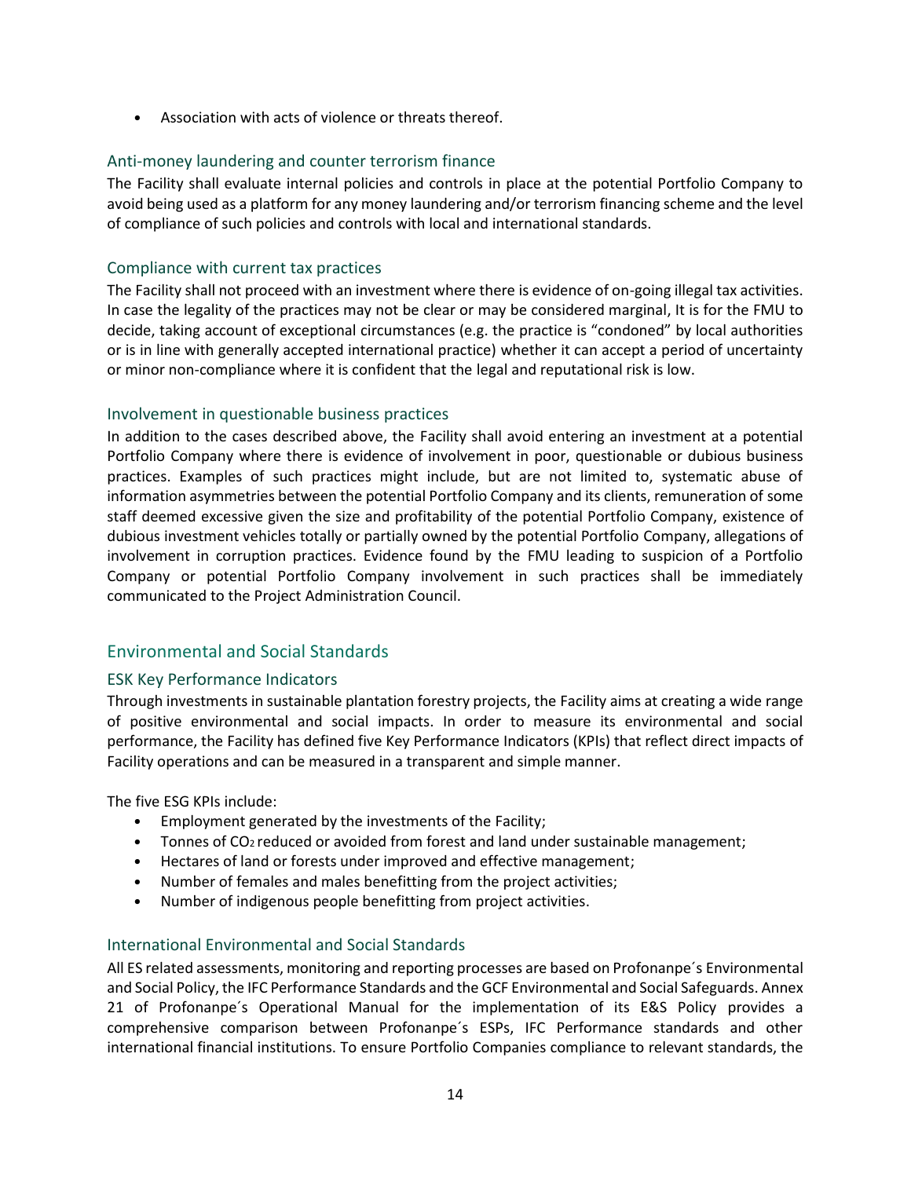- Association with acts of violence or threats thereof.

### Anti-money laundering and counter terrorism finance

The Facility shall evaluate internal policies and controls in place at the potential Portfolio Company to avoid being used as a platform for any money laundering and/or terrorism financing scheme and the level of compliance of such policies and controls with local and international standards.

### Compliance with current tax practices

The Facility shall not proceed with an investment where there is evidence of on-going illegal tax activities. In case the legality of the practices may not be clear or may be considered marginal, It is for the FMU to decide, taking account of exceptional circumstances (e.g. the practice is "condoned" by local authorities or is in line with generally accepted international practice) whether it can accept a period of uncertainty or minor non-compliance where it is confident that the legal and reputational risk is low.

### Involvement in questionable business practices

In addition to the cases described above, the Facility shall avoid entering an investment at a potential Portfolio Company where there is evidence of involvement in poor, questionable or dubious business practices. Examples of such practices might include, but are not limited to, systematic abuse of information asymmetries between the potential Portfolio Company and its clients, remuneration of some staff deemed excessive given the size and profitability of the potential Portfolio Company, existence of dubious investment vehicles totally or partially owned by the potential Portfolio Company, allegations of involvement in corruption practices. Evidence found by the FMU leading to suspicion of a Portfolio Company or potential Portfolio Company involvement in such practices shall be immediately communicated to the Project Administration Council.

## Environmental and Social Standards

### ESK Key Performance Indicators

Through investments in sustainable plantation forestry projects, the Facility aims at creating a wide range of positive environmental and social impacts. In order to measure its environmental and social performance, the Facility has defined five Key Performance Indicators (KPIs) that reflect direct impacts of Facility operations and can be measured in a transparent and simple manner.

The five ESG KPIs include:

- Employment generated by the investments of the Facility;
- Tonnes of $CO_2$ reduced or avoided from forest and land under sustainable management;
- Hectares of land or forests under improved and effective management;
- Number of females and males benefitting from the project activities;
- Number of indigenous people benefitting from project activities.

### International Environmental and Social Standards

All ES related assessments, monitoring and reporting processes are based on Profonanpe´s Environmental and Social Policy, the IFC Performance Standards and the GCF Environmental and Social Safeguards. Annex 21 of Profonanpe´s Operational Manual for the implementation of its E&S Policy provides a comprehensive comparison between Profonanpe´s ESPs, IFC Performance standards and other international financial institutions. To ensure Portfolio Companies compliance to relevant standards, the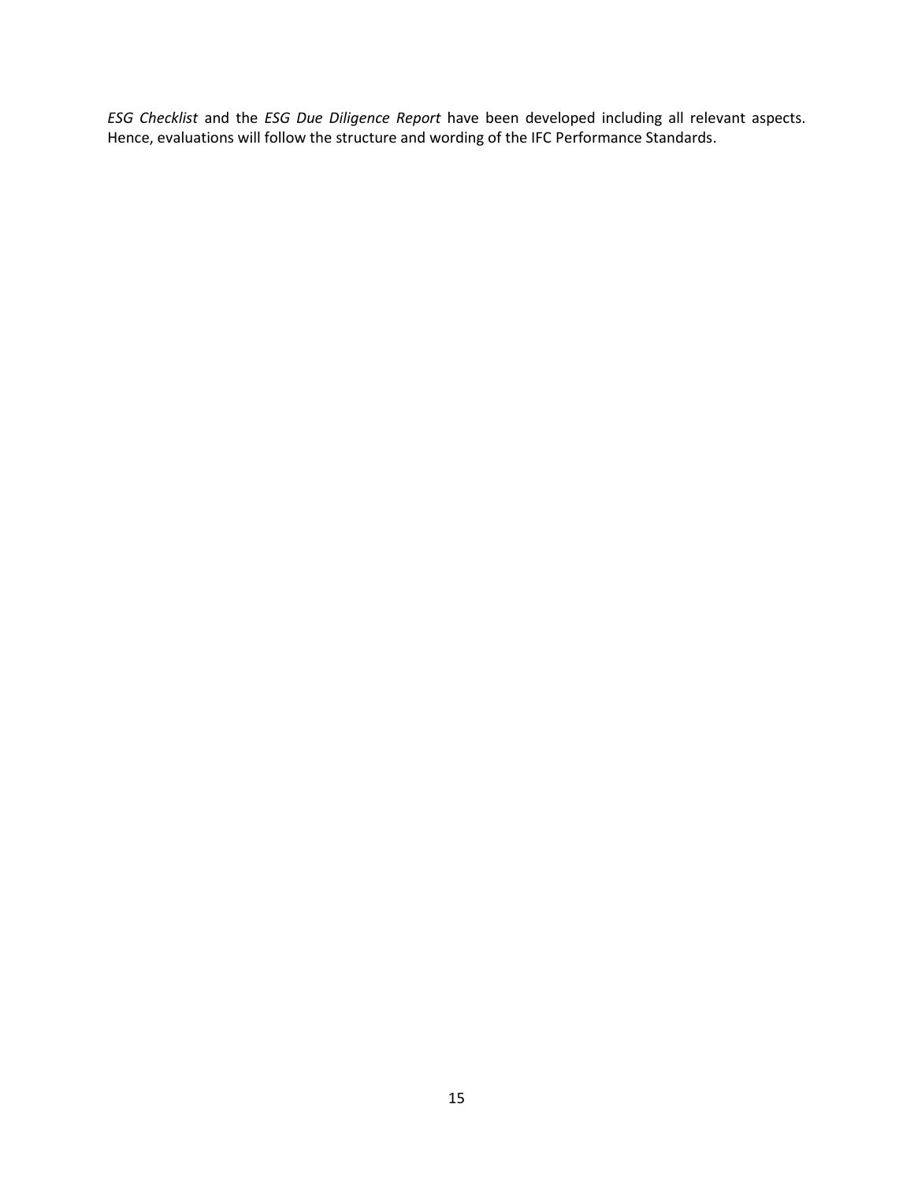*ESG Checklist* and the *ESG Due Diligence Report* have been developed including all relevant aspects. Hence, evaluations will follow the structure and wording of the IFC Performance Standards.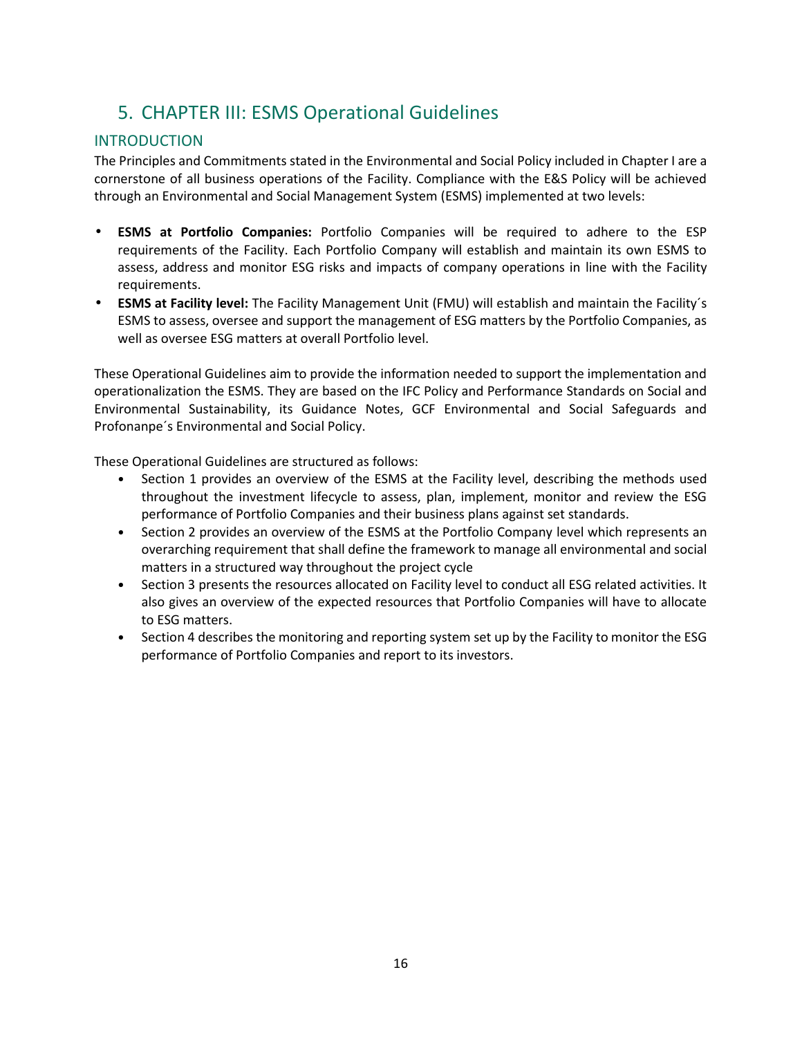# 5. CHAPTER III: ESMS Operational Guidelines

## INTRODUCTION

The Principles and Commitments stated in the Environmental and Social Policy included in Chapter I are a cornerstone of all business operations of the Facility. Compliance with the E&S Policy will be achieved through an Environmental and Social Management System (ESMS) implemented at two levels:

- **ESMS at Portfolio Companies:** Portfolio Companies will be required to adhere to the ESP requirements of the Facility. Each Portfolio Company will establish and maintain its own ESMS to assess, address and monitor ESG risks and impacts of company operations in line with the Facility requirements.
- **ESMS at Facility level:** The Facility Management Unit (FMU) will establish and maintain the Facility´s ESMS to assess, oversee and support the management of ESG matters by the Portfolio Companies, as well as oversee ESG matters at overall Portfolio level.

These Operational Guidelines aim to provide the information needed to support the implementation and operationalization the ESMS. They are based on the IFC Policy and Performance Standards on Social and Environmental Sustainability, its Guidance Notes, GCF Environmental and Social Safeguards and Profonanpe´s Environmental and Social Policy.

These Operational Guidelines are structured as follows:

- Section 1 provides an overview of the ESMS at the Facility level, describing the methods used throughout the investment lifecycle to assess, plan, implement, monitor and review the ESG performance of Portfolio Companies and their business plans against set standards.
- Section 2 provides an overview of the ESMS at the Portfolio Company level which represents an overarching requirement that shall define the framework to manage all environmental and social matters in a structured way throughout the project cycle
- Section 3 presents the resources allocated on Facility level to conduct all ESG related activities. It also gives an overview of the expected resources that Portfolio Companies will have to allocate to ESG matters.
- Section 4 describes the monitoring and reporting system set up by the Facility to monitor the ESG performance of Portfolio Companies and report to its investors.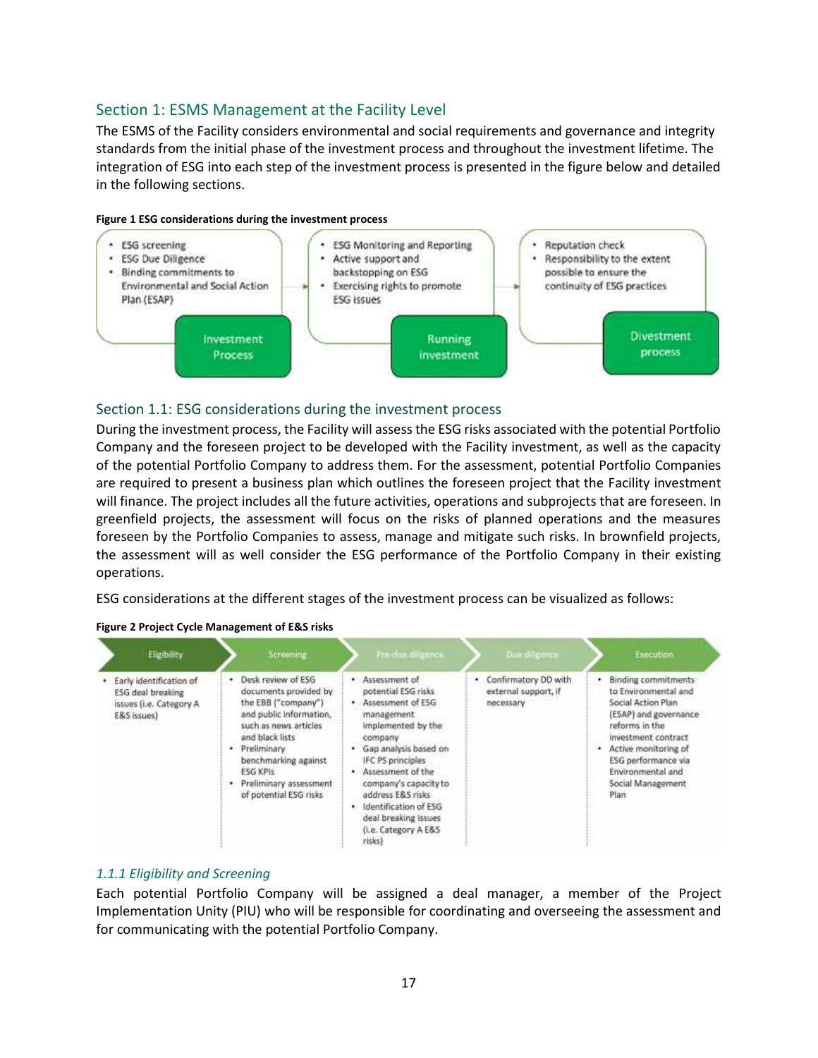## Section 1: ESMS Management at the Facility Level

The ESMS of the Facility considers environmental and social requirements and governance and integrity standards from the initial phase of the investment process and throughout the investment lifetime. The integration of ESG into each step of the investment process is presented in the figure below and detailed in the following sections.

**Figure 1 ESG considerations during the investment process**

| Investment Process | Running investment | Divestment process |
|---|---|---|
| • ESG screening<br>• ESG Due Diligence<br>• Binding commitments to Environmental and Social Action Plan (ESAP) | • ESG Monitoring and Reporting<br>• Active support and backstopping on ESG<br>• Exercising rights to promote ESG issues | • Reputation check<br>• Responsibility to the extent possible to ensure the continuity of ESG practices |

### Section 1.1: ESG considerations during the investment process

During the investment process, the Facility will assess the ESG risks associated with the potential Portfolio Company and the foreseen project to be developed with the Facility investment, as well as the capacity of the potential Portfolio Company to address them. For the assessment, potential Portfolio Companies are required to present a business plan which outlines the foreseen project that the Facility investment will finance. The project includes all the future activities, operations and subprojects that are foreseen. In greenfield projects, the assessment will focus on the risks of planned operations and the measures foreseen by the Portfolio Companies to assess, manage and mitigate such risks. In brownfield projects, the assessment will as well consider the ESG performance of the Portfolio Company in their existing operations.

ESG considerations at the different stages of the investment process can be visualized as follows:

**Figure 2 Project Cycle Management of E&S risks**

| Eligibility | Screening | Pre-due diligence | Due diligence | Execution |
|---|---|---|---|---|
| • Early identification of ESG deal breaking issues (i.e. Category A E&S issues) | • Desk review of ESG documents provided by the EBB ("company") and public information, such as news articles and black lists<br>• Preliminary benchmarking against ESG KPIs<br>• Preliminary assessment of potential ESG risks | • Assessment of potential ESG risks<br>• Assessment of ESG management implemented by the company<br>• Gap analysis based on IFC PS principles<br>• Assessment of the company's capacity to address E&S risks<br>• Identification of ESG deal breaking issues (i.e. Category A E&S risks) | • Confirmatory DD with external support, if necessary | • Binding commitments to Environmental and Social Action Plan (ESAP) and governance reforms in the investment contract<br>• Active monitoring of ESG performance via Environmental and Social Management Plan |

#### *1.1.1 Eligibility and Screening*

Each potential Portfolio Company will be assigned a deal manager, a member of the Project Implementation Unity (PIU) who will be responsible for coordinating and overseeing the assessment and for communicating with the potential Portfolio Company.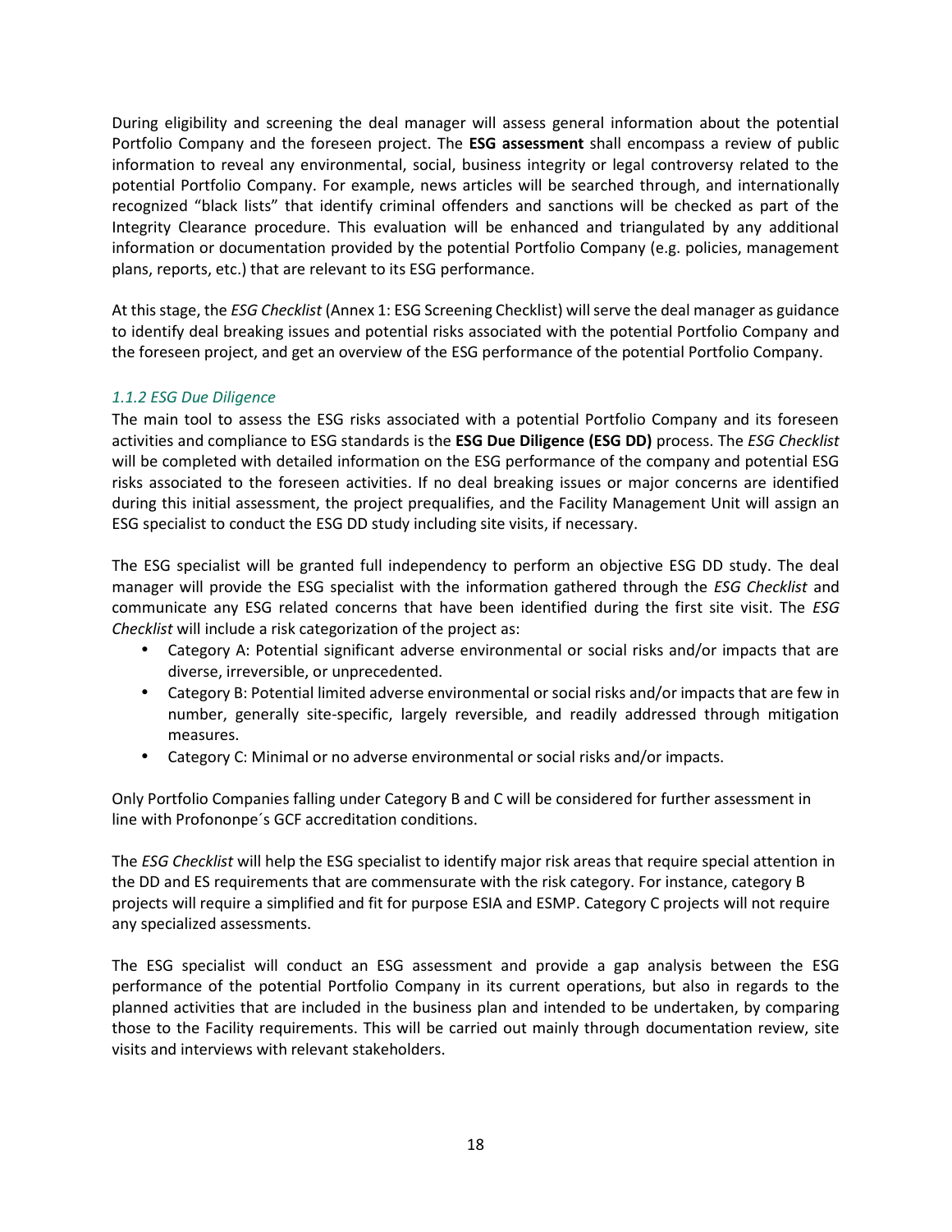During eligibility and screening the deal manager will assess general information about the potential Portfolio Company and the foreseen project. The **ESG assessment** shall encompass a review of public information to reveal any environmental, social, business integrity or legal controversy related to the potential Portfolio Company. For example, news articles will be searched through, and internationally recognized "black lists" that identify criminal offenders and sanctions will be checked as part of the Integrity Clearance procedure. This evaluation will be enhanced and triangulated by any additional information or documentation provided by the potential Portfolio Company (e.g. policies, management plans, reports, etc.) that are relevant to its ESG performance.

At this stage, the *ESG Checklist* (Annex 1: ESG Screening Checklist) will serve the deal manager as guidance to identify deal breaking issues and potential risks associated with the potential Portfolio Company and the foreseen project, and get an overview of the ESG performance of the potential Portfolio Company.

### *1.1.2 ESG Due Diligence*

The main tool to assess the ESG risks associated with a potential Portfolio Company and its foreseen activities and compliance to ESG standards is the **ESG Due Diligence (ESG DD)** process. The *ESG Checklist* will be completed with detailed information on the ESG performance of the company and potential ESG risks associated to the foreseen activities. If no deal breaking issues or major concerns are identified during this initial assessment, the project prequalifies, and the Facility Management Unit will assign an ESG specialist to conduct the ESG DD study including site visits, if necessary.

The ESG specialist will be granted full independency to perform an objective ESG DD study. The deal manager will provide the ESG specialist with the information gathered through the *ESG Checklist* and communicate any ESG related concerns that have been identified during the first site visit. The *ESG Checklist* will include a risk categorization of the project as:

- Category A: Potential significant adverse environmental or social risks and/or impacts that are diverse, irreversible, or unprecedented.
- Category B: Potential limited adverse environmental or social risks and/or impacts that are few in number, generally site-specific, largely reversible, and readily addressed through mitigation measures.
- Category C: Minimal or no adverse environmental or social risks and/or impacts.

Only Portfolio Companies falling under Category B and C will be considered for further assessment in line with Profononpe´s GCF accreditation conditions.

The *ESG Checklist* will help the ESG specialist to identify major risk areas that require special attention in the DD and ES requirements that are commensurate with the risk category. For instance, category B projects will require a simplified and fit for purpose ESIA and ESMP. Category C projects will not require any specialized assessments.

The ESG specialist will conduct an ESG assessment and provide a gap analysis between the ESG performance of the potential Portfolio Company in its current operations, but also in regards to the planned activities that are included in the business plan and intended to be undertaken, by comparing those to the Facility requirements. This will be carried out mainly through documentation review, site visits and interviews with relevant stakeholders.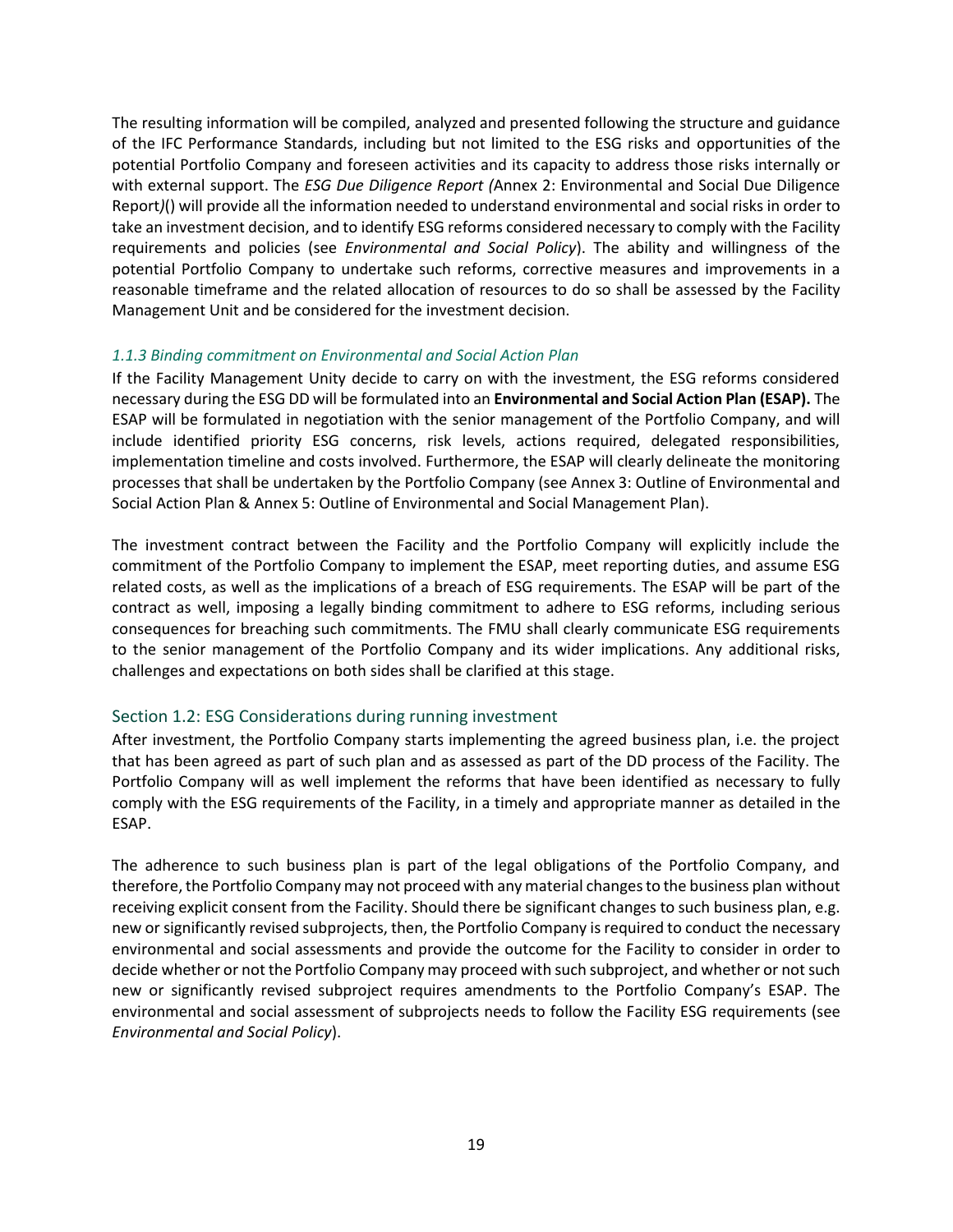The resulting information will be compiled, analyzed and presented following the structure and guidance of the IFC Performance Standards, including but not limited to the ESG risks and opportunities of the potential Portfolio Company and foreseen activities and its capacity to address those risks internally or with external support. The *ESG Due Diligence Report (*Annex 2: Environmental and Social Due Diligence Report*)*() will provide all the information needed to understand environmental and social risks in order to take an investment decision, and to identify ESG reforms considered necessary to comply with the Facility requirements and policies (see *Environmental and Social Policy*). The ability and willingness of the potential Portfolio Company to undertake such reforms, corrective measures and improvements in a reasonable timeframe and the related allocation of resources to do so shall be assessed by the Facility Management Unit and be considered for the investment decision.

### *1.1.3 Binding commitment on Environmental and Social Action Plan*

If the Facility Management Unity decide to carry on with the investment, the ESG reforms considered necessary during the ESG DD will be formulated into an **Environmental and Social Action Plan (ESAP).** The ESAP will be formulated in negotiation with the senior management of the Portfolio Company, and will include identified priority ESG concerns, risk levels, actions required, delegated responsibilities, implementation timeline and costs involved. Furthermore, the ESAP will clearly delineate the monitoring processes that shall be undertaken by the Portfolio Company (see Annex 3: Outline of Environmental and Social Action Plan & Annex 5: Outline of Environmental and Social Management Plan).

The investment contract between the Facility and the Portfolio Company will explicitly include the commitment of the Portfolio Company to implement the ESAP, meet reporting duties, and assume ESG related costs, as well as the implications of a breach of ESG requirements. The ESAP will be part of the contract as well, imposing a legally binding commitment to adhere to ESG reforms, including serious consequences for breaching such commitments. The FMU shall clearly communicate ESG requirements to the senior management of the Portfolio Company and its wider implications. Any additional risks, challenges and expectations on both sides shall be clarified at this stage.

## Section 1.2: ESG Considerations during running investment

After investment, the Portfolio Company starts implementing the agreed business plan, i.e. the project that has been agreed as part of such plan and as assessed as part of the DD process of the Facility. The Portfolio Company will as well implement the reforms that have been identified as necessary to fully comply with the ESG requirements of the Facility, in a timely and appropriate manner as detailed in the ESAP.

The adherence to such business plan is part of the legal obligations of the Portfolio Company, and therefore, the Portfolio Company may not proceed with any material changes to the business plan without receiving explicit consent from the Facility. Should there be significant changes to such business plan, e.g. new or significantly revised subprojects, then, the Portfolio Company is required to conduct the necessary environmental and social assessments and provide the outcome for the Facility to consider in order to decide whether or not the Portfolio Company may proceed with such subproject, and whether or not such new or significantly revised subproject requires amendments to the Portfolio Company's ESAP. The environmental and social assessment of subprojects needs to follow the Facility ESG requirements (see *Environmental and Social Policy*).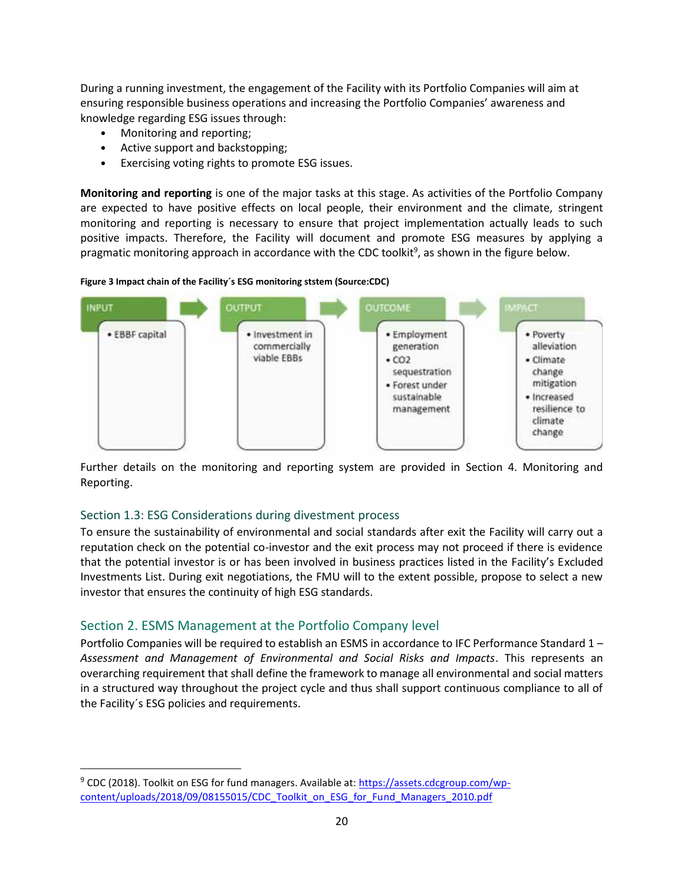During a running investment, the engagement of the Facility with its Portfolio Companies will aim at ensuring responsible business operations and increasing the Portfolio Companies' awareness and knowledge regarding ESG issues through:

- Monitoring and reporting;
- Active support and backstopping;
- Exercising voting rights to promote ESG issues.

**Monitoring and reporting** is one of the major tasks at this stage. As activities of the Portfolio Company are expected to have positive effects on local people, their environment and the climate, stringent monitoring and reporting is necessary to ensure that project implementation actually leads to such positive impacts. Therefore, the Facility will document and promote ESG measures by applying a pragmatic monitoring approach in accordance with the CDC toolkit[9], as shown in the figure below.

**Figure 3 Impact chain of the Facility´s ESG monitoring ststem (Source:CDC)**

| INPUT | OUTPUT | OUTCOME | IMPACT |
|---|---|---|---|
| • EBBF capital | • Investment in commercially viable EBBs | • Employment generation<br>• CO2 sequestration<br>• Forest under sustainable management | • Poverty alleviation<br>• Climate change mitigation<br>• Increased resilience to climate change |

Further details on the monitoring and reporting system are provided in Section 4. Monitoring and Reporting.

## Section 1.3: ESG Considerations during divestment process

To ensure the sustainability of environmental and social standards after exit the Facility will carry out a reputation check on the potential co-investor and the exit process may not proceed if there is evidence that the potential investor is or has been involved in business practices listed in the Facility's Excluded Investments List. During exit negotiations, the FMU will to the extent possible, propose to select a new investor that ensures the continuity of high ESG standards.

# Section 2. ESMS Management at the Portfolio Company level

Portfolio Companies will be required to establish an ESMS in accordance to IFC Performance Standard 1 – *Assessment and Management of Environmental and Social Risks and Impacts*. This represents an overarching requirement that shall define the framework to manage all environmental and social matters in a structured way throughout the project cycle and thus shall support continuous compliance to all of the Facility´s ESG policies and requirements.

---

[9] CDC (2018). Toolkit on ESG for fund managers. Available at: https://assets.cdcgroup.com/wp-content/uploads/2018/09/08155015/CDC_Toolkit_on_ESG_for_Fund_Managers_2010.pdf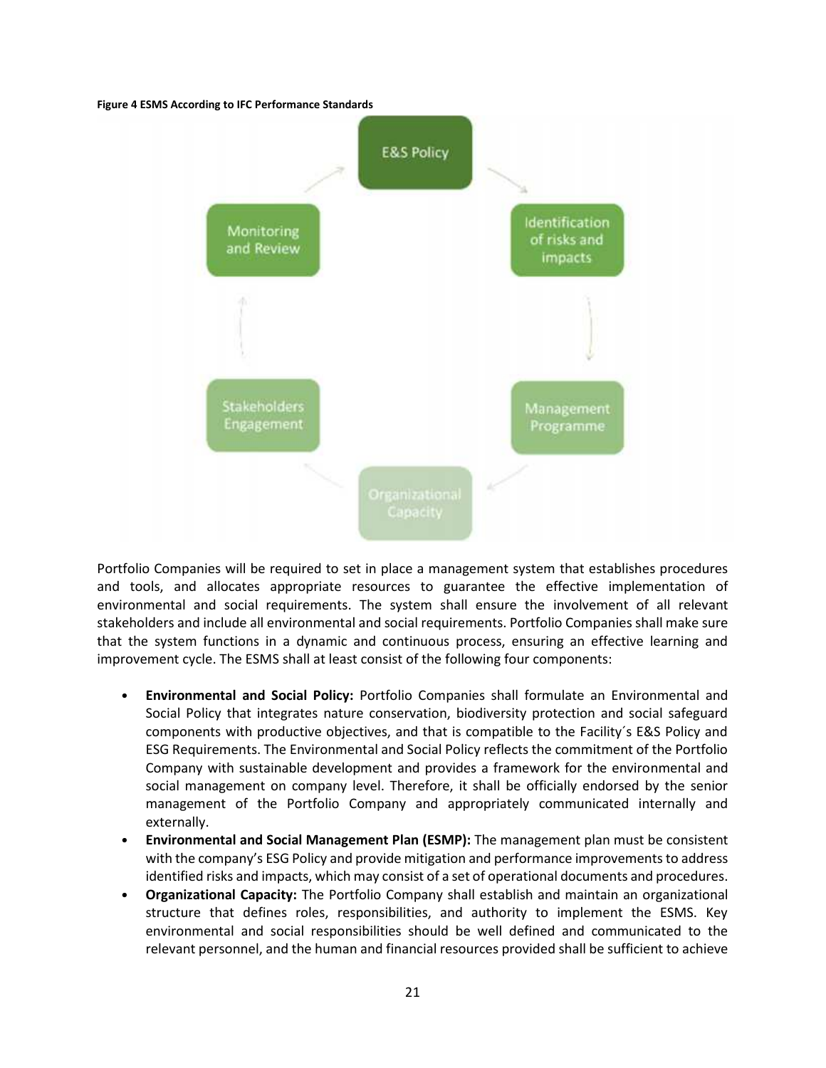**Figure 4 ESMS According to IFC Performance Standards**

Portfolio Companies will be required to set in place a management system that establishes procedures and tools, and allocates appropriate resources to guarantee the effective implementation of environmental and social requirements. The system shall ensure the involvement of all relevant stakeholders and include all environmental and social requirements. Portfolio Companies shall make sure that the system functions in a dynamic and continuous process, ensuring an effective learning and improvement cycle. The ESMS shall at least consist of the following four components:

- **Environmental and Social Policy:** Portfolio Companies shall formulate an Environmental and Social Policy that integrates nature conservation, biodiversity protection and social safeguard components with productive objectives, and that is compatible to the Facility´s E&S Policy and ESG Requirements. The Environmental and Social Policy reflects the commitment of the Portfolio Company with sustainable development and provides a framework for the environmental and social management on company level. Therefore, it shall be officially endorsed by the senior management of the Portfolio Company and appropriately communicated internally and externally.
- **Environmental and Social Management Plan (ESMP):** The management plan must be consistent with the company's ESG Policy and provide mitigation and performance improvements to address identified risks and impacts, which may consist of a set of operational documents and procedures.
- **Organizational Capacity:** The Portfolio Company shall establish and maintain an organizational structure that defines roles, responsibilities, and authority to implement the ESMS. Key environmental and social responsibilities should be well defined and communicated to the relevant personnel, and the human and financial resources provided shall be sufficient to achieve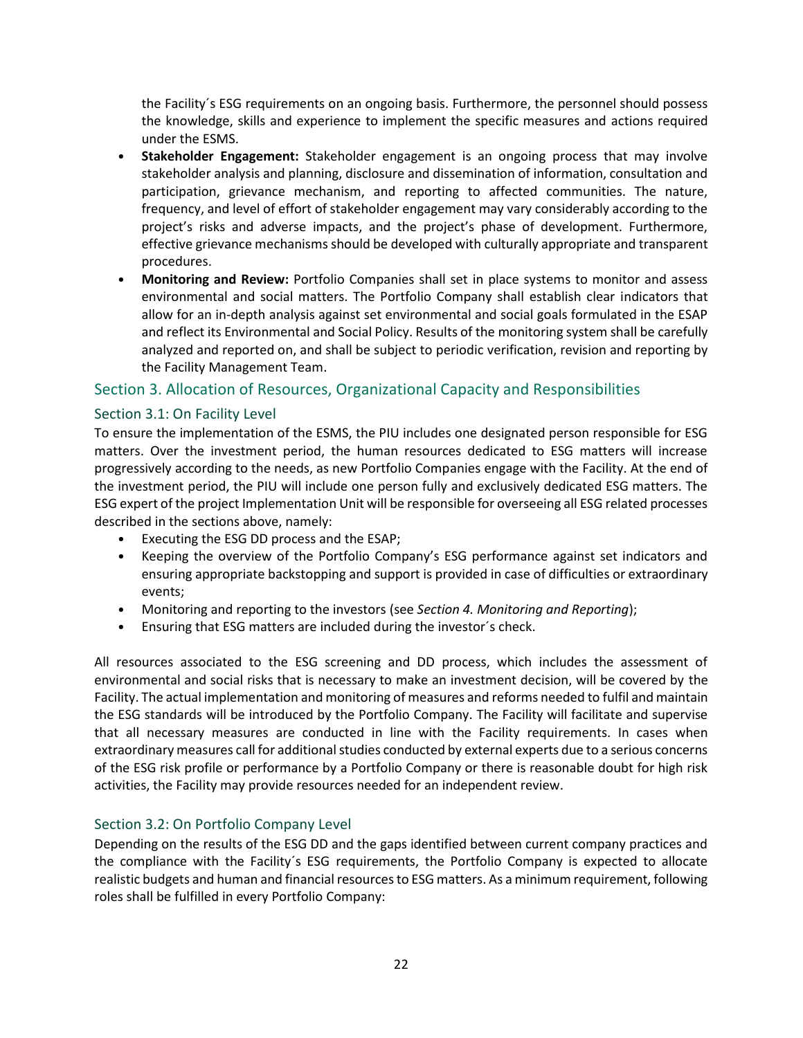the Facility´s ESG requirements on an ongoing basis. Furthermore, the personnel should possess the knowledge, skills and experience to implement the specific measures and actions required under the ESMS.

- **Stakeholder Engagement:** Stakeholder engagement is an ongoing process that may involve stakeholder analysis and planning, disclosure and dissemination of information, consultation and participation, grievance mechanism, and reporting to affected communities. The nature, frequency, and level of effort of stakeholder engagement may vary considerably according to the project's risks and adverse impacts, and the project's phase of development. Furthermore, effective grievance mechanisms should be developed with culturally appropriate and transparent procedures.
- **Monitoring and Review:** Portfolio Companies shall set in place systems to monitor and assess environmental and social matters. The Portfolio Company shall establish clear indicators that allow for an in-depth analysis against set environmental and social goals formulated in the ESAP and reflect its Environmental and Social Policy. Results of the monitoring system shall be carefully analyzed and reported on, and shall be subject to periodic verification, revision and reporting by the Facility Management Team.

## Section 3. Allocation of Resources, Organizational Capacity and Responsibilities

### Section 3.1: On Facility Level

To ensure the implementation of the ESMS, the PIU includes one designated person responsible for ESG matters. Over the investment period, the human resources dedicated to ESG matters will increase progressively according to the needs, as new Portfolio Companies engage with the Facility. At the end of the investment period, the PIU will include one person fully and exclusively dedicated ESG matters. The ESG expert of the project Implementation Unit will be responsible for overseeing all ESG related processes described in the sections above, namely:

- Executing the ESG DD process and the ESAP;
- Keeping the overview of the Portfolio Company's ESG performance against set indicators and ensuring appropriate backstopping and support is provided in case of difficulties or extraordinary events;
- Monitoring and reporting to the investors (see *Section 4. Monitoring and Reporting*);
- Ensuring that ESG matters are included during the investor´s check.

All resources associated to the ESG screening and DD process, which includes the assessment of environmental and social risks that is necessary to make an investment decision, will be covered by the Facility. The actual implementation and monitoring of measures and reforms needed to fulfil and maintain the ESG standards will be introduced by the Portfolio Company. The Facility will facilitate and supervise that all necessary measures are conducted in line with the Facility requirements. In cases when extraordinary measures call for additional studies conducted by external experts due to a serious concerns of the ESG risk profile or performance by a Portfolio Company or there is reasonable doubt for high risk activities, the Facility may provide resources needed for an independent review.

### Section 3.2: On Portfolio Company Level

Depending on the results of the ESG DD and the gaps identified between current company practices and the compliance with the Facility´s ESG requirements, the Portfolio Company is expected to allocate realistic budgets and human and financial resources to ESG matters. As a minimum requirement, following roles shall be fulfilled in every Portfolio Company: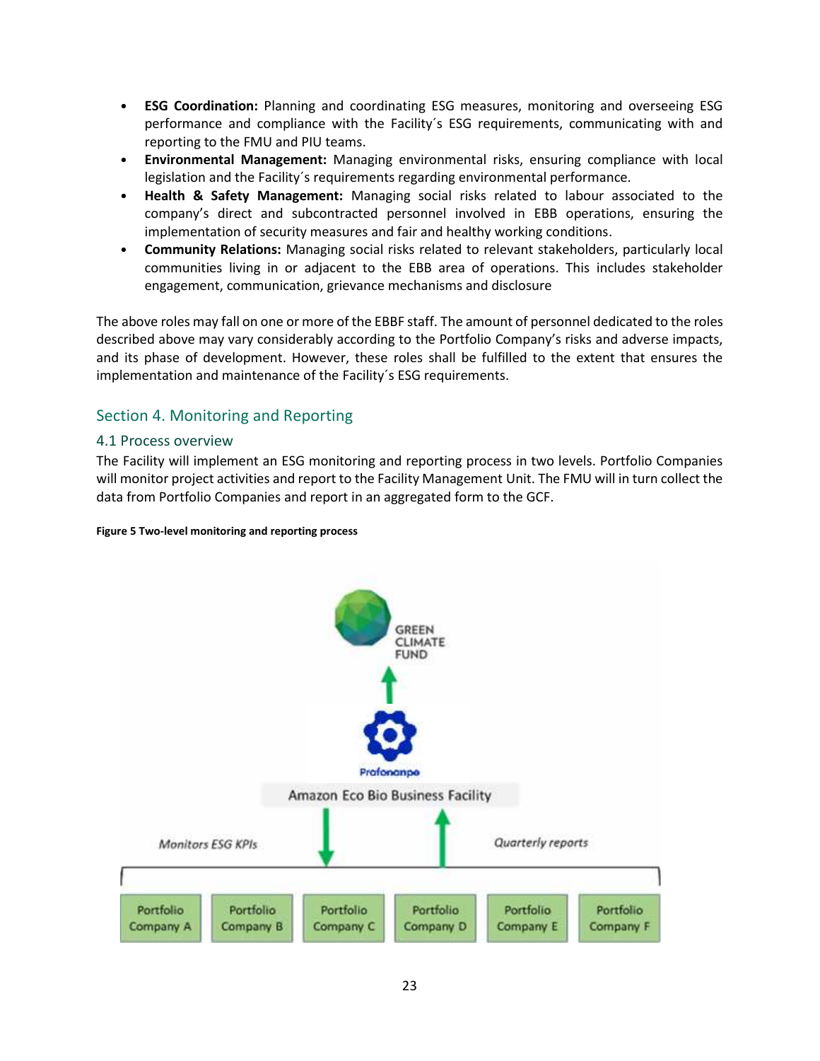- **ESG Coordination:** Planning and coordinating ESG measures, monitoring and overseeing ESG performance and compliance with the Facility´s ESG requirements, communicating with and reporting to the FMU and PIU teams.
- **Environmental Management:** Managing environmental risks, ensuring compliance with local legislation and the Facility´s requirements regarding environmental performance.
- **Health & Safety Management:** Managing social risks related to labour associated to the company's direct and subcontracted personnel involved in EBB operations, ensuring the implementation of security measures and fair and healthy working conditions.
- **Community Relations:** Managing social risks related to relevant stakeholders, particularly local communities living in or adjacent to the EBB area of operations. This includes stakeholder engagement, communication, grievance mechanisms and disclosure

The above roles may fall on one or more of the EBBF staff. The amount of personnel dedicated to the roles described above may vary considerably according to the Portfolio Company's risks and adverse impacts, and its phase of development. However, these roles shall be fulfilled to the extent that ensures the implementation and maintenance of the Facility´s ESG requirements.

## Section 4. Monitoring and Reporting

### 4.1 Process overview

The Facility will implement an ESG monitoring and reporting process in two levels. Portfolio Companies will monitor project activities and report to the Facility Management Unit. The FMU will in turn collect the data from Portfolio Companies and report in an aggregated form to the GCF.

**Figure 5 Two-level monitoring and reporting process**

GREEN CLIMATE FUND

Profonanpe

Amazon Eco Bio Business Facility

*Monitors ESG KPIs*

*Quarterly reports*

Portfolio Company A | Portfolio Company B | Portfolio Company C | Portfolio Company D | Portfolio Company E | Portfolio Company F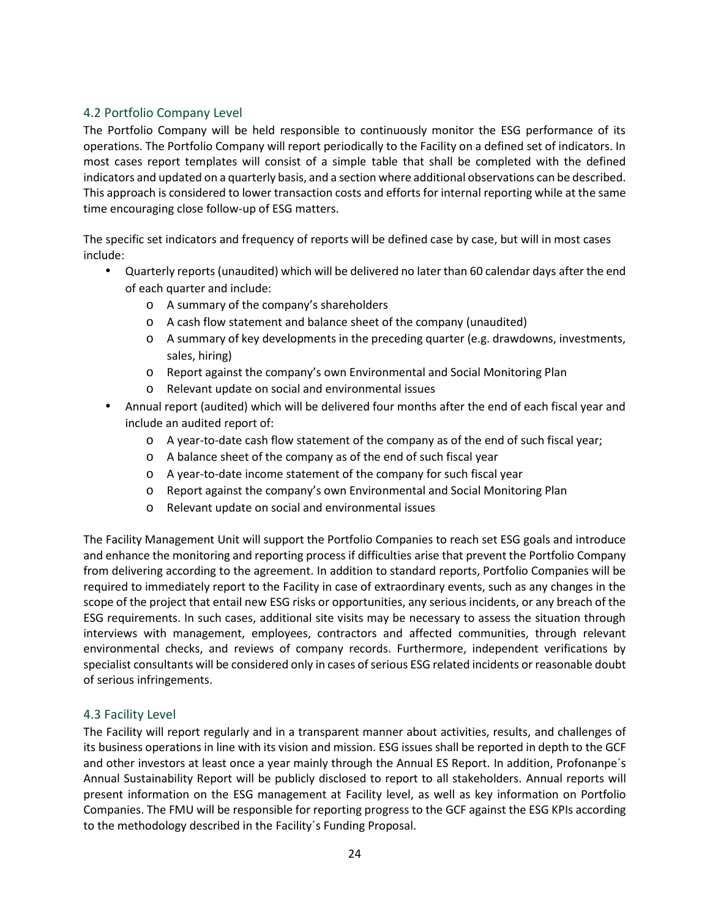### 4.2 Portfolio Company Level

The Portfolio Company will be held responsible to continuously monitor the ESG performance of its operations. The Portfolio Company will report periodically to the Facility on a defined set of indicators. In most cases report templates will consist of a simple table that shall be completed with the defined indicators and updated on a quarterly basis, and a section where additional observations can be described. This approach is considered to lower transaction costs and efforts for internal reporting while at the same time encouraging close follow-up of ESG matters.

The specific set indicators and frequency of reports will be defined case by case, but will in most cases include:

- Quarterly reports (unaudited) which will be delivered no later than 60 calendar days after the end of each quarter and include:
    - A summary of the company's shareholders
    - A cash flow statement and balance sheet of the company (unaudited)
    - A summary of key developments in the preceding quarter (e.g. drawdowns, investments, sales, hiring)
    - Report against the company's own Environmental and Social Monitoring Plan
    - Relevant update on social and environmental issues
- Annual report (audited) which will be delivered four months after the end of each fiscal year and include an audited report of:
    - A year-to-date cash flow statement of the company as of the end of such fiscal year;
    - A balance sheet of the company as of the end of such fiscal year
    - A year-to-date income statement of the company for such fiscal year
    - Report against the company's own Environmental and Social Monitoring Plan
    - Relevant update on social and environmental issues

The Facility Management Unit will support the Portfolio Companies to reach set ESG goals and introduce and enhance the monitoring and reporting process if difficulties arise that prevent the Portfolio Company from delivering according to the agreement. In addition to standard reports, Portfolio Companies will be required to immediately report to the Facility in case of extraordinary events, such as any changes in the scope of the project that entail new ESG risks or opportunities, any serious incidents, or any breach of the ESG requirements. In such cases, additional site visits may be necessary to assess the situation through interviews with management, employees, contractors and affected communities, through relevant environmental checks, and reviews of company records. Furthermore, independent verifications by specialist consultants will be considered only in cases of serious ESG related incidents or reasonable doubt of serious infringements.

### 4.3 Facility Level

The Facility will report regularly and in a transparent manner about activities, results, and challenges of its business operations in line with its vision and mission. ESG issues shall be reported in depth to the GCF and other investors at least once a year mainly through the Annual ES Report. In addition, Profonanpe´s Annual Sustainability Report will be publicly disclosed to report to all stakeholders. Annual reports will present information on the ESG management at Facility level, as well as key information on Portfolio Companies. The FMU will be responsible for reporting progress to the GCF against the ESG KPIs according to the methodology described in the Facility´s Funding Proposal.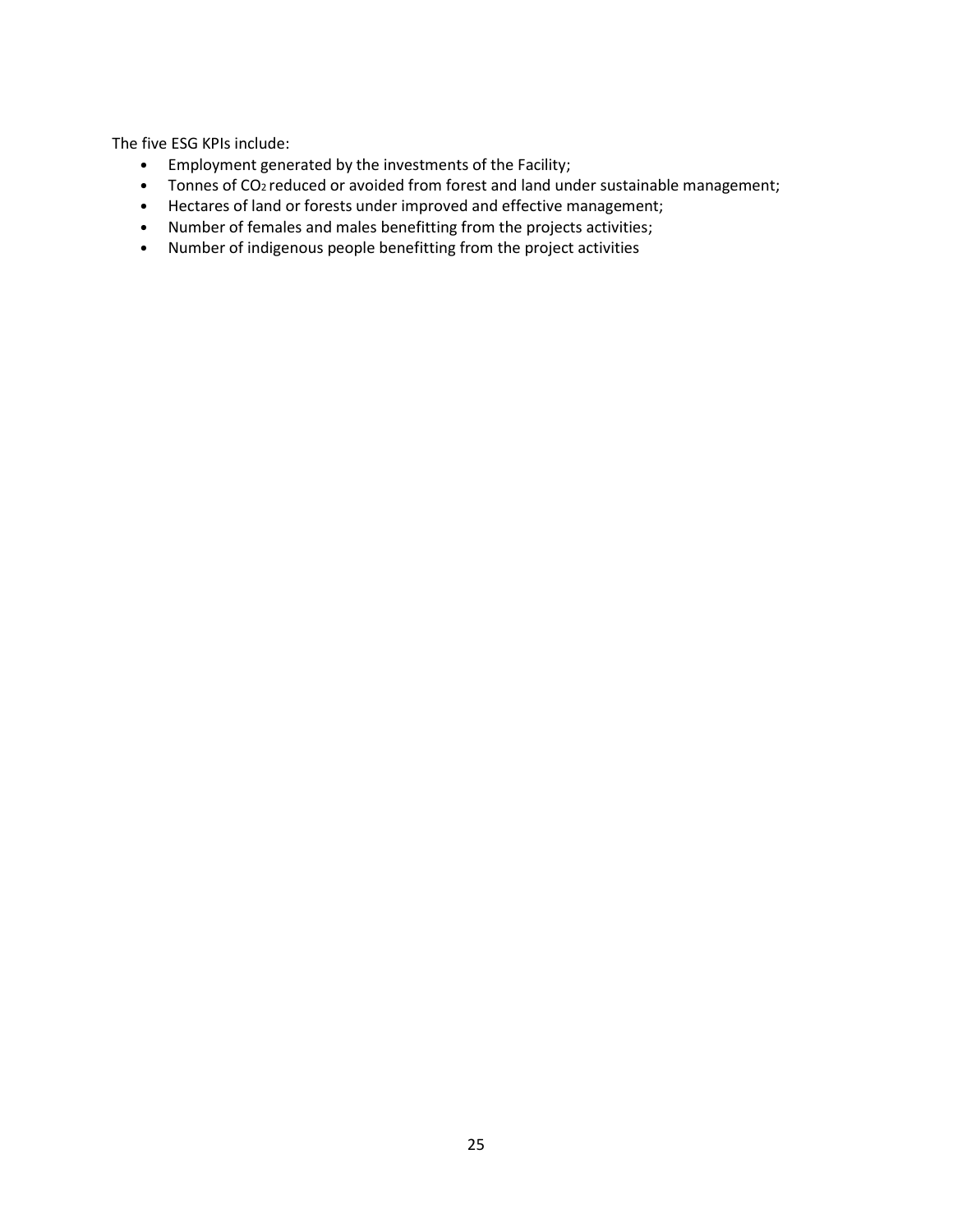The five ESG KPIs include:

- Employment generated by the investments of the Facility;
- Tonnes of $CO_2$ reduced or avoided from forest and land under sustainable management;
- Hectares of land or forests under improved and effective management;
- Number of females and males benefitting from the projects activities;
- Number of indigenous people benefitting from the project activities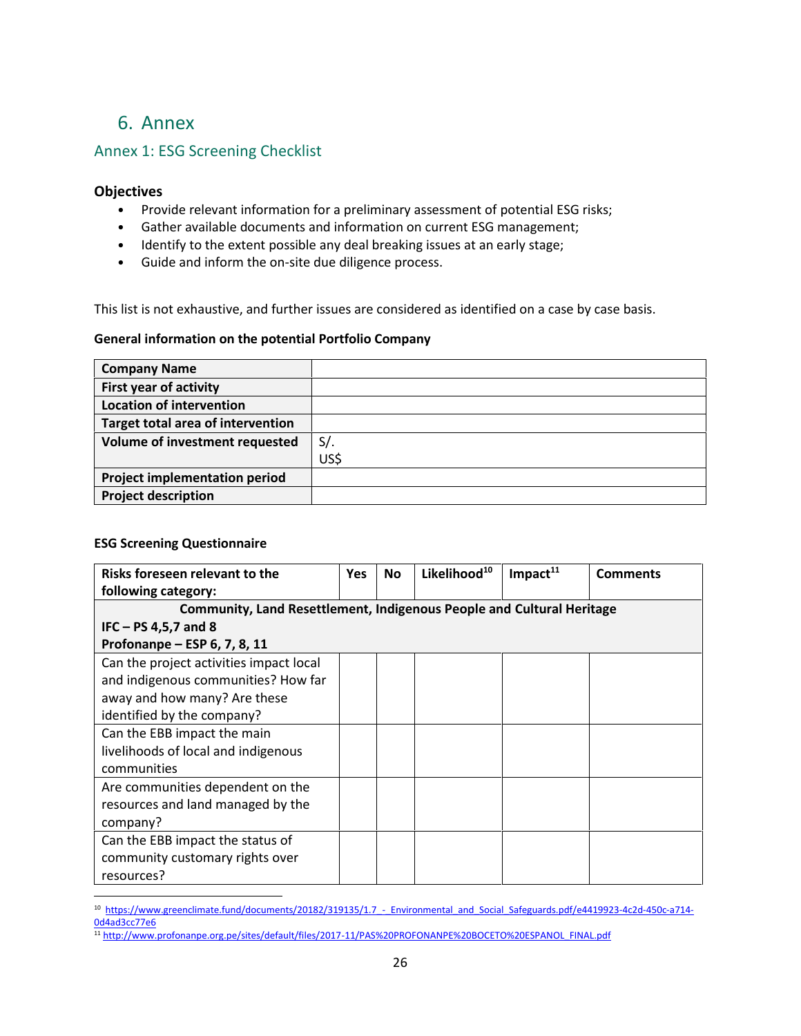# 6. Annex

## Annex 1: ESG Screening Checklist

### Objectives

- Provide relevant information for a preliminary assessment of potential ESG risks;
- Gather available documents and information on current ESG management;
- Identify to the extent possible any deal breaking issues at an early stage;
- Guide and inform the on-site due diligence process.

This list is not exhaustive, and further issues are considered as identified on a case by case basis.

**General information on the potential Portfolio Company**

| | |
|---|---|
| **Company Name** | |
| **First year of activity** | |
| **Location of intervention** | |
| **Target total area of intervention** | |
| **Volume of investment requested** | S/.<br>US$ |
| **Project implementation period** | |
| **Project description** | |

**ESG Screening Questionnaire**

| Risks foreseen relevant to the following category: | Yes | No | Likelihood[10] | Impact[11] | Comments |
|---|---|---|---|---|---|
| **Community, Land Resettlement, Indigenous People and Cultural Heritage**<br>**IFC – PS 4,5,7 and 8**<br>**Profonanpe – ESP 6, 7, 8, 11** | | | | | |
| Can the project activities impact local and indigenous communities? How far away and how many? Are these identified by the company? | | | | | |
| Can the EBB impact the main livelihoods of local and indigenous communities | | | | | |
| Are communities dependent on the resources and land managed by the company? | | | | | |
| Can the EBB impact the status of community customary rights over resources? | | | | | |

[10] https://www.greenclimate.fund/documents/20182/319135/1.7_-_Environmental_and_Social_Safeguards.pdf/e4419923-4c2d-450c-a714-0d4ad3cc77e6

[11] http://www.profonanpe.org.pe/sites/default/files/2017-11/PAS%20PROFONANPE%20BOCETO%20ESPANOL_FINAL.pdf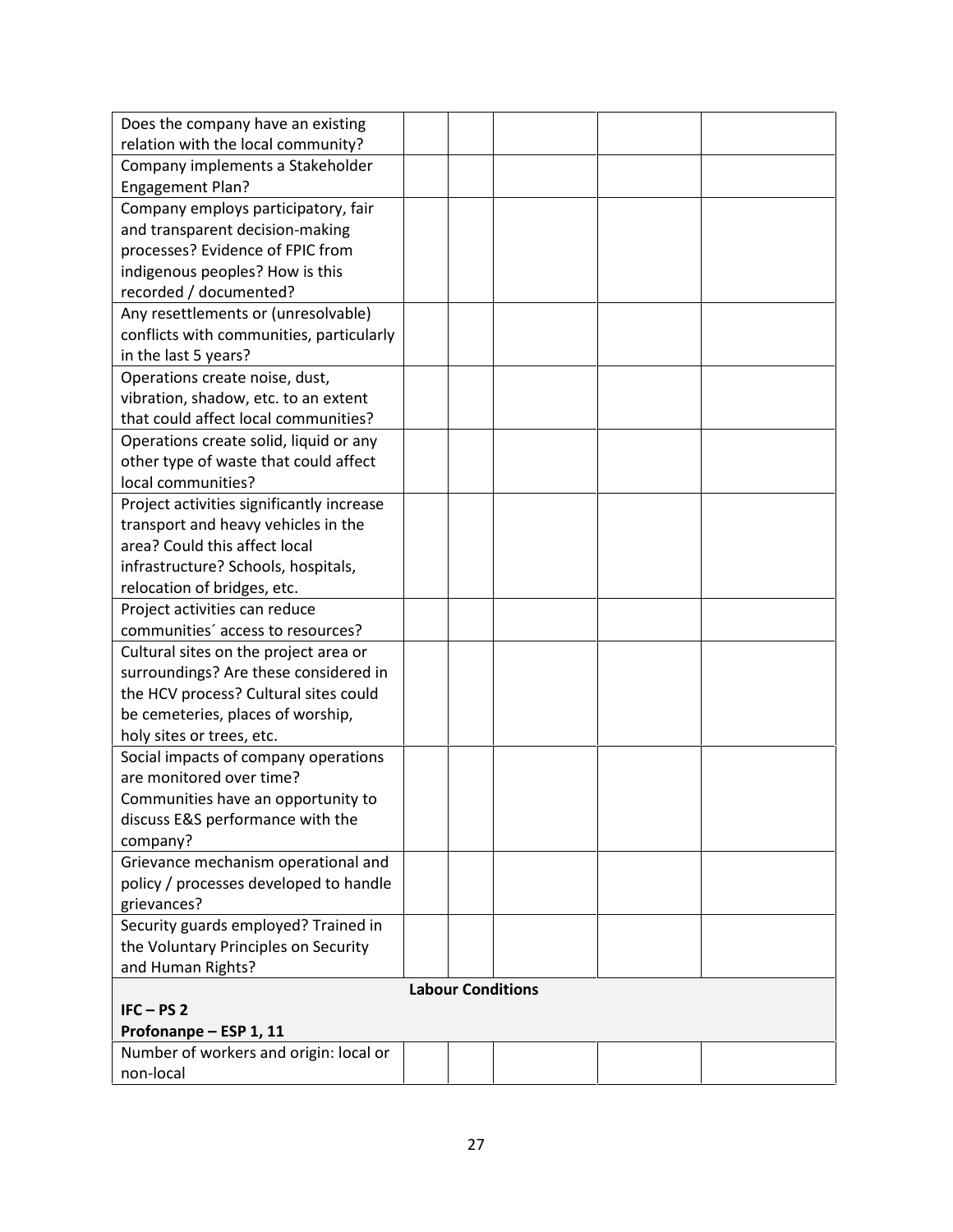| | | | | | |
|---|---|---|---|---|---|
| Does the company have an existing relation with the local community? | | | | | |
| Company implements a Stakeholder Engagement Plan? | | | | | |
| Company employs participatory, fair and transparent decision-making processes? Evidence of FPIC from indigenous peoples? How is this recorded / documented? | | | | | |
| Any resettlements or (unresolvable) conflicts with communities, particularly in the last 5 years? | | | | | |
| Operations create noise, dust, vibration, shadow, etc. to an extent that could affect local communities? | | | | | |
| Operations create solid, liquid or any other type of waste that could affect local communities? | | | | | |
| Project activities significantly increase transport and heavy vehicles in the area? Could this affect local infrastructure? Schools, hospitals, relocation of bridges, etc. | | | | | |
| Project activities can reduce communities´ access to resources? | | | | | |
| Cultural sites on the project area or surroundings? Are these considered in the HCV process? Cultural sites could be cemeteries, places of worship, holy sites or trees, etc. | | | | | |
| Social impacts of company operations are monitored over time? Communities have an opportunity to discuss E&S performance with the company? | | | | | |
| Grievance mechanism operational and policy / processes developed to handle grievances? | | | | | |
| Security guards employed? Trained in the Voluntary Principles on Security and Human Rights? | | | | | |
| **Labour Conditions**<br>**IFC – PS 2**<br>**Profonanpe – ESP 1, 11** | | | | | |
| Number of workers and origin: local or non-local | | | | | |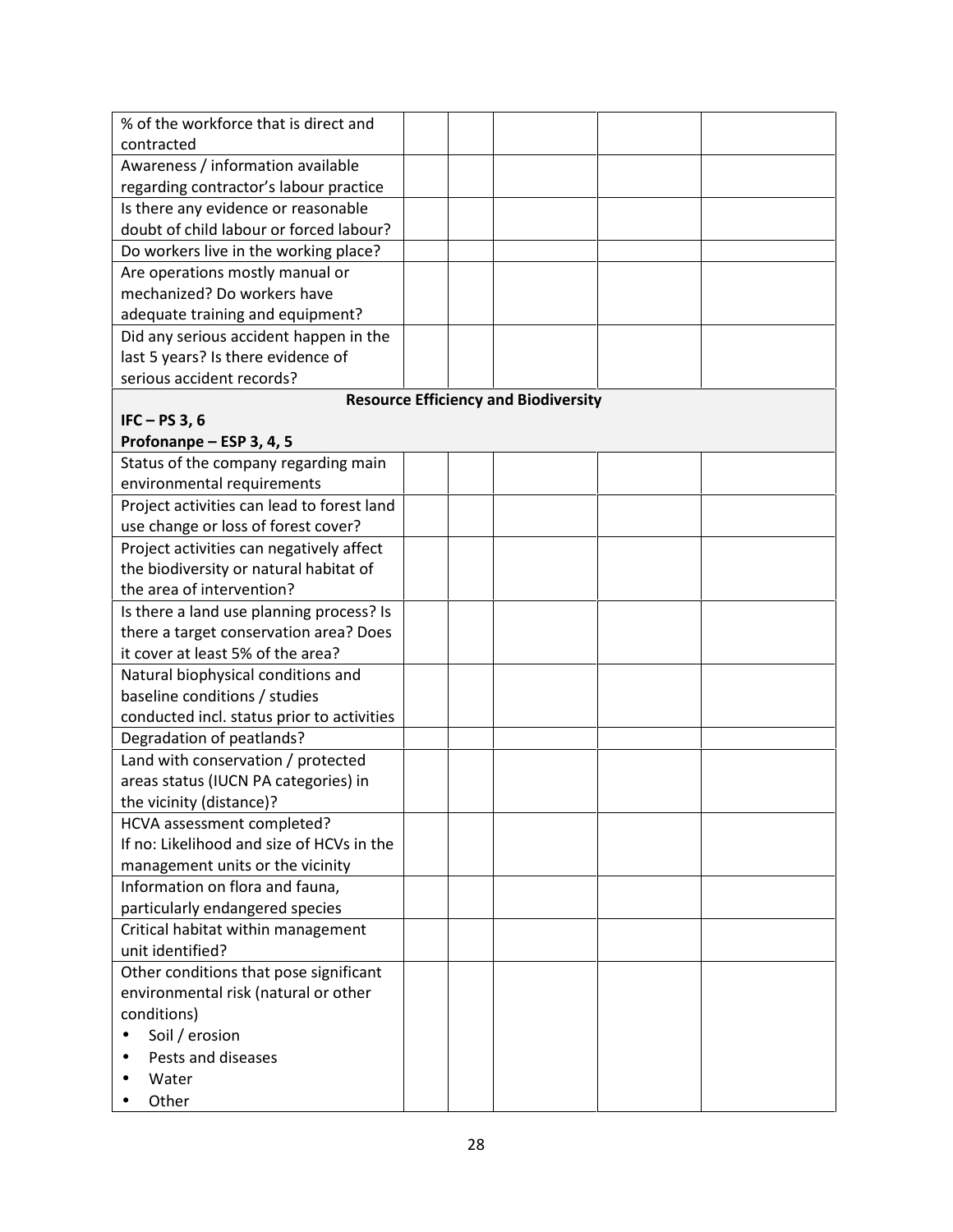| % of the workforce that is direct and contracted | | | | | |
|---|---|---|---|---|---|
| Awareness / information available regarding contractor's labour practice | | | | | |
| Is there any evidence or reasonable doubt of child labour or forced labour? | | | | | |
| Do workers live in the working place? | | | | | |
| Are operations mostly manual or mechanized? Do workers have adequate training and equipment? | | | | | |
| Did any serious accident happen in the last 5 years? Is there evidence of serious accident records? | | | | | |
| **Resource Efficiency and Biodiversity**<br>**IFC – PS 3, 6**<br>**Profonanpe – ESP 3, 4, 5** | | | | | |
| Status of the company regarding main environmental requirements | | | | | |
| Project activities can lead to forest land use change or loss of forest cover? | | | | | |
| Project activities can negatively affect the biodiversity or natural habitat of the area of intervention? | | | | | |
| Is there a land use planning process? Is there a target conservation area? Does it cover at least 5% of the area? | | | | | |
| Natural biophysical conditions and baseline conditions / studies conducted incl. status prior to activities | | | | | |
| Degradation of peatlands? | | | | | |
| Land with conservation / protected areas status (IUCN PA categories) in the vicinity (distance)? | | | | | |
| HCVA assessment completed?<br>If no: Likelihood and size of HCVs in the management units or the vicinity | | | | | |
| Information on flora and fauna, particularly endangered species | | | | | |
| Critical habitat within management unit identified? | | | | | |
| Other conditions that pose significant environmental risk (natural or other conditions)<br>• Soil / erosion<br>• Pests and diseases<br>• Water<br>• Other | | | | | |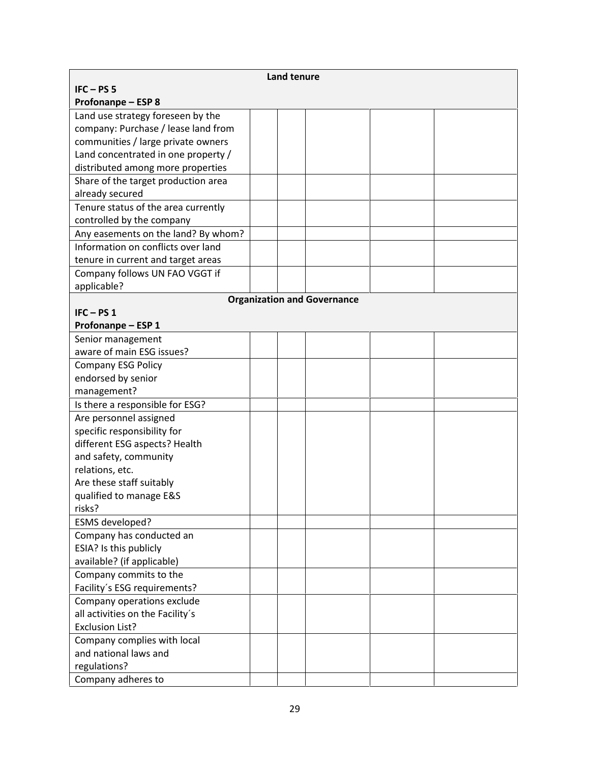| Land tenure | | | | | |
|---|---|---|---|---|---|
| **IFC – PS 5**<br>**Profonanpe – ESP 8** | | | | | |
| Land use strategy foreseen by the company: Purchase / lease land from communities / large private owners Land concentrated in one property / distributed among more properties | | | | | |
| Share of the target production area already secured | | | | | |
| Tenure status of the area currently controlled by the company | | | | | |
| Any easements on the land? By whom? | | | | | |
| Information on conflicts over land tenure in current and target areas | | | | | |
| Company follows UN FAO VGGT if applicable? | | | | | |
| **Organization and Governance** | | | | | |
| **IFC – PS 1**<br>**Profonanpe – ESP 1** | | | | | |
| Senior management aware of main ESG issues? | | | | | |
| Company ESG Policy endorsed by senior management? | | | | | |
| Is there a responsible for ESG? | | | | | |
| Are personnel assigned specific responsibility for different ESG aspects? Health and safety, community relations, etc. Are these staff suitably qualified to manage E&S risks? | | | | | |
| ESMS developed? | | | | | |
| Company has conducted an ESIA? Is this publicly available? (if applicable) | | | | | |
| Company commits to the Facility´s ESG requirements? | | | | | |
| Company operations exclude all activities on the Facility´s Exclusion List? | | | | | |
| Company complies with local and national laws and regulations? | | | | | |
| Company adheres to | | | | | |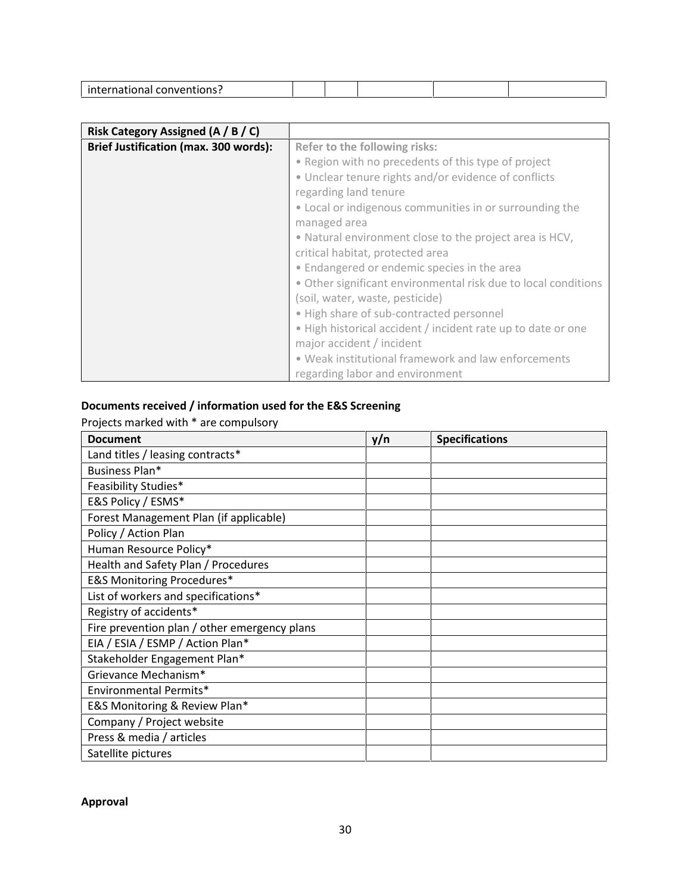| international conventions? | | | | | |
|---|---|---|---|---|---|

| Risk Category Assigned (A / B / C) | |
|---|---|
| **Brief Justification (max. 300 words):** | **Refer to the following risks:**<br>• Region with no precedents of this type of project<br>• Unclear tenure rights and/or evidence of conflicts regarding land tenure<br>• Local or indigenous communities in or surrounding the managed area<br>• Natural environment close to the project area is HCV, critical habitat, protected area<br>• Endangered or endemic species in the area<br>• Other significant environmental risk due to local conditions (soil, water, waste, pesticide)<br>• High share of sub-contracted personnel<br>• High historical accident / incident rate up to date or one major accident / incident<br>• Weak institutional framework and law enforcements regarding labor and environment |

**Documents received / information used for the E&S Screening**

Projects marked with * are compulsory

| Document | y/n | Specifications |
|---|---|---|
| Land titles / leasing contracts* | | |
| Business Plan* | | |
| Feasibility Studies* | | |
| E&S Policy / ESMS* | | |
| Forest Management Plan (if applicable) | | |
| Policy / Action Plan | | |
| Human Resource Policy* | | |
| Health and Safety Plan / Procedures | | |
| E&S Monitoring Procedures* | | |
| List of workers and specifications* | | |
| Registry of accidents* | | |
| Fire prevention plan / other emergency plans | | |
| EIA / ESIA / ESMP / Action Plan* | | |
| Stakeholder Engagement Plan* | | |
| Grievance Mechanism* | | |
| Environmental Permits* | | |
| E&S Monitoring & Review Plan* | | |
| Company / Project website | | |
| Press & media / articles | | |
| Satellite pictures | | |

**Approval**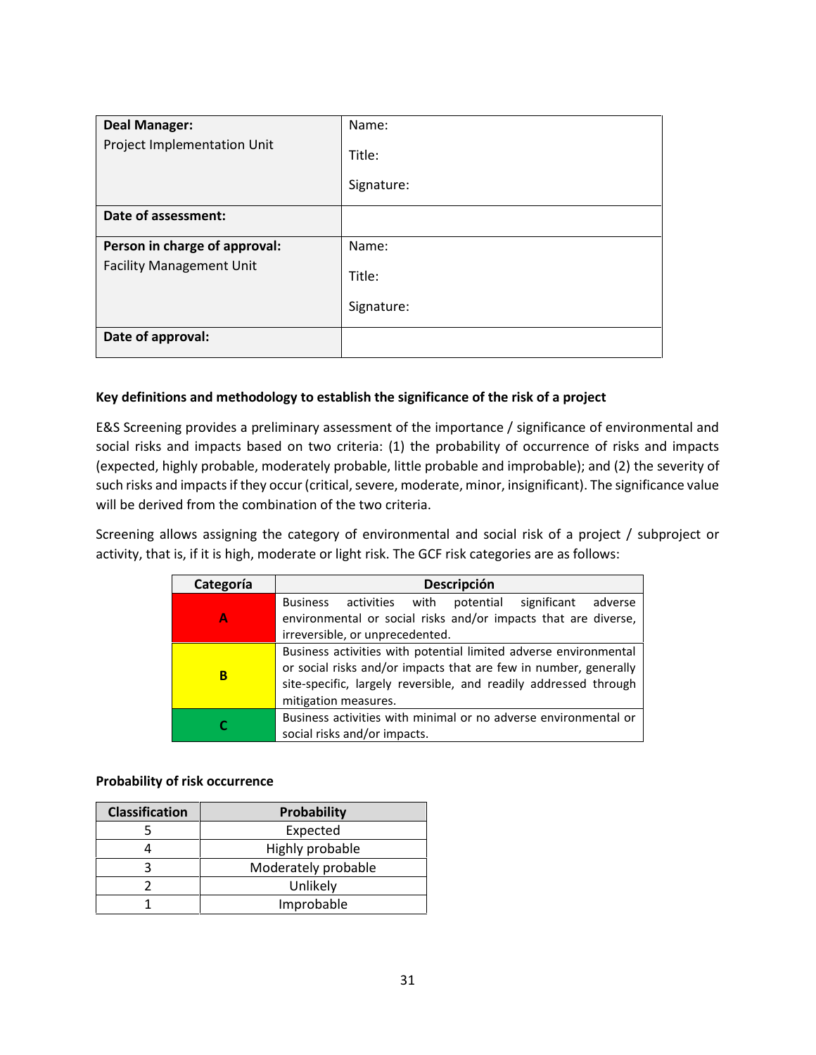| **Deal Manager:**<br>Project Implementation Unit | Name:<br><br>Title:<br><br>Signature: |
|---|---|
| **Date of assessment:** | |
| **Person in charge of approval:**<br>Facility Management Unit | Name:<br><br>Title:<br><br>Signature: |
| **Date of approval:** | |

**Key definitions and methodology to establish the significance of the risk of a project**

E&S Screening provides a preliminary assessment of the importance / significance of environmental and social risks and impacts based on two criteria: (1) the probability of occurrence of risks and impacts (expected, highly probable, moderately probable, little probable and improbable); and (2) the severity of such risks and impacts if they occur (critical, severe, moderate, minor, insignificant). The significance value will be derived from the combination of the two criteria.

Screening allows assigning the category of environmental and social risk of a project / subproject or activity, that is, if it is high, moderate or light risk. The GCF risk categories are as follows:

| Categoría | Descripción |
|---|---|
| **A** | Business activities with potential significant adverse environmental or social risks and/or impacts that are diverse, irreversible, or unprecedented. |
| **B** | Business activities with potential limited adverse environmental or social risks and/or impacts that are few in number, generally site-specific, largely reversible, and readily addressed through mitigation measures. |
| **C** | Business activities with minimal or no adverse environmental or social risks and/or impacts. |

**Probability of risk occurrence**

| Classification | Probability |
|---|---|
| 5 | Expected |
| 4 | Highly probable |
| 3 | Moderately probable |
| 2 | Unlikely |
| 1 | Improbable |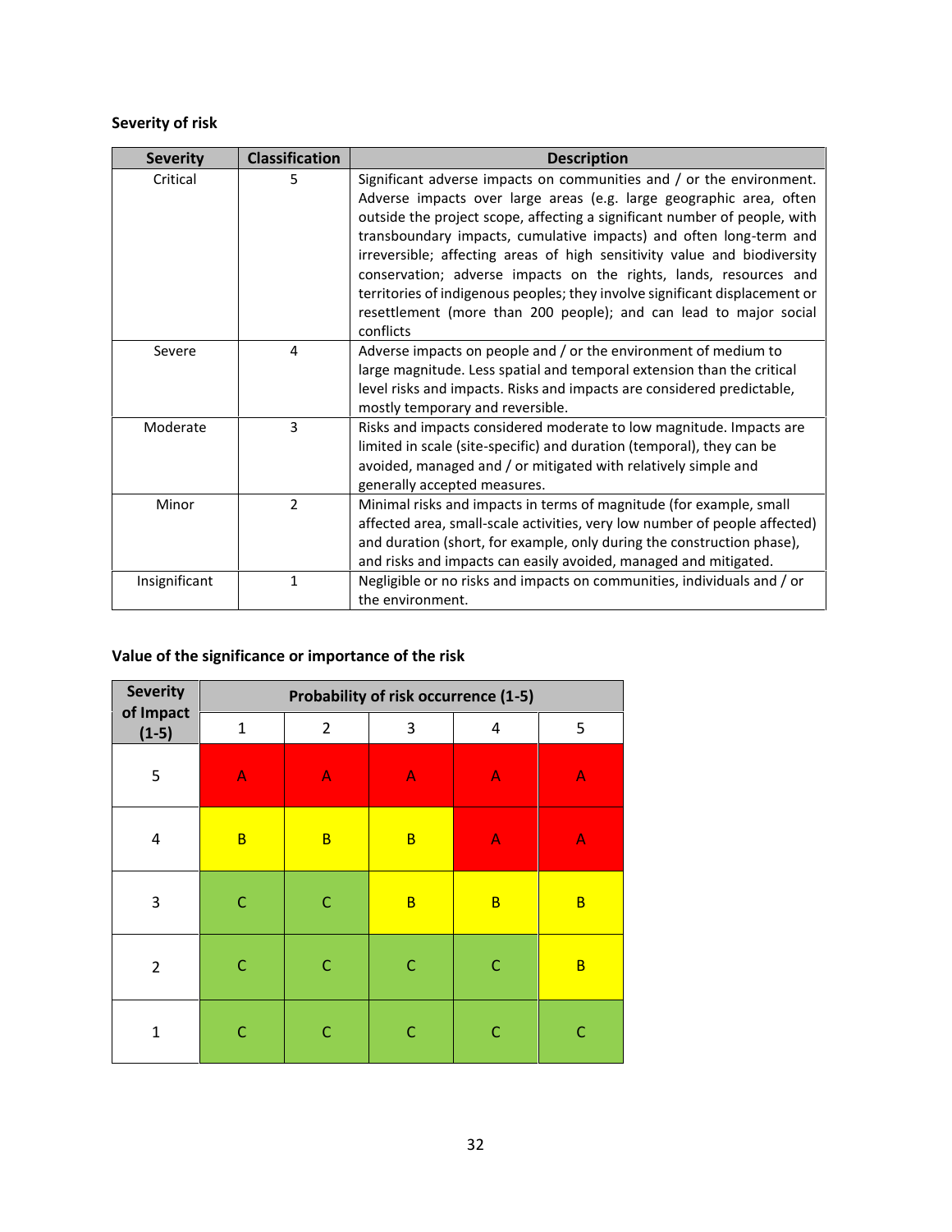**Severity of risk**

| Severity | Classification | Description |
|---|---|---|
| Critical | 5 | Significant adverse impacts on communities and / or the environment. Adverse impacts over large areas (e.g. large geographic area, often outside the project scope, affecting a significant number of people, with transboundary impacts, cumulative impacts) and often long-term and irreversible; affecting areas of high sensitivity value and biodiversity conservation; adverse impacts on the rights, lands, resources and territories of indigenous peoples; they involve significant displacement or resettlement (more than 200 people); and can lead to major social conflicts |
| Severe | 4 | Adverse impacts on people and / or the environment of medium to large magnitude. Less spatial and temporal extension than the critical level risks and impacts. Risks and impacts are considered predictable, mostly temporary and reversible. |
| Moderate | 3 | Risks and impacts considered moderate to low magnitude. Impacts are limited in scale (site-specific) and duration (temporal), they can be avoided, managed and / or mitigated with relatively simple and generally accepted measures. |
| Minor | 2 | Minimal risks and impacts in terms of magnitude (for example, small affected area, small-scale activities, very low number of people affected) and duration (short, for example, only during the construction phase), and risks and impacts can easily avoided, managed and mitigated. |
| Insignificant | 1 | Negligible or no risks and impacts on communities, individuals and / or the environment. |

**Value of the significance or importance of the risk**

| Severity of Impact (1-5) | Probability of risk occurrence (1-5) | | | | |
|---|---|---|---|---|---|
| | 1 | 2 | 3 | 4 | 5 |
| 5 | A | A | A | A | A |
| 4 | B | B | B | A | A |
| 3 | C | C | B | B | B |
| 2 | C | C | C | C | B |
| 1 | C | C | C | C | C |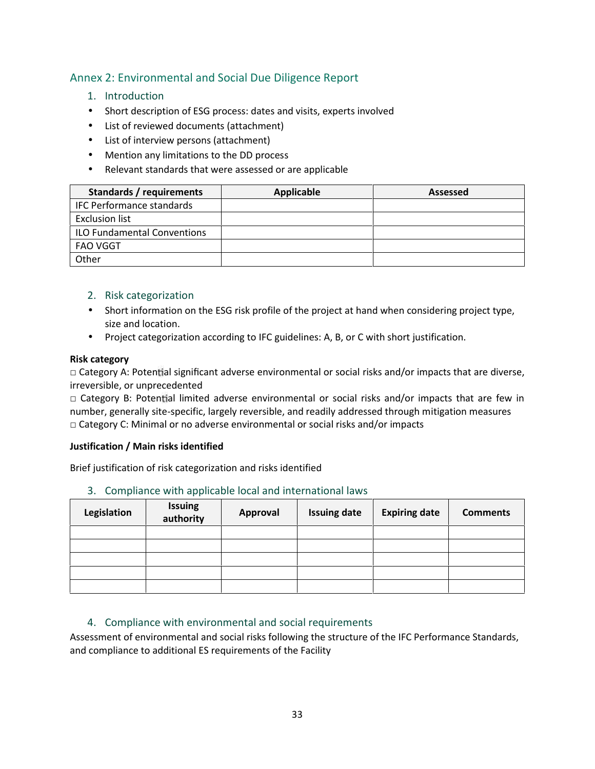## Annex 2: Environmental and Social Due Diligence Report

### 1. Introduction

- Short description of ESG process: dates and visits, experts involved
- List of reviewed documents (attachment)
- List of interview persons (attachment)
- Mention any limitations to the DD process
- Relevant standards that were assessed or are applicable

| Standards / requirements | Applicable | Assessed |
|---|---|---|
| IFC Performance standards | | |
| Exclusion list | | |
| ILO Fundamental Conventions | | |
| FAO VGGT | | |
| Other | | |

### 2. Risk categorization

- Short information on the ESG risk profile of the project at hand when considering project type, size and location.
- Project categorization according to IFC guidelines: A, B, or C with short justification.

**Risk category**

□ Category A: Potential significant adverse environmental or social risks and/or impacts that are diverse, irreversible, or unprecedented

□ Category B: Potential limited adverse environmental or social risks and/or impacts that are few in number, generally site-specific, largely reversible, and readily addressed through mitigation measures

□ Category C: Minimal or no adverse environmental or social risks and/or impacts

**Justification / Main risks identified**

Brief justification of risk categorization and risks identified

### 3. Compliance with applicable local and international laws

| Legislation | Issuing authority | Approval | Issuing date | Expiring date | Comments |
|---|---|---|---|---|---|
| | | | | | |
| | | | | | |
| | | | | | |
| | | | | | |
| | | | | | |

### 4. Compliance with environmental and social requirements

Assessment of environmental and social risks following the structure of the IFC Performance Standards, and compliance to additional ES requirements of the Facility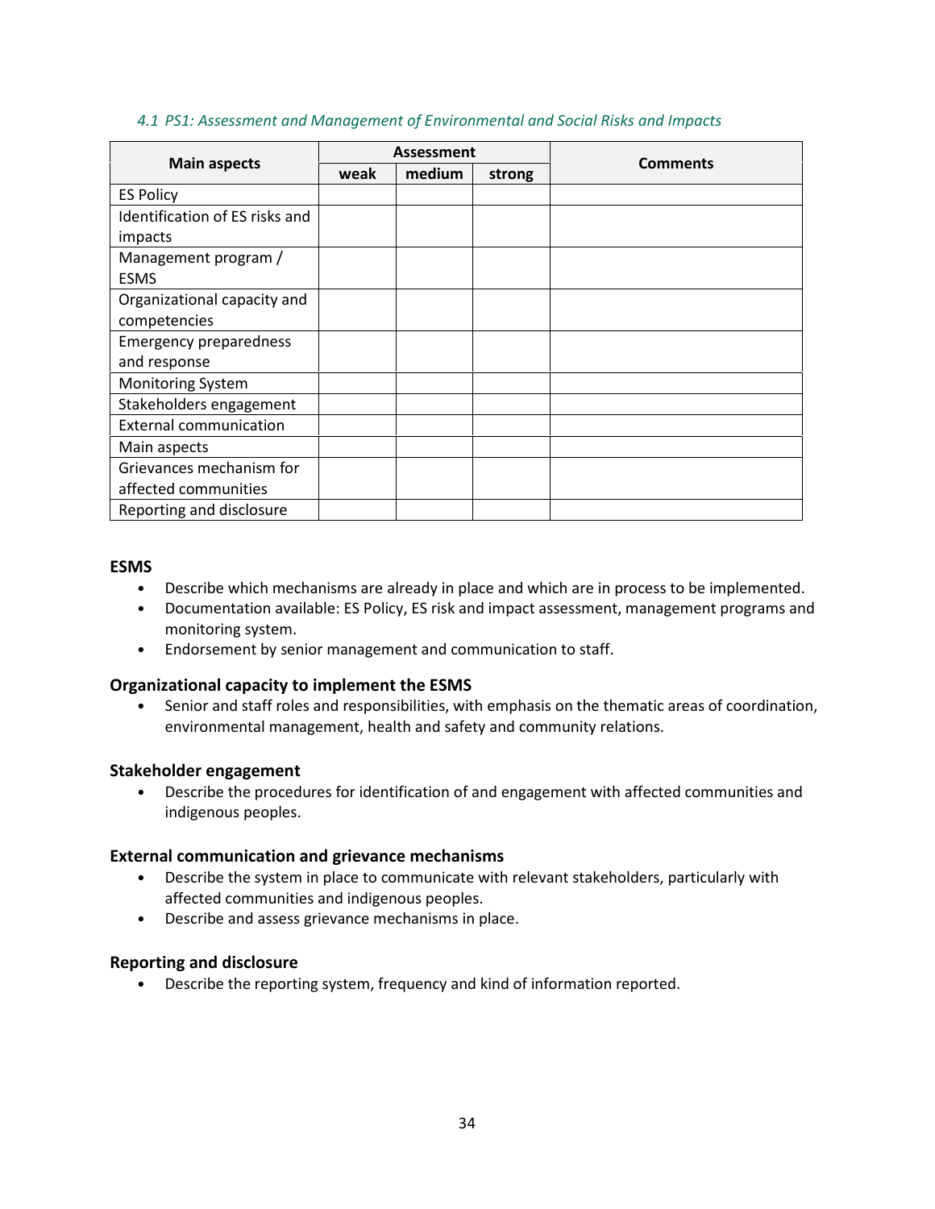### *4.1 PS1: Assessment and Management of Environmental and Social Risks and Impacts*

| Main aspects | Assessment | | | Comments |
|---|---|---|---|---|
| | weak | medium | strong | |
| ES Policy | | | | |
| Identification of ES risks and impacts | | | | |
| Management program / ESMS | | | | |
| Organizational capacity and competencies | | | | |
| Emergency preparedness and response | | | | |
| Monitoring System | | | | |
| Stakeholders engagement | | | | |
| External communication | | | | |
| Main aspects | | | | |
| Grievances mechanism for affected communities | | | | |
| Reporting and disclosure | | | | |

**ESMS**

- Describe which mechanisms are already in place and which are in process to be implemented.
- Documentation available: ES Policy, ES risk and impact assessment, management programs and monitoring system.
- Endorsement by senior management and communication to staff.

**Organizational capacity to implement the ESMS**

- Senior and staff roles and responsibilities, with emphasis on the thematic areas of coordination, environmental management, health and safety and community relations.

**Stakeholder engagement**

- Describe the procedures for identification of and engagement with affected communities and indigenous peoples.

**External communication and grievance mechanisms**

- Describe the system in place to communicate with relevant stakeholders, particularly with affected communities and indigenous peoples.
- Describe and assess grievance mechanisms in place.

**Reporting and disclosure**

- Describe the reporting system, frequency and kind of information reported.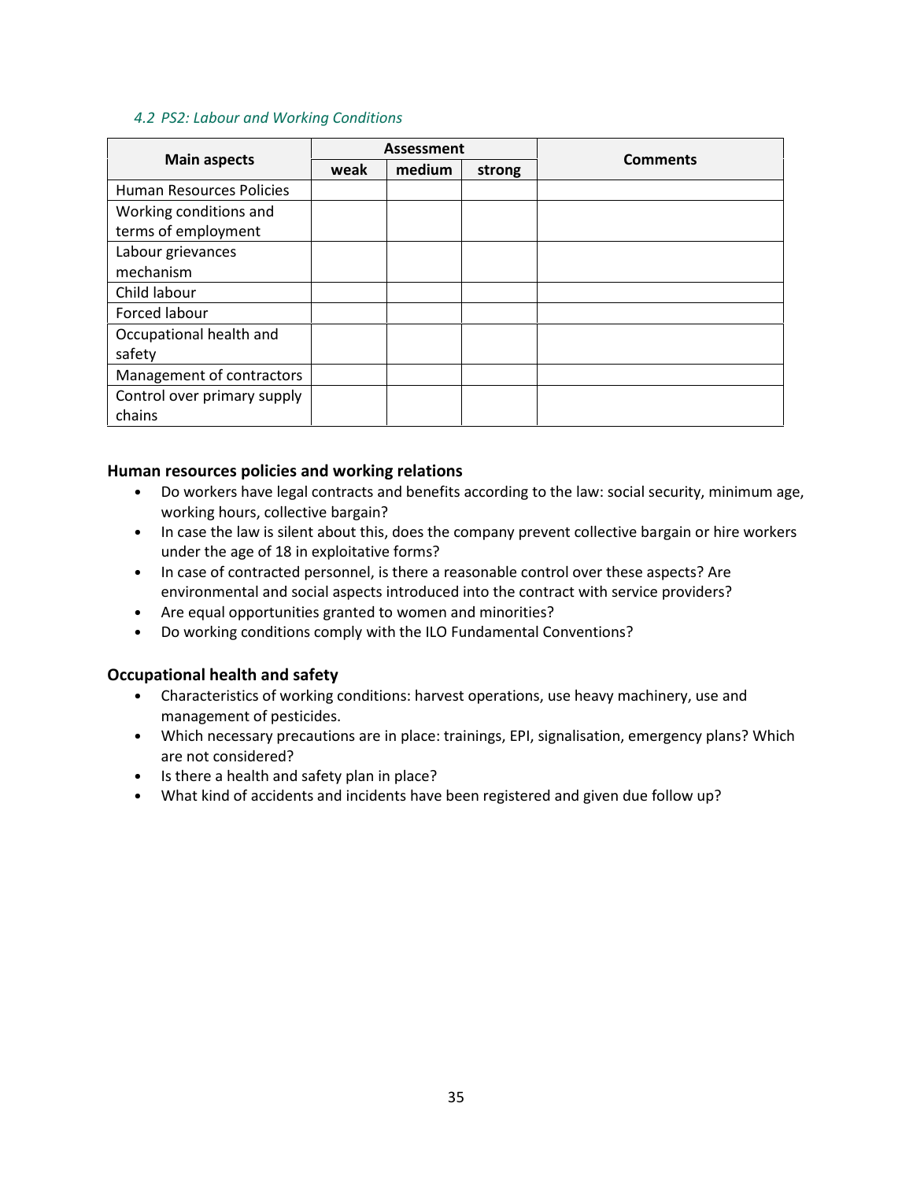### *4.2 PS2: Labour and Working Conditions*

| Main aspects | Assessment | | | Comments |
|---|---|---|---|---|
| | weak | medium | strong | |
| Human Resources Policies | | | | |
| Working conditions and terms of employment | | | | |
| Labour grievances mechanism | | | | |
| Child labour | | | | |
| Forced labour | | | | |
| Occupational health and safety | | | | |
| Management of contractors | | | | |
| Control over primary supply chains | | | | |

**Human resources policies and working relations**

- Do workers have legal contracts and benefits according to the law: social security, minimum age, working hours, collective bargain?
- In case the law is silent about this, does the company prevent collective bargain or hire workers under the age of 18 in exploitative forms?
- In case of contracted personnel, is there a reasonable control over these aspects? Are environmental and social aspects introduced into the contract with service providers?
- Are equal opportunities granted to women and minorities?
- Do working conditions comply with the ILO Fundamental Conventions?

**Occupational health and safety**

- Characteristics of working conditions: harvest operations, use heavy machinery, use and management of pesticides.
- Which necessary precautions are in place: trainings, EPI, signalisation, emergency plans? Which are not considered?
- Is there a health and safety plan in place?
- What kind of accidents and incidents have been registered and given due follow up?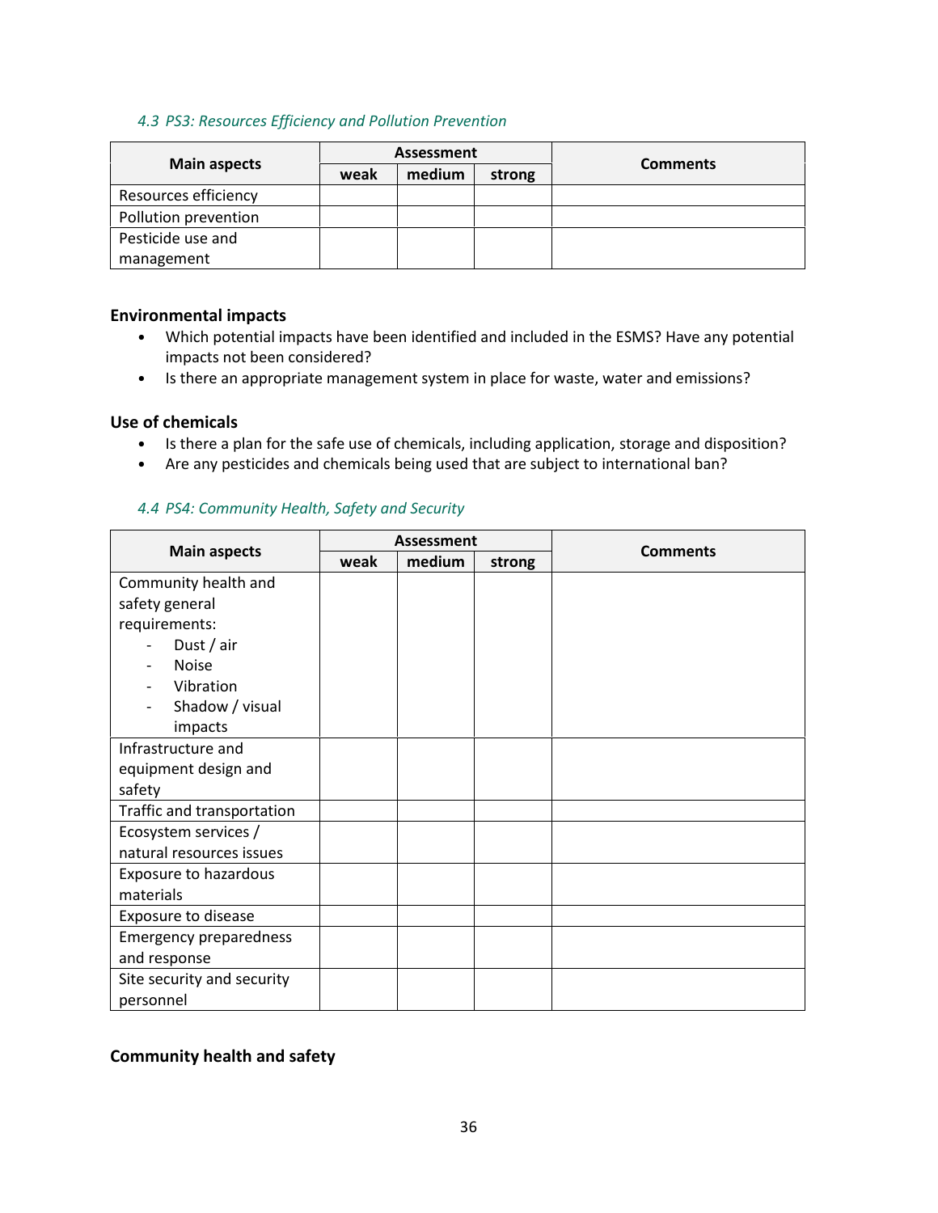### 4.3 PS3: Resources Efficiency and Pollution Prevention

| Main aspects | Assessment | | | Comments |
|---|---|---|---|---|
| | weak | medium | strong | |
| Resources efficiency | | | | |
| Pollution prevention | | | | |
| Pesticide use and management | | | | |

**Environmental impacts**

- Which potential impacts have been identified and included in the ESMS? Have any potential impacts not been considered?
- Is there an appropriate management system in place for waste, water and emissions?

**Use of chemicals**

- Is there a plan for the safe use of chemicals, including application, storage and disposition?
- Are any pesticides and chemicals being used that are subject to international ban?

### 4.4 PS4: Community Health, Safety and Security

| Main aspects | Assessment | | | Comments |
|---|---|---|---|---|
| | weak | medium | strong | |
| Community health and safety general requirements:<br>- Dust / air<br>- Noise<br>- Vibration<br>- Shadow / visual impacts | | | | |
| Infrastructure and equipment design and safety | | | | |
| Traffic and transportation | | | | |
| Ecosystem services / natural resources issues | | | | |
| Exposure to hazardous materials | | | | |
| Exposure to disease | | | | |
| Emergency preparedness and response | | | | |
| Site security and security personnel | | | | |

**Community health and safety**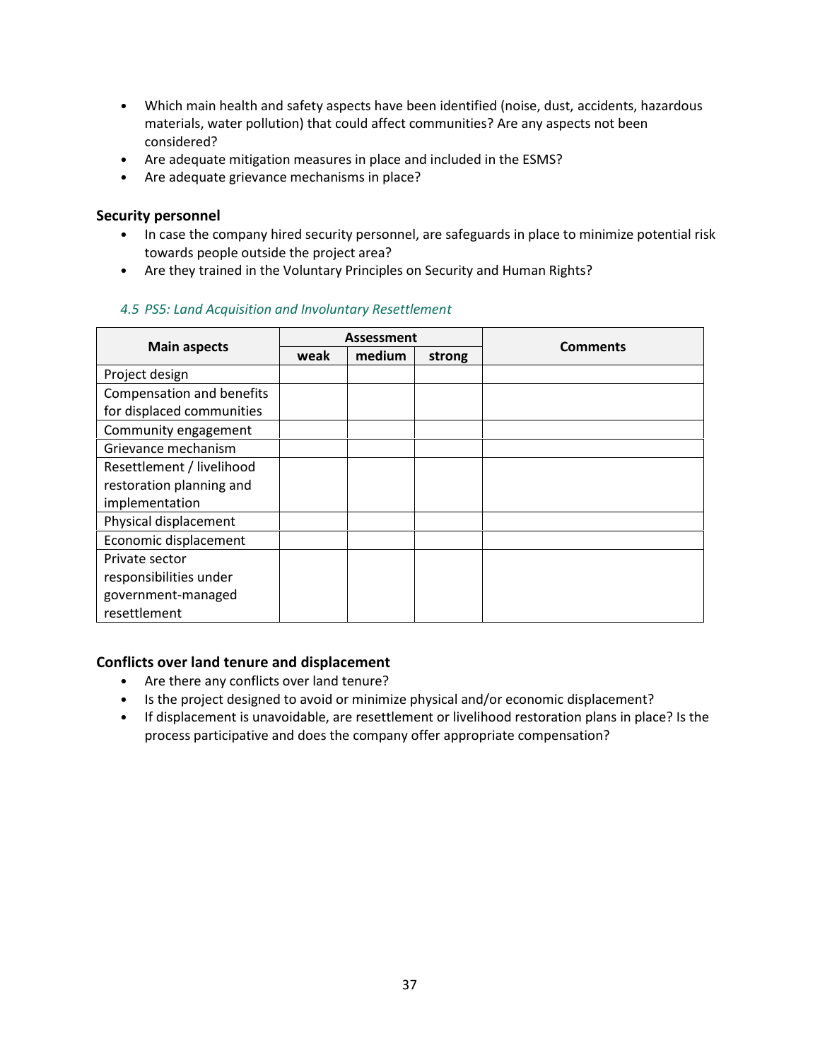- Which main health and safety aspects have been identified (noise, dust, accidents, hazardous materials, water pollution) that could affect communities? Are any aspects not been considered?
- Are adequate mitigation measures in place and included in the ESMS?
- Are adequate grievance mechanisms in place?

**Security personnel**

- In case the company hired security personnel, are safeguards in place to minimize potential risk towards people outside the project area?
- Are they trained in the Voluntary Principles on Security and Human Rights?

### *4.5 PS5: Land Acquisition and Involuntary Resettlement*

| Main aspects | Assessment | | | Comments |
|---|---|---|---|---|
| | weak | medium | strong | |
| Project design | | | | |
| Compensation and benefits for displaced communities | | | | |
| Community engagement | | | | |
| Grievance mechanism | | | | |
| Resettlement / livelihood restoration planning and implementation | | | | |
| Physical displacement | | | | |
| Economic displacement | | | | |
| Private sector responsibilities under government-managed resettlement | | | | |

**Conflicts over land tenure and displacement**

- Are there any conflicts over land tenure?
- Is the project designed to avoid or minimize physical and/or economic displacement?
- If displacement is unavoidable, are resettlement or livelihood restoration plans in place? Is the process participative and does the company offer appropriate compensation?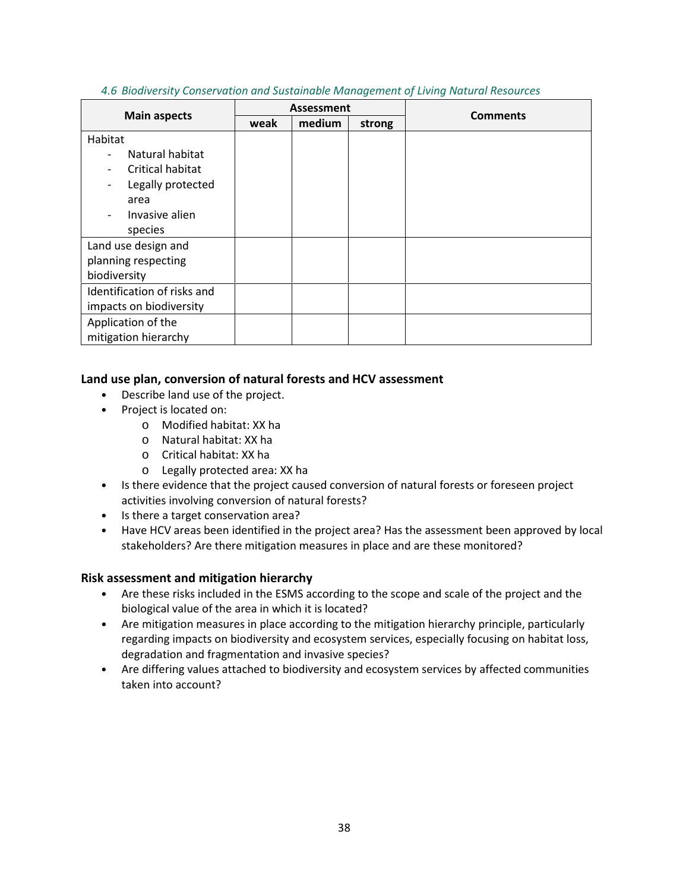*4.6 Biodiversity Conservation and Sustainable Management of Living Natural Resources*

| Main aspects | Assessment | | | Comments |
|---|---|---|---|---|
| | weak | medium | strong | |
| Habitat<br>- Natural habitat<br>- Critical habitat<br>- Legally protected area<br>- Invasive alien species | | | | |
| Land use design and planning respecting biodiversity | | | | |
| Identification of risks and impacts on biodiversity | | | | |
| Application of the mitigation hierarchy | | | | |

### Land use plan, conversion of natural forests and HCV assessment

- Describe land use of the project.
- Project is located on:
  - Modified habitat: XX ha
  - Natural habitat: XX ha
  - Critical habitat: XX ha
  - Legally protected area: XX ha
- Is there evidence that the project caused conversion of natural forests or foreseen project activities involving conversion of natural forests?
- Is there a target conservation area?
- Have HCV areas been identified in the project area? Has the assessment been approved by local stakeholders? Are there mitigation measures in place and are these monitored?

### Risk assessment and mitigation hierarchy

- Are these risks included in the ESMS according to the scope and scale of the project and the biological value of the area in which it is located?
- Are mitigation measures in place according to the mitigation hierarchy principle, particularly regarding impacts on biodiversity and ecosystem services, especially focusing on habitat loss, degradation and fragmentation and invasive species?
- Are differing values attached to biodiversity and ecosystem services by affected communities taken into account?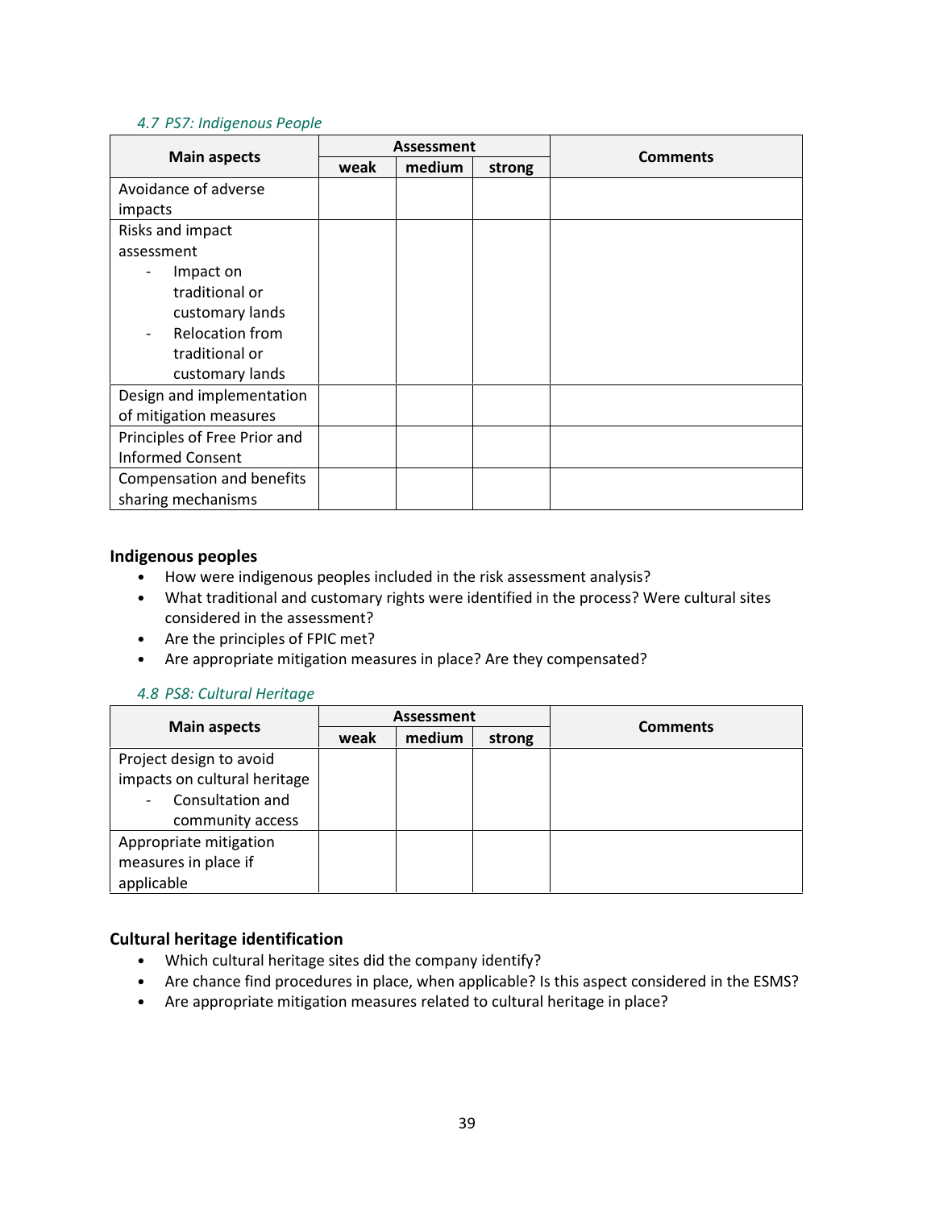### *4.7 PS7: Indigenous People*

| Main aspects | Assessment | | | Comments |
|---|---|---|---|---|
| | weak | medium | strong | |
| Avoidance of adverse impacts | | | | |
| Risks and impact assessment<br>- Impact on traditional or customary lands<br>- Relocation from traditional or customary lands | | | | |
| Design and implementation of mitigation measures | | | | |
| Principles of Free Prior and Informed Consent | | | | |
| Compensation and benefits sharing mechanisms | | | | |

**Indigenous peoples**

- How were indigenous peoples included in the risk assessment analysis?
- What traditional and customary rights were identified in the process? Were cultural sites considered in the assessment?
- Are the principles of FPIC met?
- Are appropriate mitigation measures in place? Are they compensated?

### *4.8 PS8: Cultural Heritage*

| Main aspects | Assessment | | | Comments |
|---|---|---|---|---|
| | weak | medium | strong | |
| Project design to avoid impacts on cultural heritage<br>- Consultation and community access | | | | |
| Appropriate mitigation measures in place if applicable | | | | |

**Cultural heritage identification**

- Which cultural heritage sites did the company identify?
- Are chance find procedures in place, when applicable? Is this aspect considered in the ESMS?
- Are appropriate mitigation measures related to cultural heritage in place?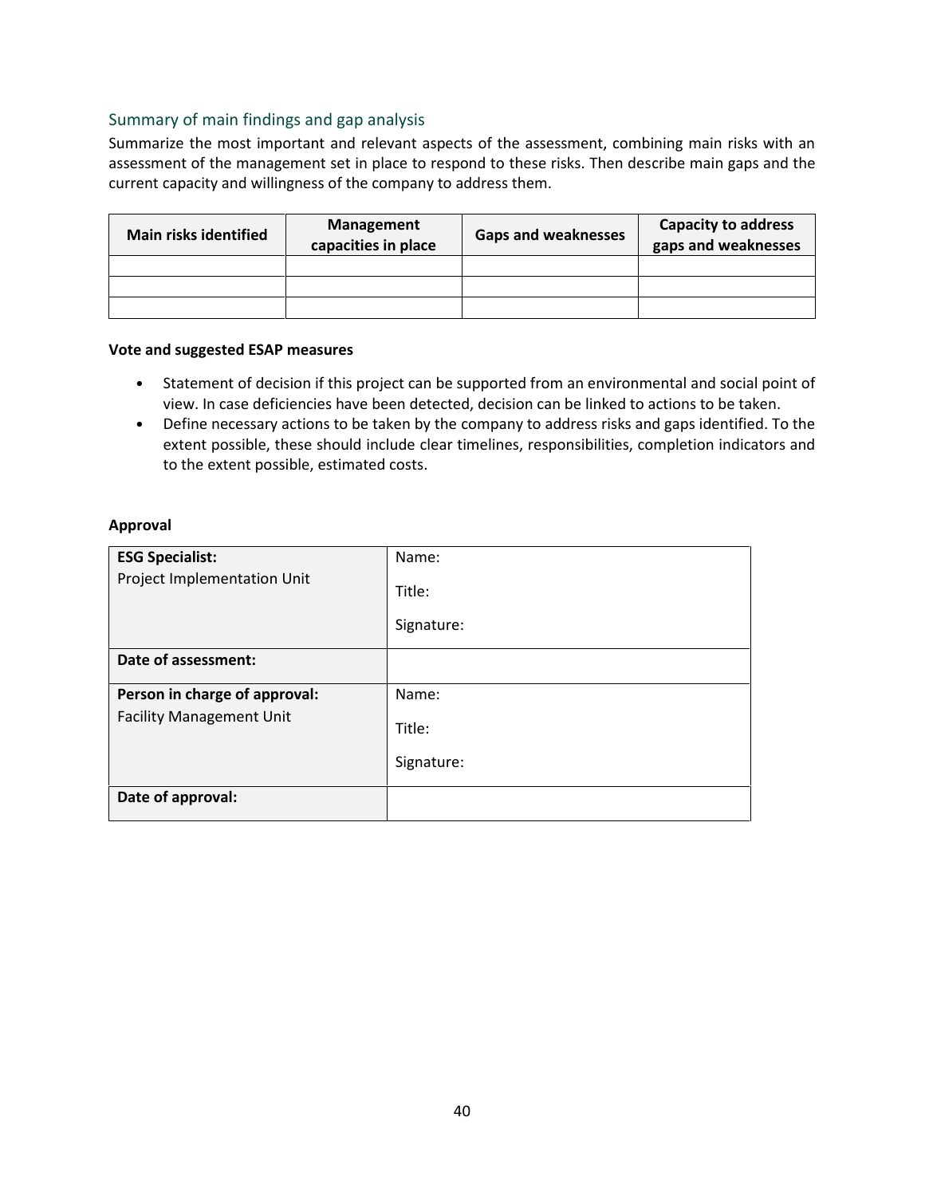## Summary of main findings and gap analysis

Summarize the most important and relevant aspects of the assessment, combining main risks with an assessment of the management set in place to respond to these risks. Then describe main gaps and the current capacity and willingness of the company to address them.

| Main risks identified | Management capacities in place | Gaps and weaknesses | Capacity to address gaps and weaknesses |
|---|---|---|---|
| | | | |
| | | | |
| | | | |

**Vote and suggested ESAP measures**

- Statement of decision if this project can be supported from an environmental and social point of view. In case deficiencies have been detected, decision can be linked to actions to be taken.
- Define necessary actions to be taken by the company to address risks and gaps identified. To the extent possible, these should include clear timelines, responsibilities, completion indicators and to the extent possible, estimated costs.

**Approval**

| **ESG Specialist:**<br>Project Implementation Unit | Name:<br>Title:<br>Signature: |
|---|---|
| **Date of assessment:** | |
| **Person in charge of approval:**<br>Facility Management Unit | Name:<br>Title:<br>Signature: |
| **Date of approval:** | |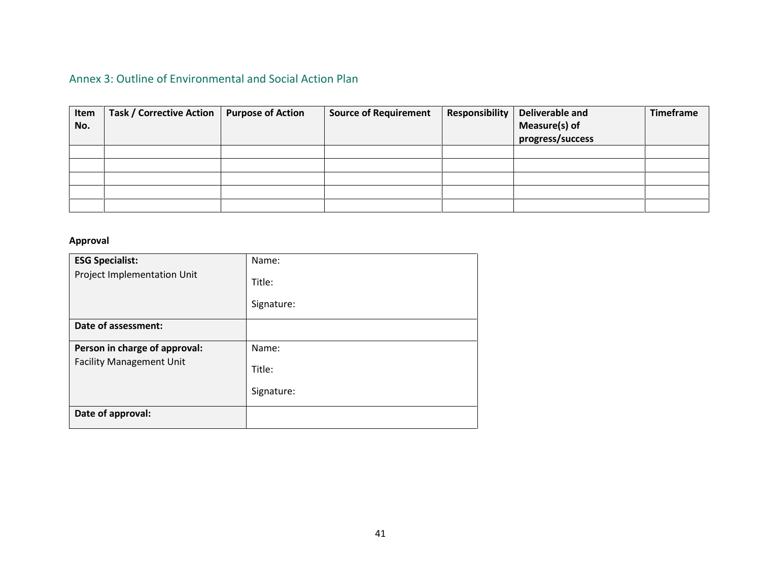## Annex 3: Outline of Environmental and Social Action Plan

| Item No. | Task / Corrective Action | Purpose of Action | Source of Requirement | Responsibility | Deliverable and Measure(s) of progress/success | Timeframe |
|---|---|---|---|---|---|---|
| | | | | | | |
| | | | | | | |
| | | | | | | |
| | | | | | | |
| | | | | | | |

**Approval**

| **ESG Specialist:** Project Implementation Unit | Name: Title: Signature: |
|---|---|
| **Date of assessment:** | |
| **Person in charge of approval:** Facility Management Unit | Name: Title: Signature: |
| **Date of approval:** | |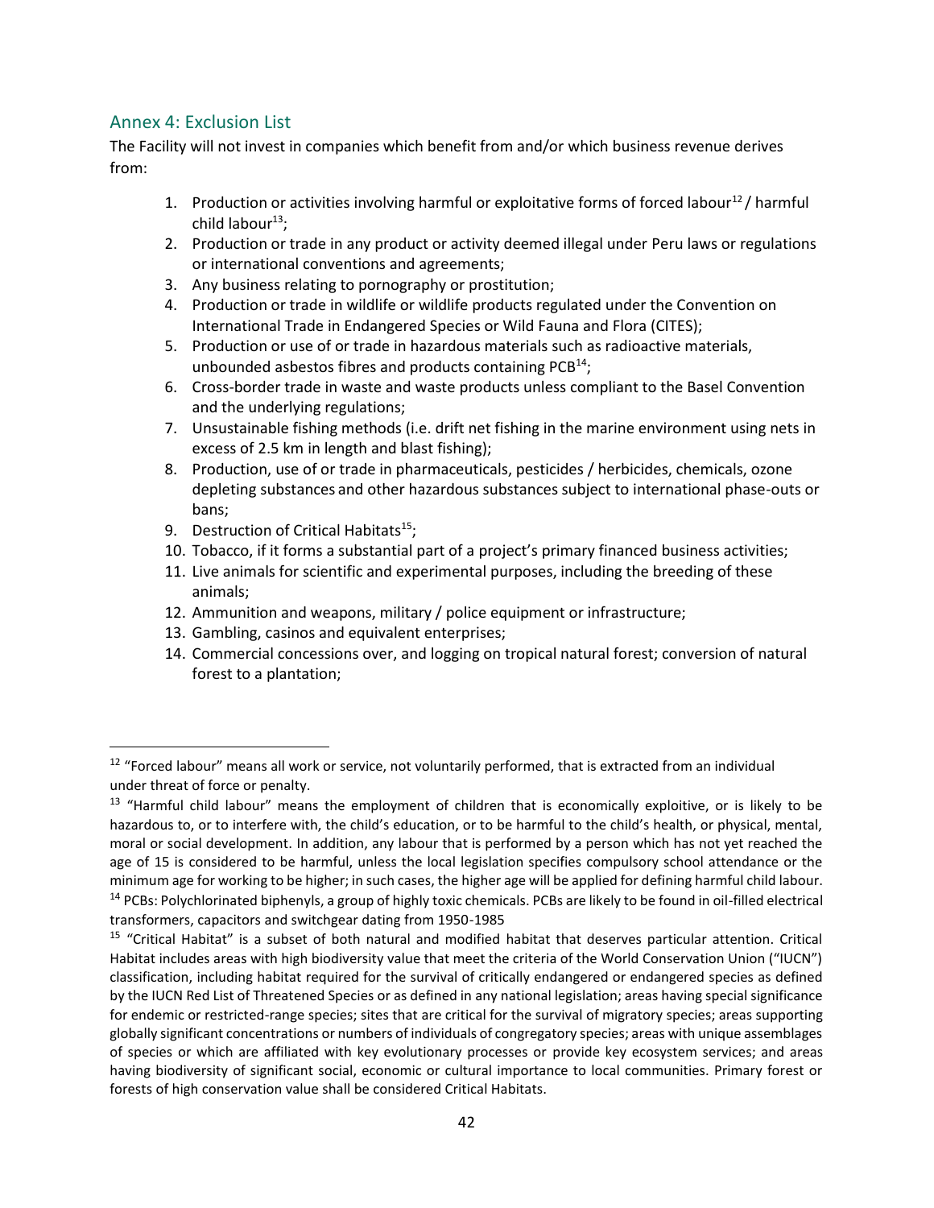## Annex 4: Exclusion List

The Facility will not invest in companies which benefit from and/or which business revenue derives from:

1. Production or activities involving harmful or exploitative forms of forced labour[12] / harmful child labour[13];
2. Production or trade in any product or activity deemed illegal under Peru laws or regulations or international conventions and agreements;
3. Any business relating to pornography or prostitution;
4. Production or trade in wildlife or wildlife products regulated under the Convention on International Trade in Endangered Species or Wild Fauna and Flora (CITES);
5. Production or use of or trade in hazardous materials such as radioactive materials, unbounded asbestos fibres and products containing PCB[14];
6. Cross-border trade in waste and waste products unless compliant to the Basel Convention and the underlying regulations;
7. Unsustainable fishing methods (i.e. drift net fishing in the marine environment using nets in excess of 2.5 km in length and blast fishing);
8. Production, use of or trade in pharmaceuticals, pesticides / herbicides, chemicals, ozone depleting substances and other hazardous substances subject to international phase-outs or bans;
9. Destruction of Critical Habitats[15];
10. Tobacco, if it forms a substantial part of a project's primary financed business activities;
11. Live animals for scientific and experimental purposes, including the breeding of these animals;
12. Ammunition and weapons, military / police equipment or infrastructure;
13. Gambling, casinos and equivalent enterprises;
14. Commercial concessions over, and logging on tropical natural forest; conversion of natural forest to a plantation;

---

[12] "Forced labour" means all work or service, not voluntarily performed, that is extracted from an individual under threat of force or penalty.

[13] "Harmful child labour" means the employment of children that is economically exploitive, or is likely to be hazardous to, or to interfere with, the child's education, or to be harmful to the child's health, or physical, mental, moral or social development. In addition, any labour that is performed by a person which has not yet reached the age of 15 is considered to be harmful, unless the local legislation specifies compulsory school attendance or the minimum age for working to be higher; in such cases, the higher age will be applied for defining harmful child labour.

[14] PCBs: Polychlorinated biphenyls, a group of highly toxic chemicals. PCBs are likely to be found in oil-filled electrical transformers, capacitors and switchgear dating from 1950-1985

[15] "Critical Habitat" is a subset of both natural and modified habitat that deserves particular attention. Critical Habitat includes areas with high biodiversity value that meet the criteria of the World Conservation Union ("IUCN") classification, including habitat required for the survival of critically endangered or endangered species as defined by the IUCN Red List of Threatened Species or as defined in any national legislation; areas having special significance for endemic or restricted-range species; sites that are critical for the survival of migratory species; areas supporting globally significant concentrations or numbers of individuals of congregatory species; areas with unique assemblages of species or which are affiliated with key evolutionary processes or provide key ecosystem services; and areas having biodiversity of significant social, economic or cultural importance to local communities. Primary forest or forests of high conservation value shall be considered Critical Habitats.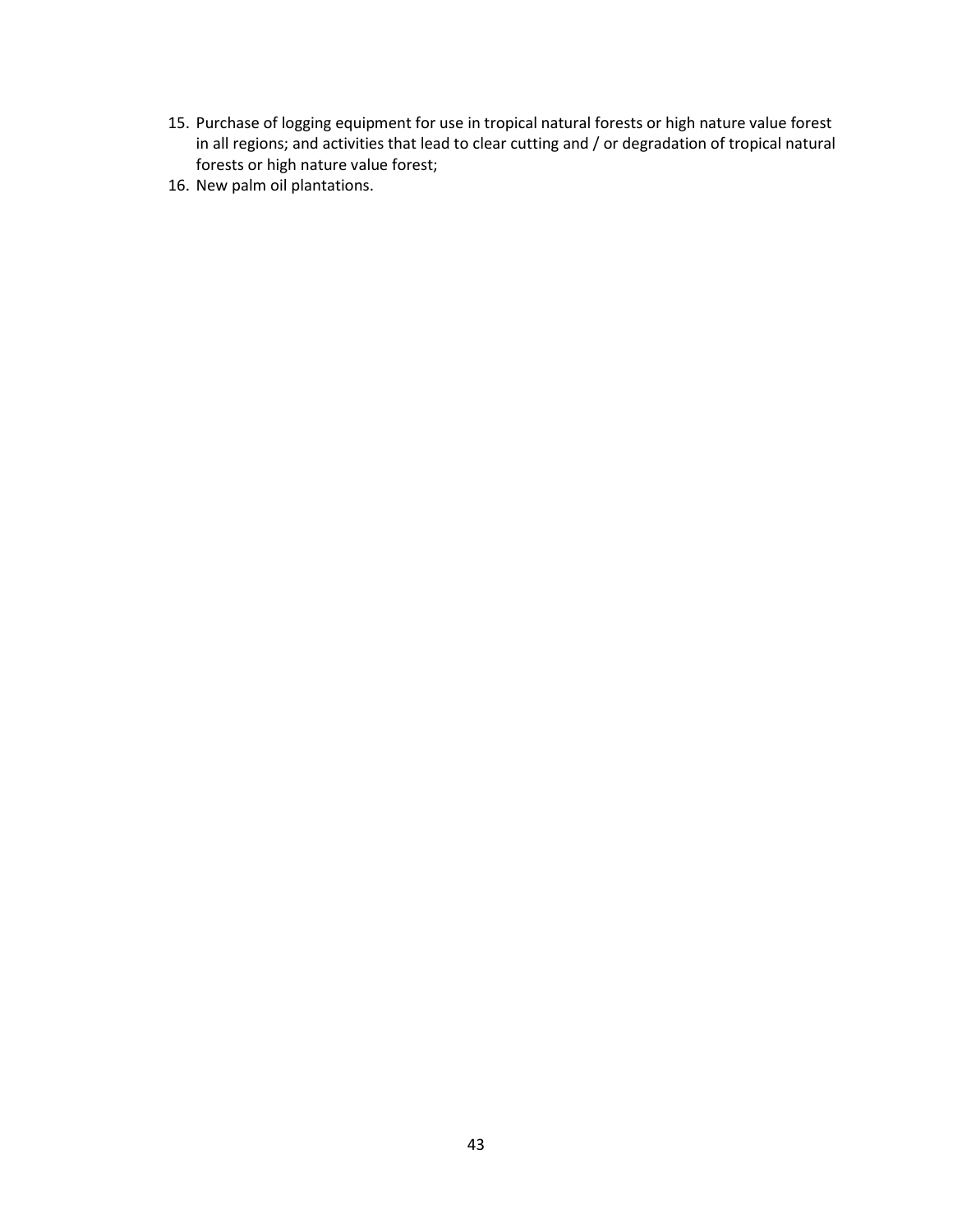15. Purchase of logging equipment for use in tropical natural forests or high nature value forest in all regions; and activities that lead to clear cutting and / or degradation of tropical natural forests or high nature value forest;
16. New palm oil plantations.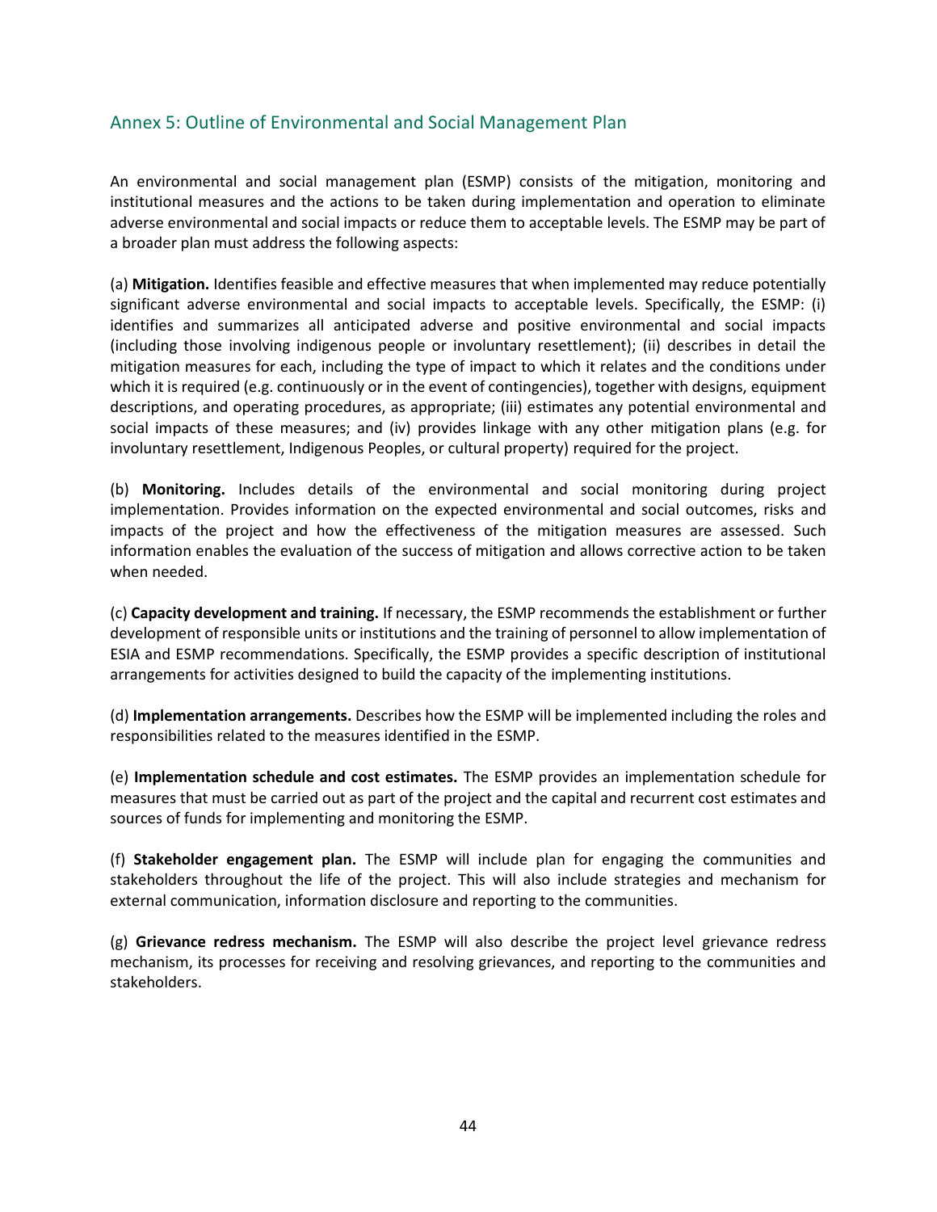## Annex 5: Outline of Environmental and Social Management Plan

An environmental and social management plan (ESMP) consists of the mitigation, monitoring and institutional measures and the actions to be taken during implementation and operation to eliminate adverse environmental and social impacts or reduce them to acceptable levels. The ESMP may be part of a broader plan must address the following aspects:

(a) **Mitigation.** Identifies feasible and effective measures that when implemented may reduce potentially significant adverse environmental and social impacts to acceptable levels. Specifically, the ESMP: (i) identifies and summarizes all anticipated adverse and positive environmental and social impacts (including those involving indigenous people or involuntary resettlement); (ii) describes in detail the mitigation measures for each, including the type of impact to which it relates and the conditions under which it is required (e.g. continuously or in the event of contingencies), together with designs, equipment descriptions, and operating procedures, as appropriate; (iii) estimates any potential environmental and social impacts of these measures; and (iv) provides linkage with any other mitigation plans (e.g. for involuntary resettlement, Indigenous Peoples, or cultural property) required for the project.

(b) **Monitoring.** Includes details of the environmental and social monitoring during project implementation. Provides information on the expected environmental and social outcomes, risks and impacts of the project and how the effectiveness of the mitigation measures are assessed. Such information enables the evaluation of the success of mitigation and allows corrective action to be taken when needed.

(c) **Capacity development and training.** If necessary, the ESMP recommends the establishment or further development of responsible units or institutions and the training of personnel to allow implementation of ESIA and ESMP recommendations. Specifically, the ESMP provides a specific description of institutional arrangements for activities designed to build the capacity of the implementing institutions.

(d) **Implementation arrangements.** Describes how the ESMP will be implemented including the roles and responsibilities related to the measures identified in the ESMP.

(e) **Implementation schedule and cost estimates.** The ESMP provides an implementation schedule for measures that must be carried out as part of the project and the capital and recurrent cost estimates and sources of funds for implementing and monitoring the ESMP.

(f) **Stakeholder engagement plan.** The ESMP will include plan for engaging the communities and stakeholders throughout the life of the project. This will also include strategies and mechanism for external communication, information disclosure and reporting to the communities.

(g) **Grievance redress mechanism.** The ESMP will also describe the project level grievance redress mechanism, its processes for receiving and resolving grievances, and reporting to the communities and stakeholders.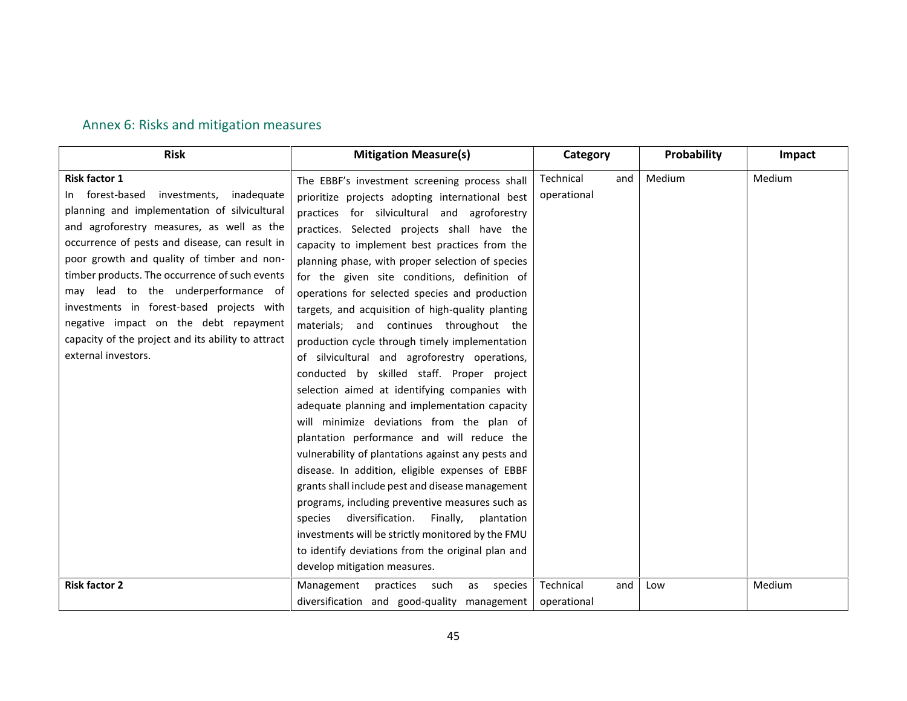## Annex 6: Risks and mitigation measures

| Risk | Mitigation Measure(s) | Category | Probability | Impact |
|---|---|---|---|---|
| **Risk factor 1**<br>In forest-based investments, inadequate planning and implementation of silvicultural and agroforestry measures, as well as the occurrence of pests and disease, can result in poor growth and quality of timber and non-timber products. The occurrence of such events may lead to the underperformance of investments in forest-based projects with negative impact on the debt repayment capacity of the project and its ability to attract external investors. | The EBBF's investment screening process shall prioritize projects adopting international best practices for silvicultural and agroforestry practices. Selected projects shall have the capacity to implement best practices from the planning phase, with proper selection of species for the given site conditions, definition of operations for selected species and production targets, and acquisition of high-quality planting materials; and continues throughout the production cycle through timely implementation of silvicultural and agroforestry operations, conducted by skilled staff. Proper project selection aimed at identifying companies with adequate planning and implementation capacity will minimize deviations from the plan of plantation performance and will reduce the vulnerability of plantations against any pests and disease. In addition, eligible expenses of EBBF grants shall include pest and disease management programs, including preventive measures such as species diversification. Finally, plantation investments will be strictly monitored by the FMU to identify deviations from the original plan and develop mitigation measures. | Technical and operational | Medium | Medium |
| **Risk factor 2** | Management practices such as species diversification and good-quality management | Technical and operational | Low | Medium |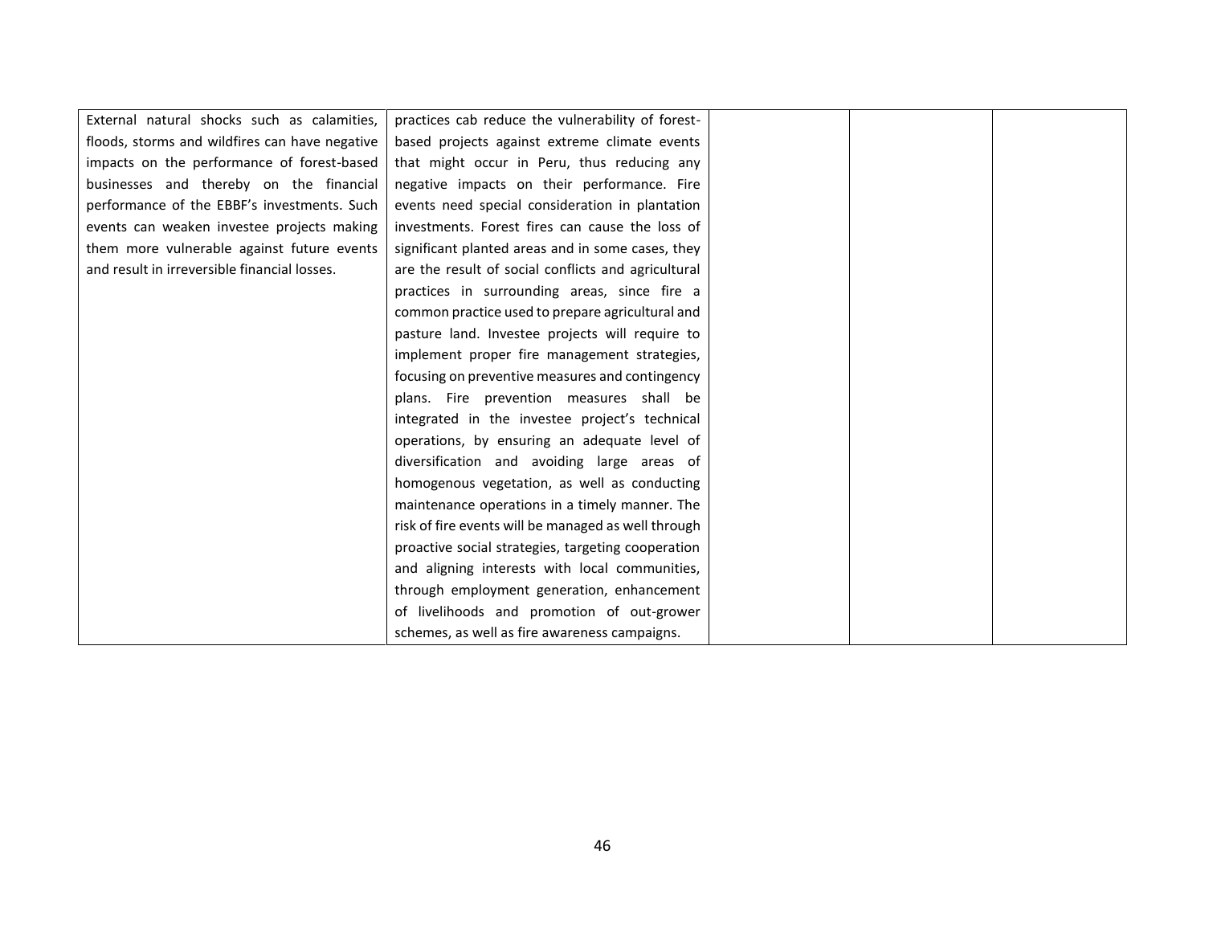| | | | | |
|---|---|---|---|---|
| External natural shocks such as calamities, floods, storms and wildfires can have negative impacts on the performance of forest-based businesses and thereby on the financial performance of the EBBF's investments. Such events can weaken investee projects making them more vulnerable against future events and result in irreversible financial losses. | practices cab reduce the vulnerability of forest-based projects against extreme climate events that might occur in Peru, thus reducing any negative impacts on their performance. Fire events need special consideration in plantation investments. Forest fires can cause the loss of significant planted areas and in some cases, they are the result of social conflicts and agricultural practices in surrounding areas, since fire a common practice used to prepare agricultural and pasture land. Investee projects will require to implement proper fire management strategies, focusing on preventive measures and contingency plans. Fire prevention measures shall be integrated in the investee project's technical operations, by ensuring an adequate level of diversification and avoiding large areas of homogenous vegetation, as well as conducting maintenance operations in a timely manner. The risk of fire events will be managed as well through proactive social strategies, targeting cooperation and aligning interests with local communities, through employment generation, enhancement of livelihoods and promotion of out-grower schemes, as well as fire awareness campaigns. | | | |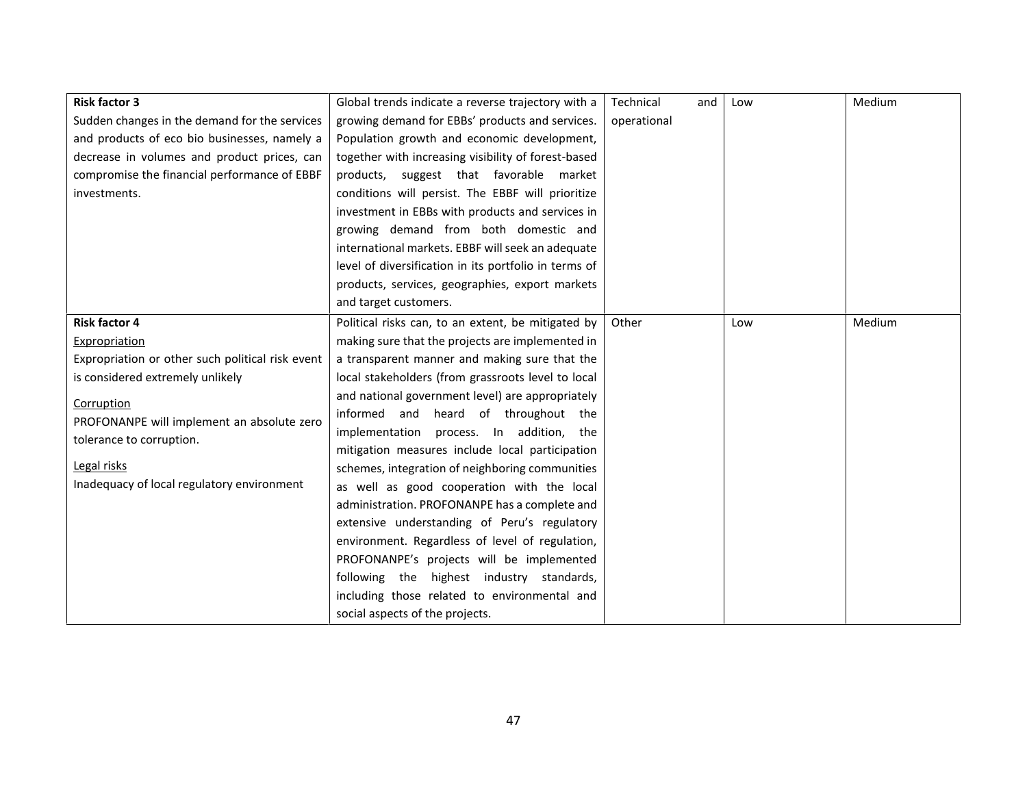| | | | | |
|---|---|---|---|---|
| **Risk factor 3**<br>Sudden changes in the demand for the services and products of eco bio businesses, namely a decrease in volumes and product prices, can compromise the financial performance of EBBF investments. | Global trends indicate a reverse trajectory with a growing demand for EBBs' products and services. Population growth and economic development, together with increasing visibility of forest-based products, suggest that favorable market conditions will persist. The EBBF will prioritize investment in EBBs with products and services in growing demand from both domestic and international markets. EBBF will seek an adequate level of diversification in its portfolio in terms of products, services, geographies, export markets and target customers. | Technical and operational | Low | Medium |
| **Risk factor 4**<br>Expropriation<br>Expropriation or other such political risk event is considered extremely unlikely<br>Corruption<br>PROFONANPE will implement an absolute zero tolerance to corruption.<br>Legal risks<br>Inadequacy of local regulatory environment | Political risks can, to an extent, be mitigated by making sure that the projects are implemented in a transparent manner and making sure that the local stakeholders (from grassroots level to local and national government level) are appropriately informed and heard of throughout the implementation process. In addition, the mitigation measures include local participation schemes, integration of neighboring communities as well as good cooperation with the local administration. PROFONANPE has a complete and extensive understanding of Peru's regulatory environment. Regardless of level of regulation, PROFONANPE's projects will be implemented following the highest industry standards, including those related to environmental and social aspects of the projects. | Other | Low | Medium |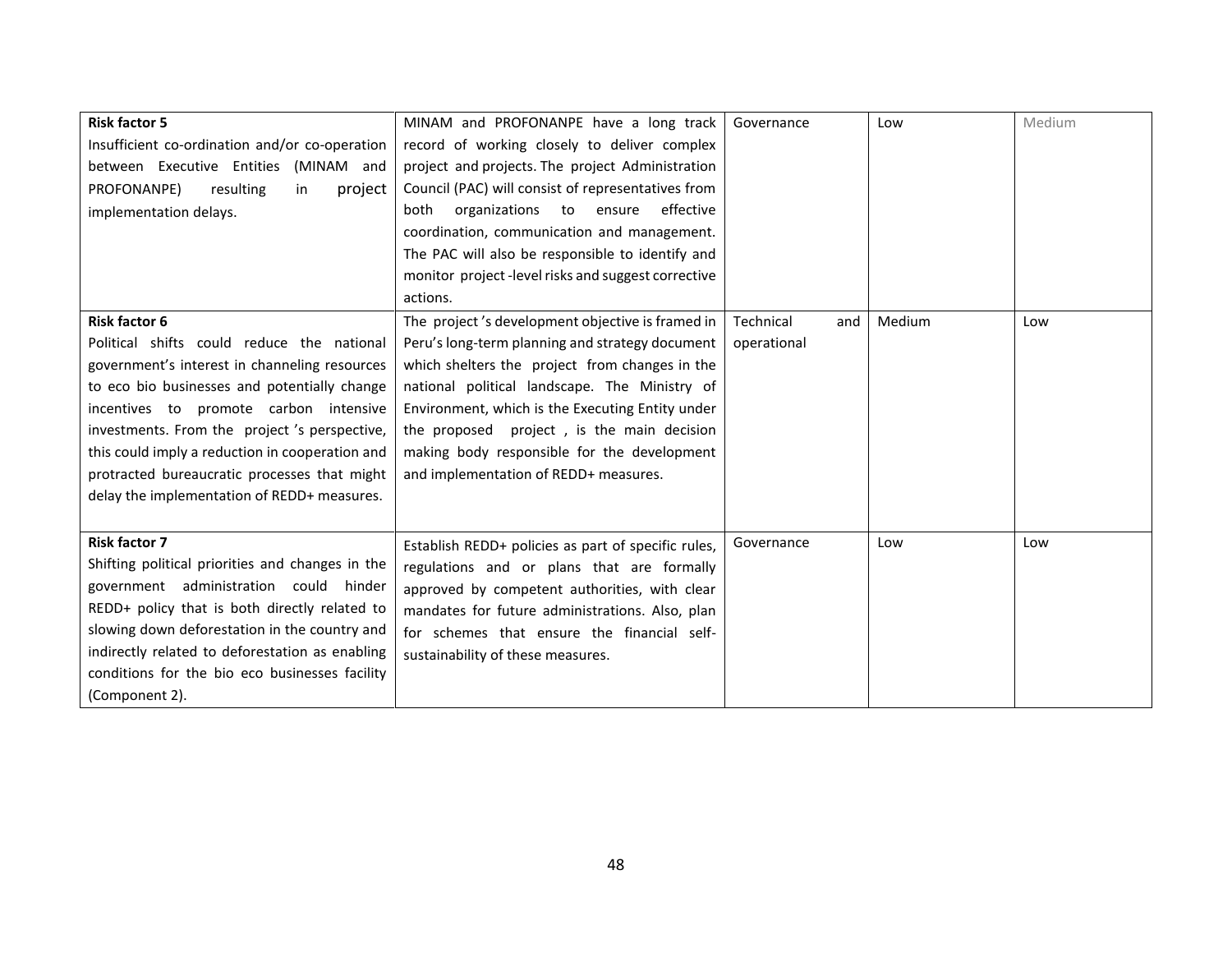| **Risk factor 5** Insufficient co-ordination and/or co-operation between Executive Entities (MINAM and PROFONANPE) resulting in project implementation delays. | MINAM and PROFONANPE have a long track record of working closely to deliver complex project and projects. The project Administration Council (PAC) will consist of representatives from both organizations to ensure effective coordination, communication and management. The PAC will also be responsible to identify and monitor project -level risks and suggest corrective actions. | Governance | Low | Medium |
|---|---|---|---|---|
| **Risk factor 6** Political shifts could reduce the national government's interest in channeling resources to eco bio businesses and potentially change incentives to promote carbon intensive investments. From the project 's perspective, this could imply a reduction in cooperation and protracted bureaucratic processes that might delay the implementation of REDD+ measures. | The project 's development objective is framed in Peru's long-term planning and strategy document which shelters the project from changes in the national political landscape. The Ministry of Environment, which is the Executing Entity under the proposed project , is the main decision making body responsible for the development and implementation of REDD+ measures. | Technical and operational | Medium | Low |
| **Risk factor 7** Shifting political priorities and changes in the government administration could hinder REDD+ policy that is both directly related to slowing down deforestation in the country and indirectly related to deforestation as enabling conditions for the bio eco businesses facility (Component 2). | Establish REDD+ policies as part of specific rules, regulations and or plans that are formally approved by competent authorities, with clear mandates for future administrations. Also, plan for schemes that ensure the financial self-sustainability of these measures. | Governance | Low | Low |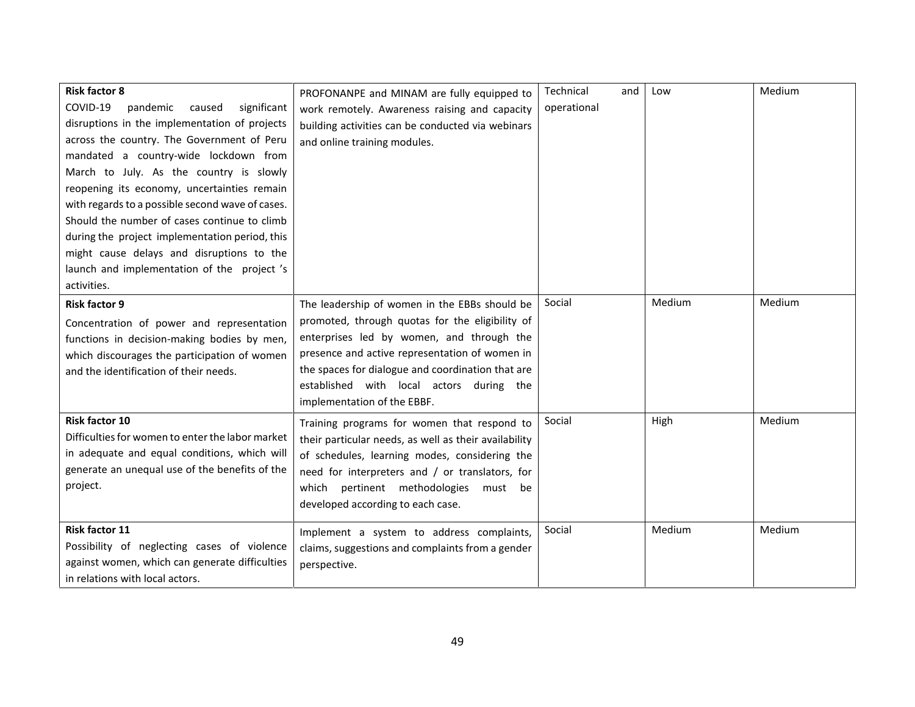| **Risk factor 8**<br>COVID-19 pandemic caused significant disruptions in the implementation of projects across the country. The Government of Peru mandated a country-wide lockdown from March to July. As the country is slowly reopening its economy, uncertainties remain with regards to a possible second wave of cases. Should the number of cases continue to climb during the project implementation period, this might cause delays and disruptions to the launch and implementation of the project 's activities. | PROFONANPE and MINAM are fully equipped to work remotely. Awareness raising and capacity building activities can be conducted via webinars and online training modules. | Technical and operational | Low | Medium |
|---|---|---|---|---|
| **Risk factor 9**<br>Concentration of power and representation functions in decision-making bodies by men, which discourages the participation of women and the identification of their needs. | The leadership of women in the EBBs should be promoted, through quotas for the eligibility of enterprises led by women, and through the presence and active representation of women in the spaces for dialogue and coordination that are established with local actors during the implementation of the EBBF. | Social | Medium | Medium |
| **Risk factor 10**<br>Difficulties for women to enter the labor market in adequate and equal conditions, which will generate an unequal use of the benefits of the project. | Training programs for women that respond to their particular needs, as well as their availability of schedules, learning modes, considering the need for interpreters and / or translators, for which pertinent methodologies must be developed according to each case. | Social | High | Medium |
| **Risk factor 11**<br>Possibility of neglecting cases of violence against women, which can generate difficulties in relations with local actors. | Implement a system to address complaints, claims, suggestions and complaints from a gender perspective. | Social | Medium | Medium |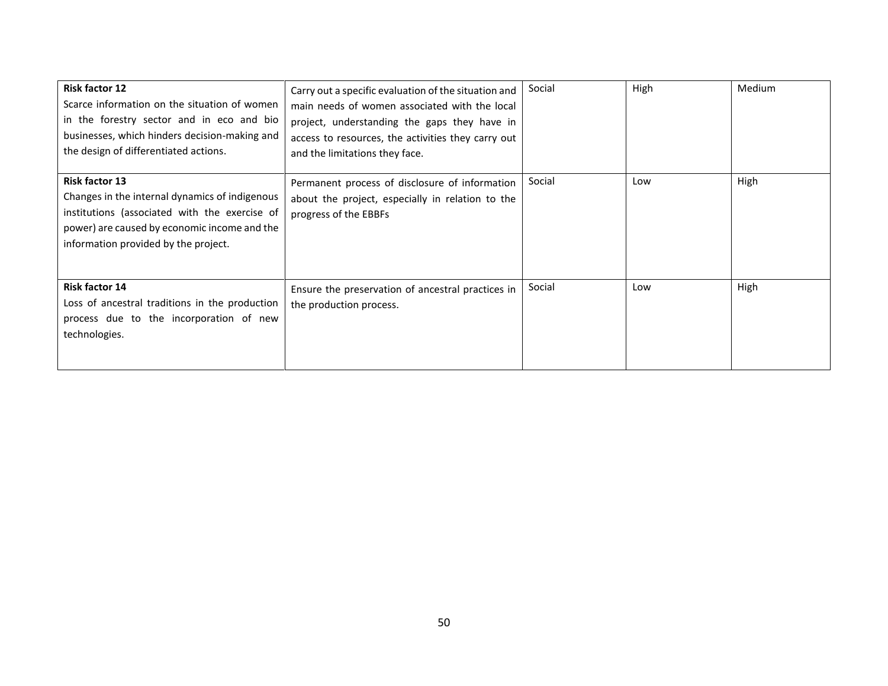| | | | | |
|---|---|---|---|---|
| **Risk factor 12**<br>Scarce information on the situation of women in the forestry sector and in eco and bio businesses, which hinders decision-making and the design of differentiated actions. | Carry out a specific evaluation of the situation and main needs of women associated with the local project, understanding the gaps they have in access to resources, the activities they carry out and the limitations they face. | Social | High | Medium |
| **Risk factor 13**<br>Changes in the internal dynamics of indigenous institutions (associated with the exercise of power) are caused by economic income and the information provided by the project. | Permanent process of disclosure of information about the project, especially in relation to the progress of the EBBFs | Social | Low | High |
| **Risk factor 14**<br>Loss of ancestral traditions in the production process due to the incorporation of new technologies. | Ensure the preservation of ancestral practices in the production process. | Social | Low | High |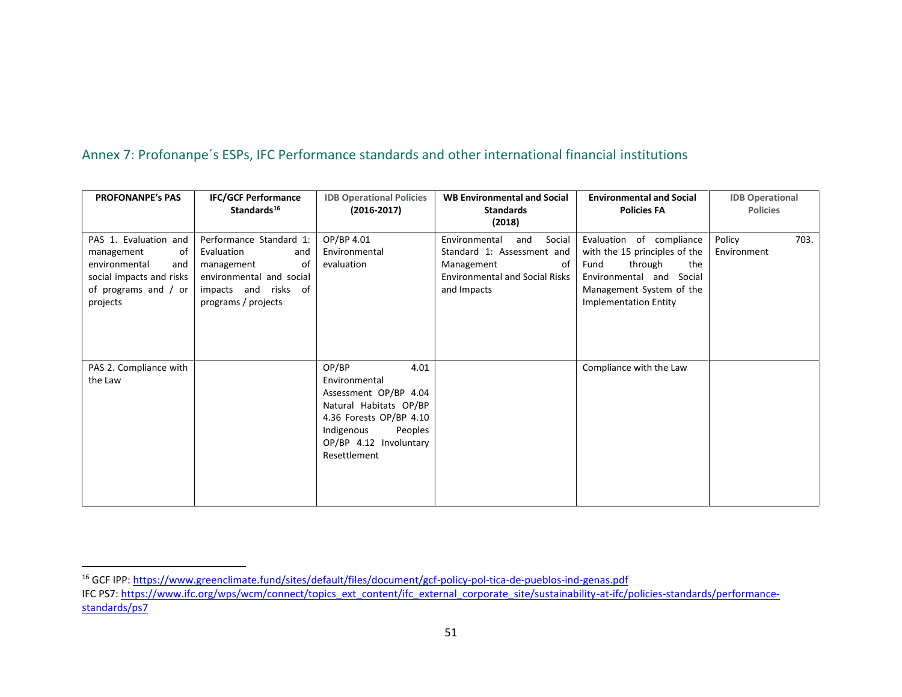## Annex 7: Profonanpe´s ESPs, IFC Performance standards and other international financial institutions

| PROFONANPE's PAS | IFC/GCF Performance Standards[16] | IDB Operational Policies (2016-2017) | WB Environmental and Social Standards (2018) | Environmental and Social Policies FA | IDB Operational Policies |
|---|---|---|---|---|---|
| PAS 1. Evaluation and management of environmental and social impacts and risks of programs and / or projects | Performance Standard 1: Evaluation and management of environmental and social impacts and risks of programs / projects | OP/BP 4.01 Environmental evaluation | Environmental and Social Standard 1: Assessment and Management of Environmental and Social Risks and Impacts | Evaluation of compliance with the 15 principles of the Fund through the Environmental and Social Management System of the Implementation Entity | Policy 703. Environment |
| PAS 2. Compliance with the Law | | OP/BP 4.01 Environmental Assessment OP/BP 4.04 Natural Habitats OP/BP 4.36 Forests OP/BP 4.10 Indigenous Peoples OP/BP 4.12 Involuntary Resettlement | | Compliance with the Law | |

[16] GCF IPP: https://www.greenclimate.fund/sites/default/files/document/gcf-policy-pol-tica-de-pueblos-ind-genas.pdf
IFC PS7: https://www.ifc.org/wps/wcm/connect/topics_ext_content/ifc_external_corporate_site/sustainability-at-ifc/policies-standards/performance-standards/ps7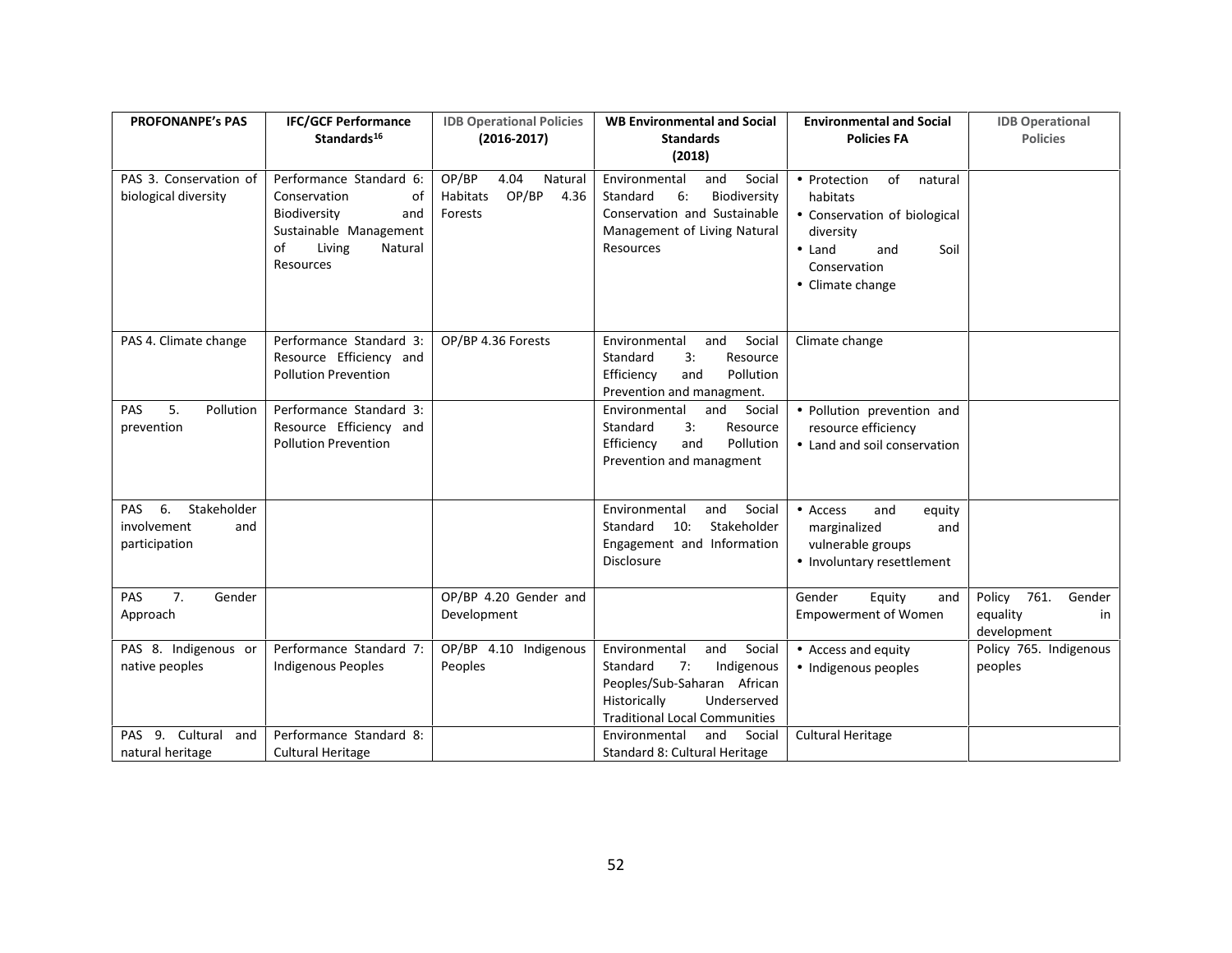| PROFONANPE's PAS | IFC/GCF Performance Standards[16] | IDB Operational Policies (2016-2017) | WB Environmental and Social Standards (2018) | Environmental and Social Policies FA | IDB Operational Policies |
|---|---|---|---|---|---|
| PAS 3. Conservation of biological diversity | Performance Standard 6: Conservation of Biodiversity and Sustainable Management of Living Natural Resources | OP/BP 4.04 Natural Habitats OP/BP 4.36 Forests | Environmental and Social Standard 6: Biodiversity Conservation and Sustainable Management of Living Natural Resources | • Protection of natural habitats<br>• Conservation of biological diversity<br>• Land and Soil Conservation<br>• Climate change | |
| PAS 4. Climate change | Performance Standard 3: Resource Efficiency and Pollution Prevention | OP/BP 4.36 Forests | Environmental and Social Standard 3: Resource Efficiency and Pollution Prevention and managment. | Climate change | |
| PAS 5. Pollution prevention | Performance Standard 3: Resource Efficiency and Pollution Prevention | | Environmental and Social Standard 3: Resource Efficiency and Pollution Prevention and managment | • Pollution prevention and resource efficiency<br>• Land and soil conservation | |
| PAS 6. Stakeholder involvement and participation | | | Environmental and Social Standard 10: Stakeholder Engagement and Information Disclosure | • Access and equity marginalized and vulnerable groups<br>• Involuntary resettlement | |
| PAS 7. Gender Approach | | OP/BP 4.20 Gender and Development | | Gender Equity and Empowerment of Women | Policy 761. Gender equality in development |
| PAS 8. Indigenous or native peoples | Performance Standard 7: Indigenous Peoples | OP/BP 4.10 Indigenous Peoples | Environmental and Social Standard 7: Indigenous Peoples/Sub-Saharan African Historically Underserved Traditional Local Communities | • Access and equity<br>• Indigenous peoples | Policy 765. Indigenous peoples |
| PAS 9. Cultural and natural heritage | Performance Standard 8: Cultural Heritage | | Environmental and Social Standard 8: Cultural Heritage | Cultural Heritage | |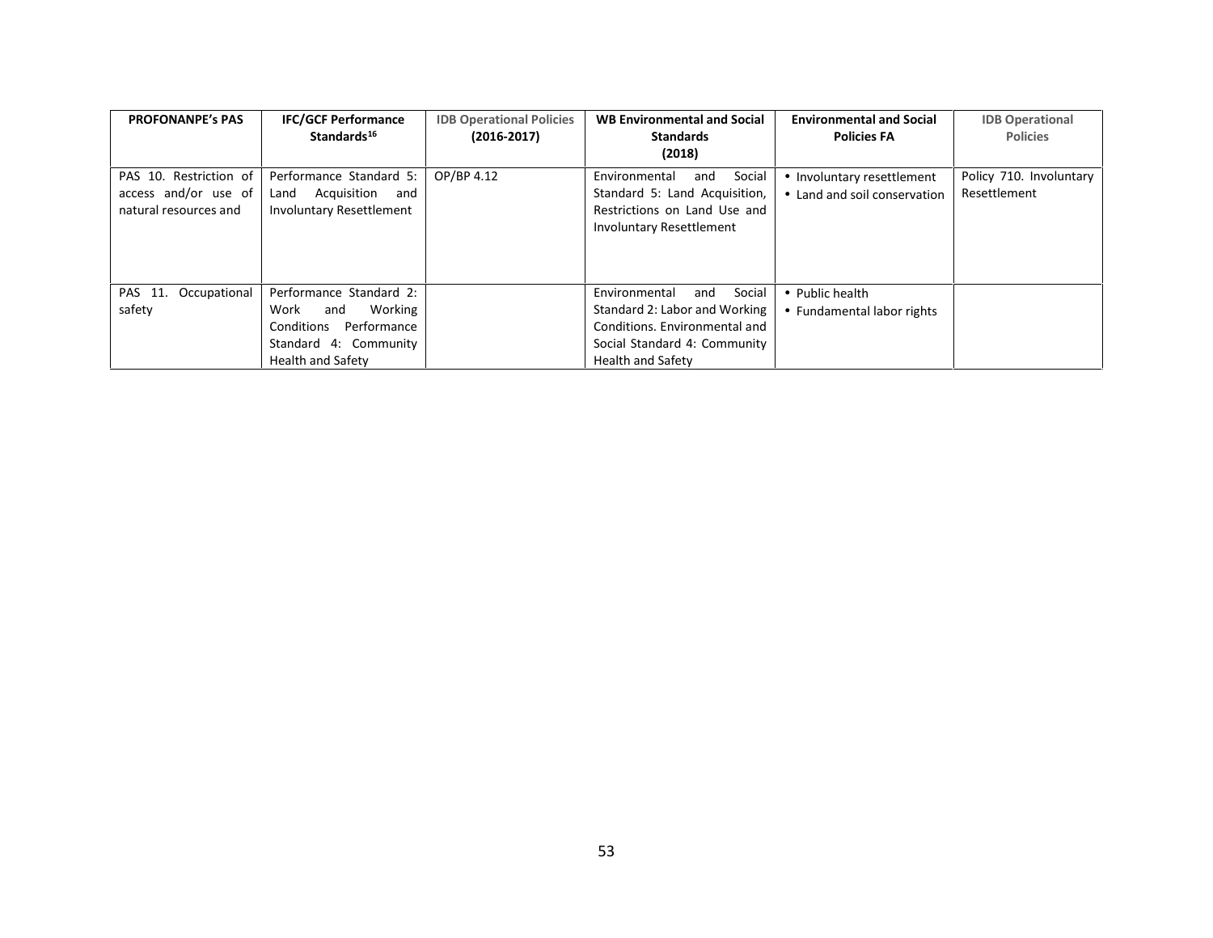| PROFONANPE's PAS | IFC/GCF Performance Standards[16] | IDB Operational Policies (2016-2017) | WB Environmental and Social Standards (2018) | Environmental and Social Policies FA | IDB Operational Policies |
|---|---|---|---|---|---|
| PAS 10. Restriction of access and/or use of natural resources and | Performance Standard 5: Land Acquisition and Involuntary Resettlement | OP/BP 4.12 | Environmental and Social Standard 5: Land Acquisition, Restrictions on Land Use and Involuntary Resettlement | • Involuntary resettlement<br>• Land and soil conservation | Policy 710. Involuntary Resettlement |
| PAS 11. Occupational safety | Performance Standard 2: Work and Working Conditions Performance Standard 4: Community Health and Safety | | Environmental and Social Standard 2: Labor and Working Conditions. Environmental and Social Standard 4: Community Health and Safety | • Public health<br>• Fundamental labor rights | |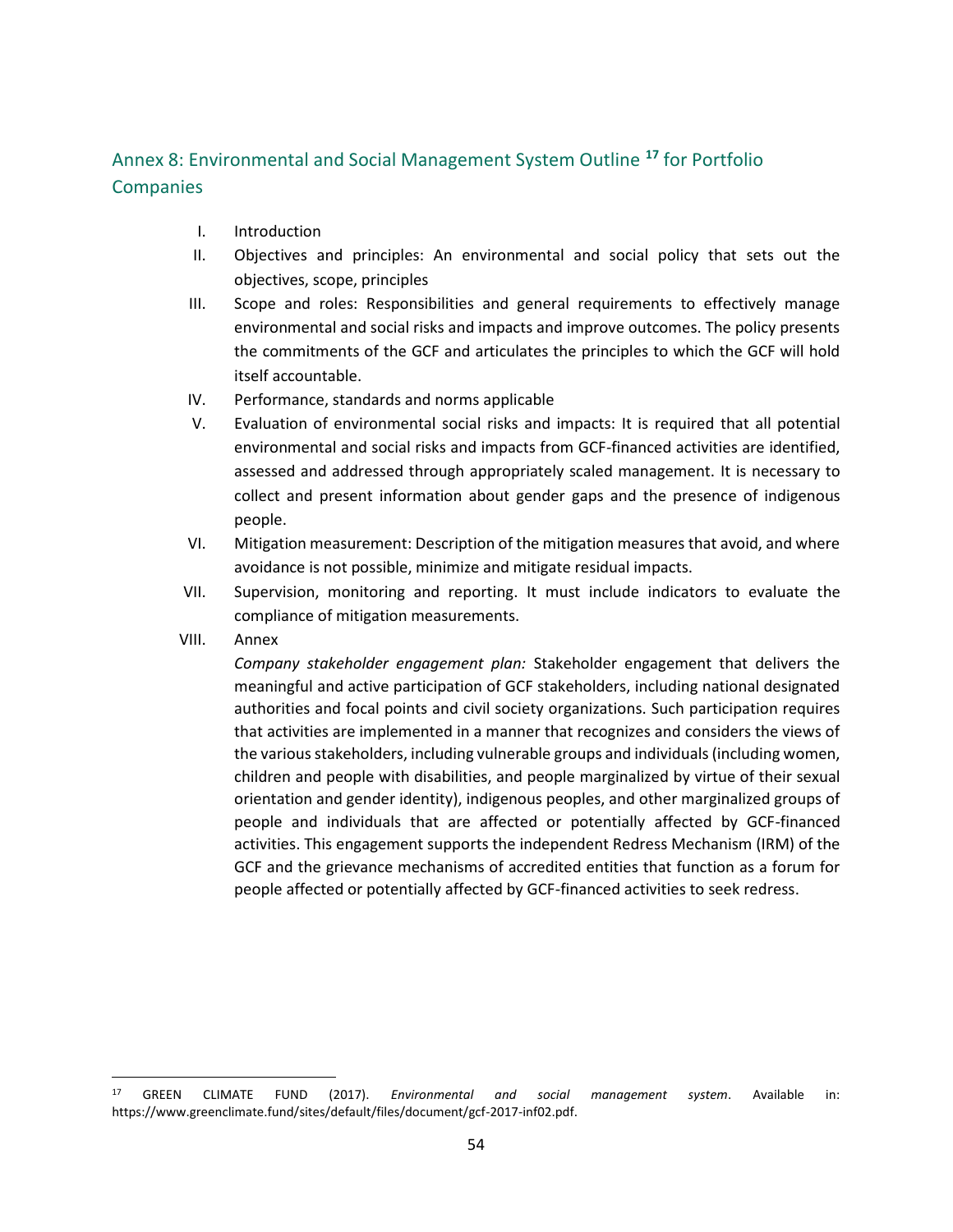## Annex 8: Environmental and Social Management System Outline[17] for Portfolio Companies

I. Introduction

II. Objectives and principles: An environmental and social policy that sets out the objectives, scope, principles

III. Scope and roles: Responsibilities and general requirements to effectively manage environmental and social risks and impacts and improve outcomes. The policy presents the commitments of the GCF and articulates the principles to which the GCF will hold itself accountable.

IV. Performance, standards and norms applicable

V. Evaluation of environmental social risks and impacts: It is required that all potential environmental and social risks and impacts from GCF-financed activities are identified, assessed and addressed through appropriately scaled management. It is necessary to collect and present information about gender gaps and the presence of indigenous people.

VI. Mitigation measurement: Description of the mitigation measures that avoid, and where avoidance is not possible, minimize and mitigate residual impacts.

VII. Supervision, monitoring and reporting. It must include indicators to evaluate the compliance of mitigation measurements.

VIII. Annex

*Company stakeholder engagement plan:* Stakeholder engagement that delivers the meaningful and active participation of GCF stakeholders, including national designated authorities and focal points and civil society organizations. Such participation requires that activities are implemented in a manner that recognizes and considers the views of the various stakeholders, including vulnerable groups and individuals (including women, children and people with disabilities, and people marginalized by virtue of their sexual orientation and gender identity), indigenous peoples, and other marginalized groups of people and individuals that are affected or potentially affected by GCF-financed activities. This engagement supports the independent Redress Mechanism (IRM) of the GCF and the grievance mechanisms of accredited entities that function as a forum for people affected or potentially affected by GCF-financed activities to seek redress.

---

[17] GREEN CLIMATE FUND (2017). *Environmental and social management system*. Available in: https://www.greenclimate.fund/sites/default/files/document/gcf-2017-inf02.pdf.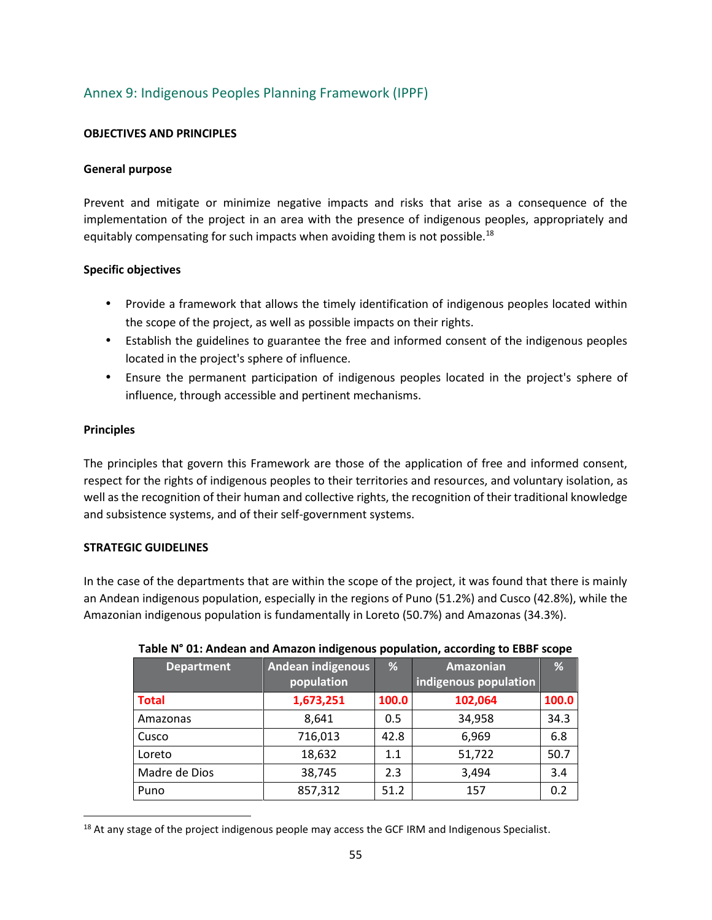## Annex 9: Indigenous Peoples Planning Framework (IPPF)

**OBJECTIVES AND PRINCIPLES**

**General purpose**

Prevent and mitigate or minimize negative impacts and risks that arise as a consequence of the implementation of the project in an area with the presence of indigenous peoples, appropriately and equitably compensating for such impacts when avoiding them is not possible.[18]

**Specific objectives**

- Provide a framework that allows the timely identification of indigenous peoples located within the scope of the project, as well as possible impacts on their rights.
- Establish the guidelines to guarantee the free and informed consent of the indigenous peoples located in the project's sphere of influence.
- Ensure the permanent participation of indigenous peoples located in the project's sphere of influence, through accessible and pertinent mechanisms.

**Principles**

The principles that govern this Framework are those of the application of free and informed consent, respect for the rights of indigenous peoples to their territories and resources, and voluntary isolation, as well as the recognition of their human and collective rights, the recognition of their traditional knowledge and subsistence systems, and of their self-government systems.

**STRATEGIC GUIDELINES**

In the case of the departments that are within the scope of the project, it was found that there is mainly an Andean indigenous population, especially in the regions of Puno (51.2%) and Cusco (42.8%), while the Amazonian indigenous population is fundamentally in Loreto (50.7%) and Amazonas (34.3%).

**Table N° 01: Andean and Amazon indigenous population, according to EBBF scope**

| Department | Andean indigenous population | % | Amazonian indigenous population | % |
|---|---|---|---|---|
| **Total** | **1,673,251** | **100.0** | **102,064** | **100.0** |
| Amazonas | 8,641 | 0.5 | 34,958 | 34.3 |
| Cusco | 716,013 | 42.8 | 6,969 | 6.8 |
| Loreto | 18,632 | 1.1 | 51,722 | 50.7 |
| Madre de Dios | 38,745 | 2.3 | 3,494 | 3.4 |
| Puno | 857,312 | 51.2 | 157 | 0.2 |

[18] At any stage of the project indigenous people may access the GCF IRM and Indigenous Specialist.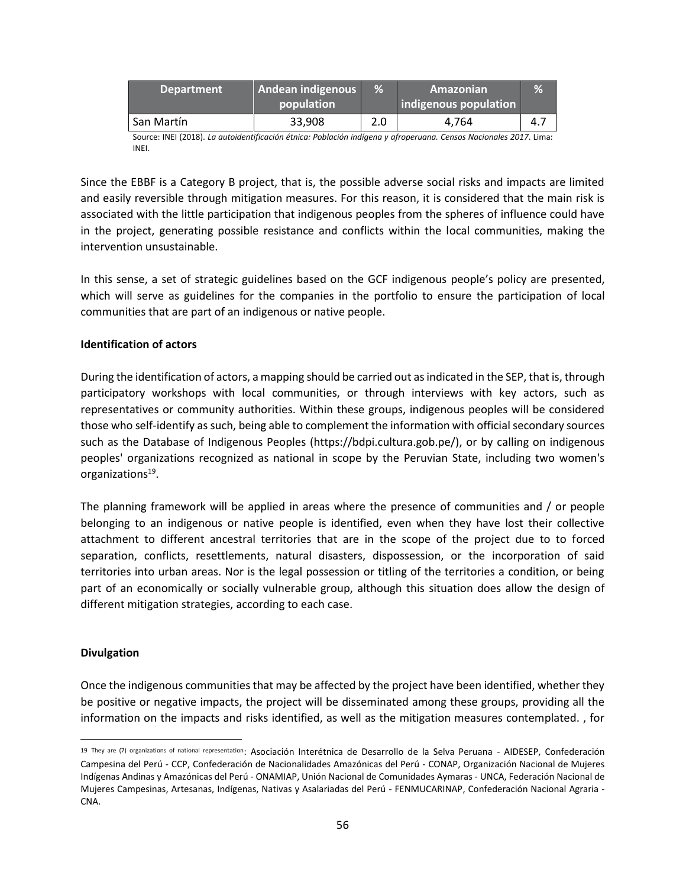| Department | Andean indigenous population | % | Amazonian indigenous population | % |
|---|---|---|---|---|
| San Martín | 33,908 | 2.0 | 4,764 | 4.7 |

Source: INEI (2018). *La autoidentificación étnica: Población indígena y afroperuana. Censos Nacionales 2017*. Lima: INEI.

Since the EBBF is a Category B project, that is, the possible adverse social risks and impacts are limited and easily reversible through mitigation measures. For this reason, it is considered that the main risk is associated with the little participation that indigenous peoples from the spheres of influence could have in the project, generating possible resistance and conflicts within the local communities, making the intervention unsustainable.

In this sense, a set of strategic guidelines based on the GCF indigenous people's policy are presented, which will serve as guidelines for the companies in the portfolio to ensure the participation of local communities that are part of an indigenous or native people.

**Identification of actors**

During the identification of actors, a mapping should be carried out as indicated in the SEP, that is, through participatory workshops with local communities, or through interviews with key actors, such as representatives or community authorities. Within these groups, indigenous peoples will be considered those who self-identify as such, being able to complement the information with official secondary sources such as the Database of Indigenous Peoples (https://bdpi.cultura.gob.pe/), or by calling on indigenous peoples' organizations recognized as national in scope by the Peruvian State, including two women's organizations[19].

The planning framework will be applied in areas where the presence of communities and / or people belonging to an indigenous or native people is identified, even when they have lost their collective attachment to different ancestral territories that are in the scope of the project due to to forced separation, conflicts, resettlements, natural disasters, dispossession, or the incorporation of said territories into urban areas. Nor is the legal possession or titling of the territories a condition, or being part of an economically or socially vulnerable group, although this situation does allow the design of different mitigation strategies, according to each case.

**Divulgation**

Once the indigenous communities that may be affected by the project have been identified, whether they be positive or negative impacts, the project will be disseminated among these groups, providing all the information on the impacts and risks identified, as well as the mitigation measures contemplated. , for

[19] They are (7) organizations of national representation: Asociación Interétnica de Desarrollo de la Selva Peruana - AIDESEP, Confederación Campesina del Perú - CCP, Confederación de Nacionalidades Amazónicas del Perú - CONAP, Organización Nacional de Mujeres Indígenas Andinas y Amazónicas del Perú - ONAMIAP, Unión Nacional de Comunidades Aymaras - UNCA, Federación Nacional de Mujeres Campesinas, Artesanas, Indígenas, Nativas y Asalariadas del Perú - FENMUCARINAP, Confederación Nacional Agraria - CNA.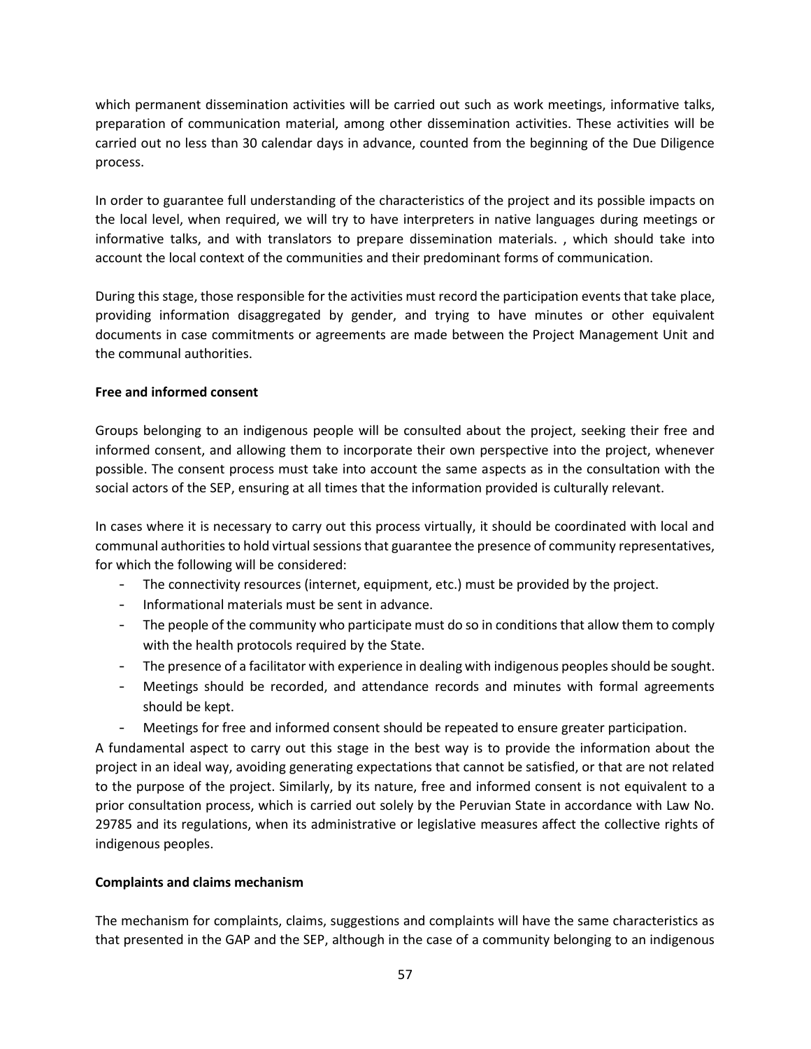which permanent dissemination activities will be carried out such as work meetings, informative talks, preparation of communication material, among other dissemination activities. These activities will be carried out no less than 30 calendar days in advance, counted from the beginning of the Due Diligence process.

In order to guarantee full understanding of the characteristics of the project and its possible impacts on the local level, when required, we will try to have interpreters in native languages during meetings or informative talks, and with translators to prepare dissemination materials. , which should take into account the local context of the communities and their predominant forms of communication.

During this stage, those responsible for the activities must record the participation events that take place, providing information disaggregated by gender, and trying to have minutes or other equivalent documents in case commitments or agreements are made between the Project Management Unit and the communal authorities.

**Free and informed consent**

Groups belonging to an indigenous people will be consulted about the project, seeking their free and informed consent, and allowing them to incorporate their own perspective into the project, whenever possible. The consent process must take into account the same aspects as in the consultation with the social actors of the SEP, ensuring at all times that the information provided is culturally relevant.

In cases where it is necessary to carry out this process virtually, it should be coordinated with local and communal authorities to hold virtual sessions that guarantee the presence of community representatives, for which the following will be considered:

- The connectivity resources (internet, equipment, etc.) must be provided by the project.
- Informational materials must be sent in advance.
- The people of the community who participate must do so in conditions that allow them to comply with the health protocols required by the State.
- The presence of a facilitator with experience in dealing with indigenous peoples should be sought.
- Meetings should be recorded, and attendance records and minutes with formal agreements should be kept.
- Meetings for free and informed consent should be repeated to ensure greater participation.

A fundamental aspect to carry out this stage in the best way is to provide the information about the project in an ideal way, avoiding generating expectations that cannot be satisfied, or that are not related to the purpose of the project. Similarly, by its nature, free and informed consent is not equivalent to a prior consultation process, which is carried out solely by the Peruvian State in accordance with Law No. 29785 and its regulations, when its administrative or legislative measures affect the collective rights of indigenous peoples.

**Complaints and claims mechanism**

The mechanism for complaints, claims, suggestions and complaints will have the same characteristics as that presented in the GAP and the SEP, although in the case of a community belonging to an indigenous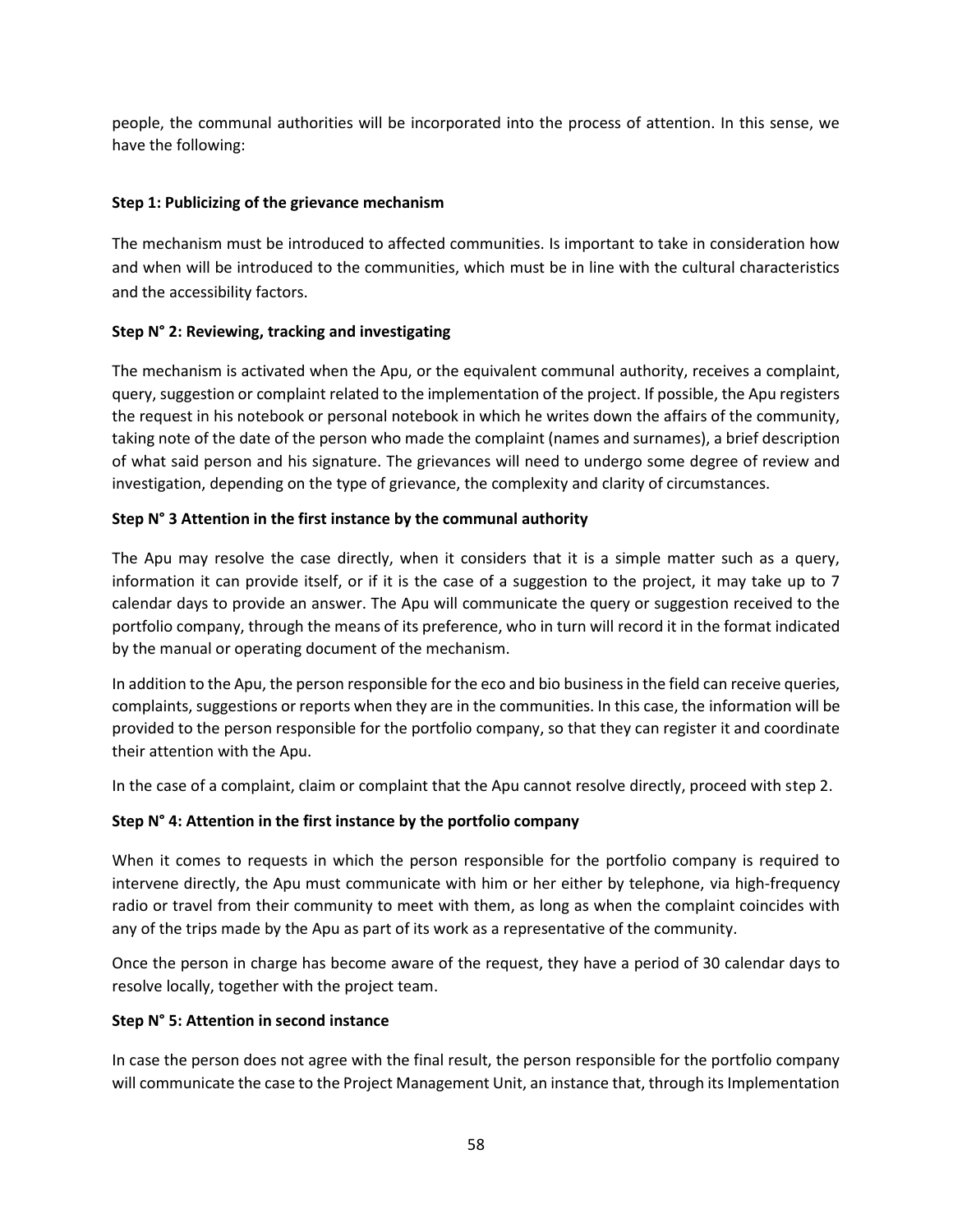people, the communal authorities will be incorporated into the process of attention. In this sense, we have the following:

**Step 1: Publicizing of the grievance mechanism**

The mechanism must be introduced to affected communities. Is important to take in consideration how and when will be introduced to the communities, which must be in line with the cultural characteristics and the accessibility factors.

**Step N° 2: Reviewing, tracking and investigating**

The mechanism is activated when the Apu, or the equivalent communal authority, receives a complaint, query, suggestion or complaint related to the implementation of the project. If possible, the Apu registers the request in his notebook or personal notebook in which he writes down the affairs of the community, taking note of the date of the person who made the complaint (names and surnames), a brief description of what said person and his signature. The grievances will need to undergo some degree of review and investigation, depending on the type of grievance, the complexity and clarity of circumstances.

**Step N° 3 Attention in the first instance by the communal authority**

The Apu may resolve the case directly, when it considers that it is a simple matter such as a query, information it can provide itself, or if it is the case of a suggestion to the project, it may take up to 7 calendar days to provide an answer. The Apu will communicate the query or suggestion received to the portfolio company, through the means of its preference, who in turn will record it in the format indicated by the manual or operating document of the mechanism.

In addition to the Apu, the person responsible for the eco and bio business in the field can receive queries, complaints, suggestions or reports when they are in the communities. In this case, the information will be provided to the person responsible for the portfolio company, so that they can register it and coordinate their attention with the Apu.

In the case of a complaint, claim or complaint that the Apu cannot resolve directly, proceed with step 2.

**Step N° 4: Attention in the first instance by the portfolio company**

When it comes to requests in which the person responsible for the portfolio company is required to intervene directly, the Apu must communicate with him or her either by telephone, via high-frequency radio or travel from their community to meet with them, as long as when the complaint coincides with any of the trips made by the Apu as part of its work as a representative of the community.

Once the person in charge has become aware of the request, they have a period of 30 calendar days to resolve locally, together with the project team.

**Step N° 5: Attention in second instance**

In case the person does not agree with the final result, the person responsible for the portfolio company will communicate the case to the Project Management Unit, an instance that, through its Implementation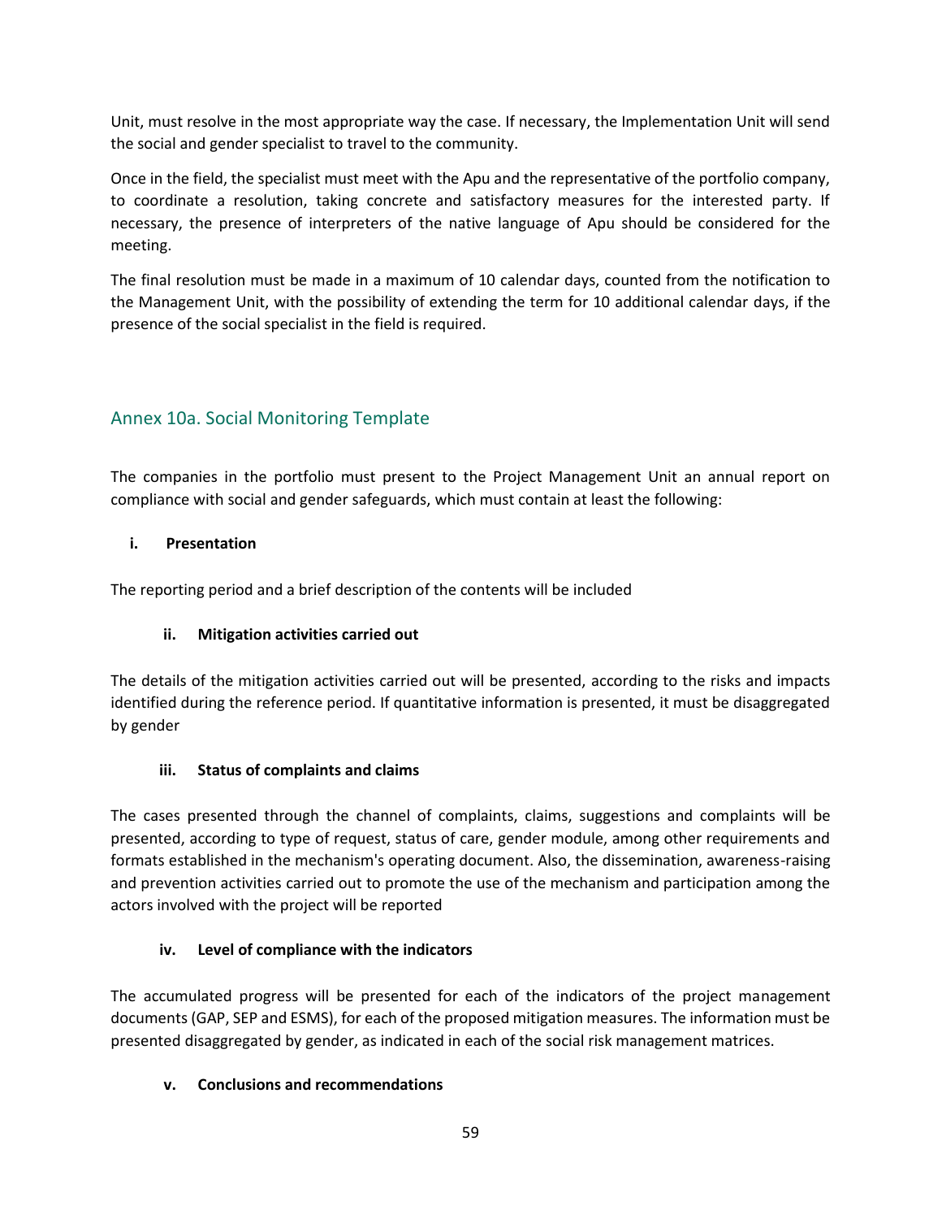Unit, must resolve in the most appropriate way the case. If necessary, the Implementation Unit will send the social and gender specialist to travel to the community.

Once in the field, the specialist must meet with the Apu and the representative of the portfolio company, to coordinate a resolution, taking concrete and satisfactory measures for the interested party. If necessary, the presence of interpreters of the native language of Apu should be considered for the meeting.

The final resolution must be made in a maximum of 10 calendar days, counted from the notification to the Management Unit, with the possibility of extending the term for 10 additional calendar days, if the presence of the social specialist in the field is required.

## Annex 10a. Social Monitoring Template

The companies in the portfolio must present to the Project Management Unit an annual report on compliance with social and gender safeguards, which must contain at least the following:

**i. Presentation**

The reporting period and a brief description of the contents will be included

**ii. Mitigation activities carried out**

The details of the mitigation activities carried out will be presented, according to the risks and impacts identified during the reference period. If quantitative information is presented, it must be disaggregated by gender

**iii. Status of complaints and claims**

The cases presented through the channel of complaints, claims, suggestions and complaints will be presented, according to type of request, status of care, gender module, among other requirements and formats established in the mechanism's operating document. Also, the dissemination, awareness-raising and prevention activities carried out to promote the use of the mechanism and participation among the actors involved with the project will be reported

**iv. Level of compliance with the indicators**

The accumulated progress will be presented for each of the indicators of the project management documents (GAP, SEP and ESMS), for each of the proposed mitigation measures. The information must be presented disaggregated by gender, as indicated in each of the social risk management matrices.

**v. Conclusions and recommendations**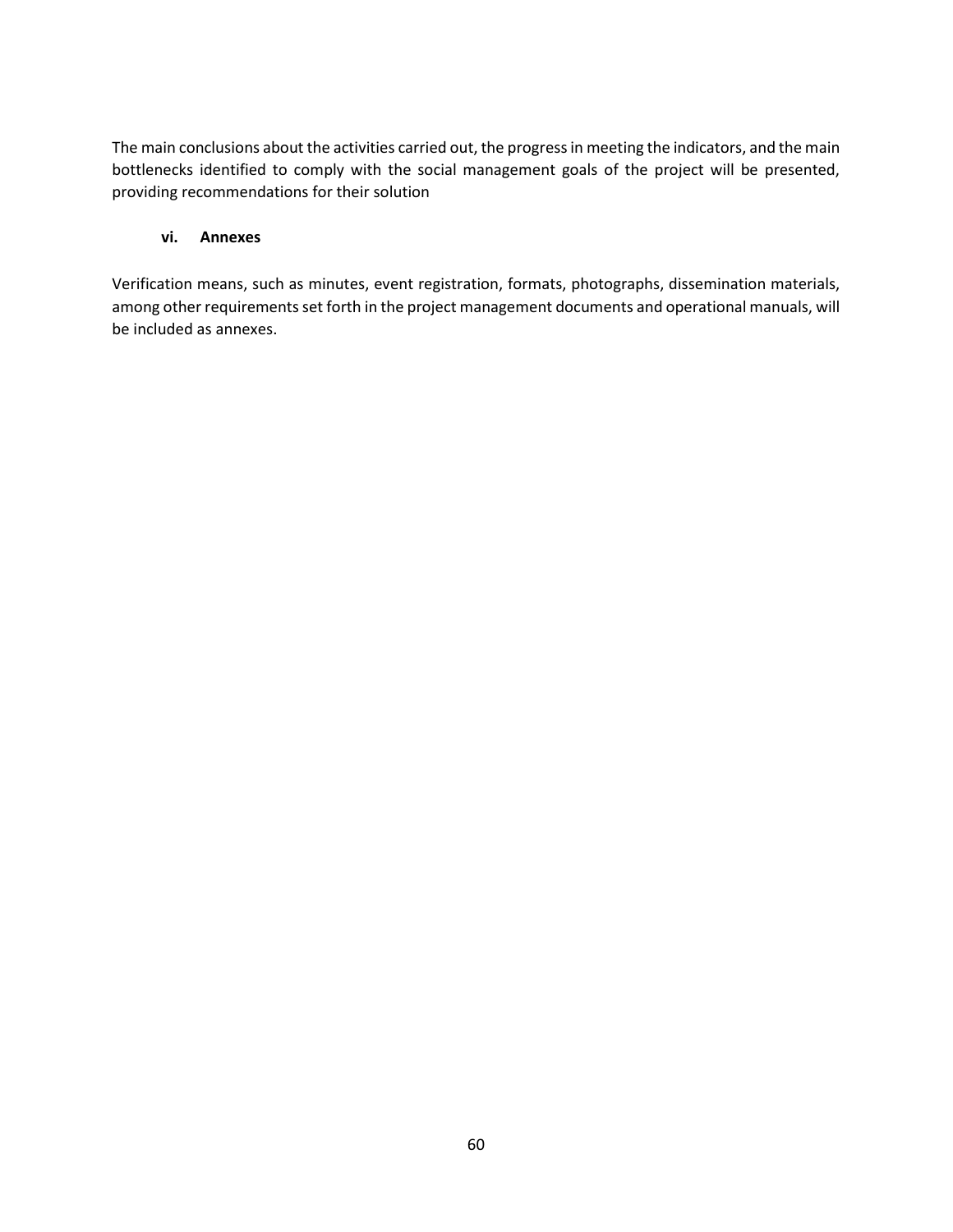The main conclusions about the activities carried out, the progress in meeting the indicators, and the main bottlenecks identified to comply with the social management goals of the project will be presented, providing recommendations for their solution

#### vi. Annexes

Verification means, such as minutes, event registration, formats, photographs, dissemination materials, among other requirements set forth in the project management documents and operational manuals, will be included as annexes.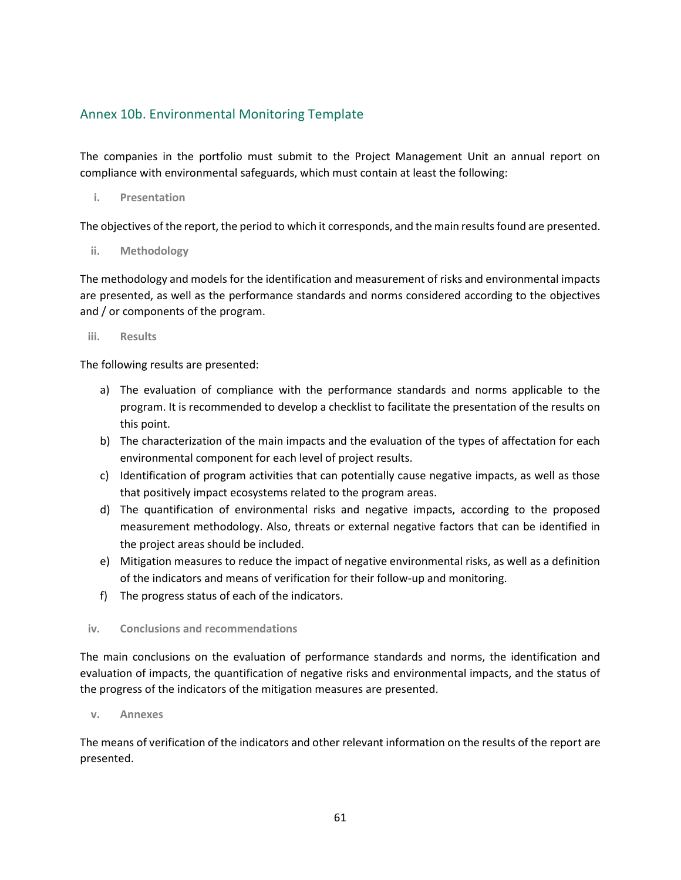## Annex 10b. Environmental Monitoring Template

The companies in the portfolio must submit to the Project Management Unit an annual report on compliance with environmental safeguards, which must contain at least the following:

### i. Presentation

The objectives of the report, the period to which it corresponds, and the main results found are presented.

### ii. Methodology

The methodology and models for the identification and measurement of risks and environmental impacts are presented, as well as the performance standards and norms considered according to the objectives and / or components of the program.

### iii. Results

The following results are presented:

a) The evaluation of compliance with the performance standards and norms applicable to the program. It is recommended to develop a checklist to facilitate the presentation of the results on this point.
b) The characterization of the main impacts and the evaluation of the types of affectation for each environmental component for each level of project results.
c) Identification of program activities that can potentially cause negative impacts, as well as those that positively impact ecosystems related to the program areas.
d) The quantification of environmental risks and negative impacts, according to the proposed measurement methodology. Also, threats or external negative factors that can be identified in the project areas should be included.
e) Mitigation measures to reduce the impact of negative environmental risks, as well as a definition of the indicators and means of verification for their follow-up and monitoring.
f) The progress status of each of the indicators.

### iv. Conclusions and recommendations

The main conclusions on the evaluation of performance standards and norms, the identification and evaluation of impacts, the quantification of negative risks and environmental impacts, and the status of the progress of the indicators of the mitigation measures are presented.

### v. Annexes

The means of verification of the indicators and other relevant information on the results of the report are presented.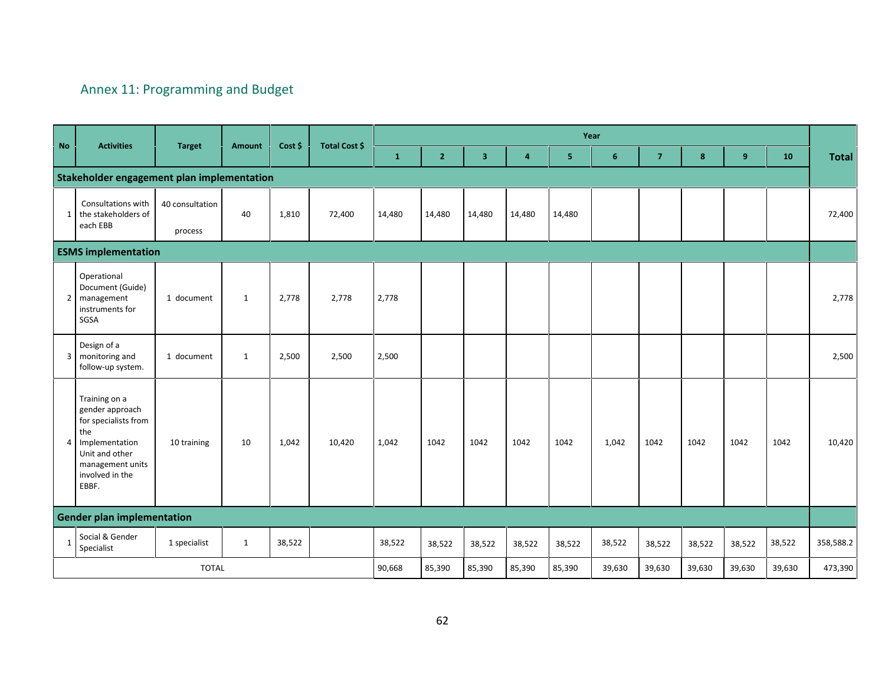## Annex 11: Programming and Budget

| No | Activities | Target | Amount | Cost $ | Total Cost $ | Year | | | | | | | | | | Total |
|---|---|---|---|---|---|---|---|---|---|---|---|---|---|---|---|---|
| | | | | | | 1 | 2 | 3 | 4 | 5 | 6 | 7 | 8 | 9 | 10 | |
| **Stakeholder engagement plan implementation** | | | | | | | | | | | | | | | | |
| 1 | Consultations with the stakeholders of each EBB | 40 consultation process | 40 | 1,810 | 72,400 | 14,480 | 14,480 | 14,480 | 14,480 | 14,480 | | | | | | 72,400 |
| **ESMS implementation** | | | | | | | | | | | | | | | | |
| 2 | Operational Document (Guide) management instruments for SGSA | 1 document | 1 | 2,778 | 2,778 | 2,778 | | | | | | | | | | 2,778 |
| 3 | Design of a monitoring and follow-up system. | 1 document | 1 | 2,500 | 2,500 | 2,500 | | | | | | | | | | 2,500 |
| 4 | Training on a gender approach for specialists from the Implementation Unit and other management units involved in the EBBF. | 10 training | 10 | 1,042 | 10,420 | 1,042 | 1042 | 1042 | 1042 | 1042 | 1,042 | 1042 | 1042 | 1042 | 1042 | 10,420 |
| **Gender plan implementation** | | | | | | | | | | | | | | | | |
| 1 | Social & Gender Specialist | 1 specialist | 1 | 38,522 | | 38,522 | 38,522 | 38,522 | 38,522 | 38,522 | 38,522 | 38,522 | 38,522 | 38,522 | 38,522 | 358,588.2 |
| TOTAL | | | | | | 90,668 | 85,390 | 85,390 | 85,390 | 85,390 | 39,630 | 39,630 | 39,630 | 39,630 | 39,630 | 473,390 |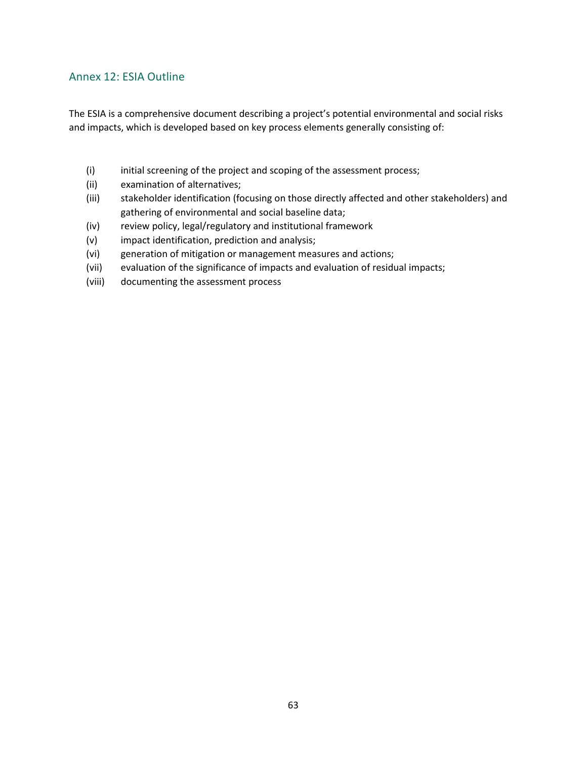## Annex 12: ESIA Outline

The ESIA is a comprehensive document describing a project's potential environmental and social risks and impacts, which is developed based on key process elements generally consisting of:

(i) initial screening of the project and scoping of the assessment process;
(ii) examination of alternatives;
(iii) stakeholder identification (focusing on those directly affected and other stakeholders) and gathering of environmental and social baseline data;
(iv) review policy, legal/regulatory and institutional framework
(v) impact identification, prediction and analysis;
(vi) generation of mitigation or management measures and actions;
(vii) evaluation of the significance of impacts and evaluation of residual impacts;
(viii) documenting the assessment process